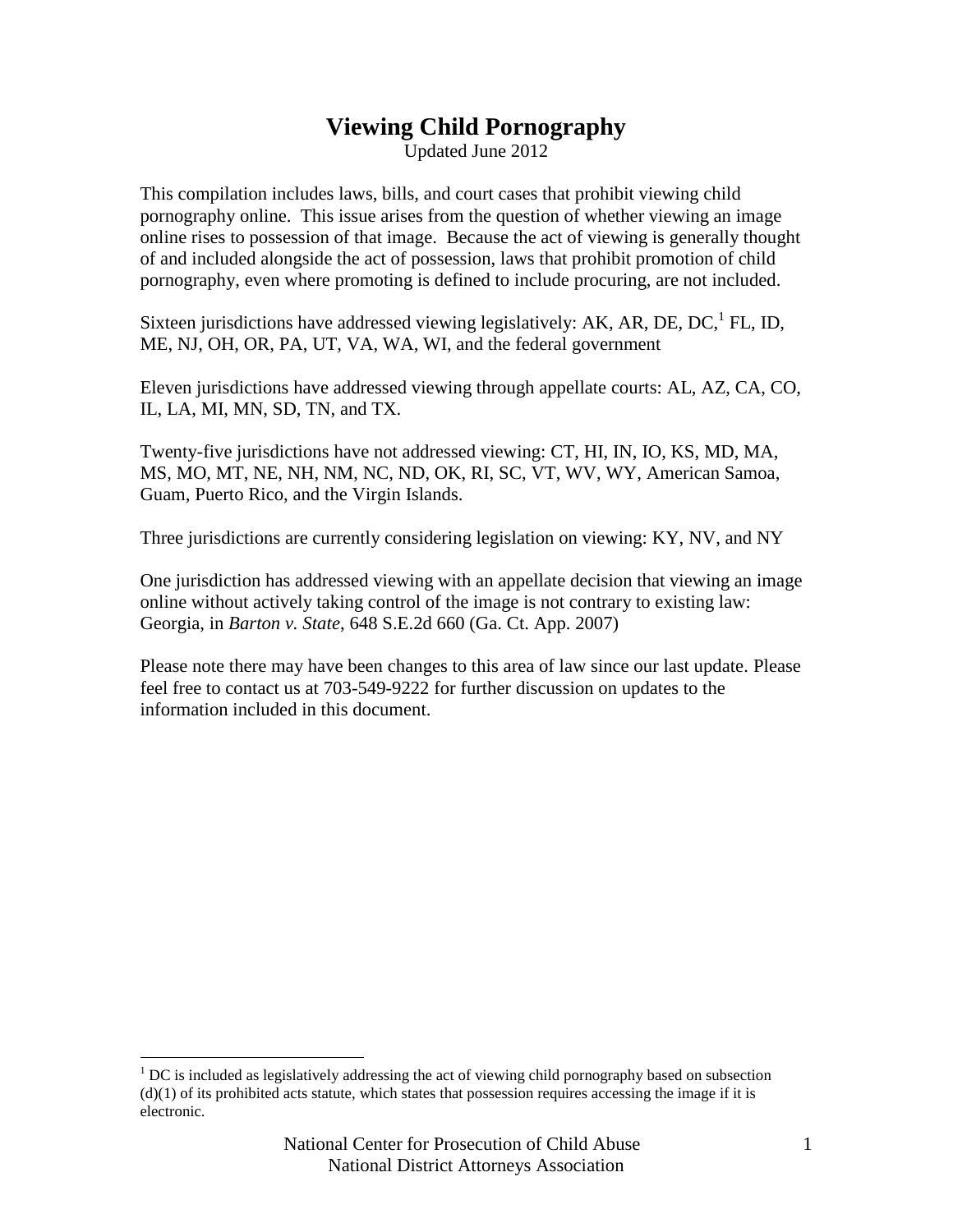# Viewing Child Pornography

Updated June 2012

This compilation includes laws, bills, and court cases that prohibit viewing child pornography online. This issue arises from the question of whether viewing an image online rises to possession of that image. Because the act of viewing is generally thought of and included alongside the act of possession, laws that prohibit promotion of child pornography, even where promoting is defined to include procuring, are not included.

Sixteen jurisdictions have addressed viewing legislatively: AK, AR, DE, DC,[1] FL, ID, ME, NJ, OH, OR, PA, UT, VA, WA, WI, and the federal government

Eleven jurisdictions have addressed viewing through appellate courts: AL, AZ, CA, CO, IL, LA, MI, MN, SD, TN, and TX.

Twenty-five jurisdictions have not addressed viewing: CT, HI, IN, IO, KS, MD, MA, MS, MO, MT, NE, NH, NM, NC, ND, OK, RI, SC, VT, WV, WY, American Samoa, Guam, Puerto Rico, and the Virgin Islands.

Three jurisdictions are currently considering legislation on viewing: KY, NV, and NY

One jurisdiction has addressed viewing with an appellate decision that viewing an image online without actively taking control of the image is not contrary to existing law: Georgia, in *Barton v. State*, 648 S.E.2d 660 (Ga. Ct. App. 2007)

Please note there may have been changes to this area of law since our last update. Please feel free to contact us at 703-549-9222 for further discussion on updates to the information included in this document.

[1] DC is included as legislatively addressing the act of viewing child pornography based on subsection (d)(1) of its prohibited acts statute, which states that possession requires accessing the image if it is electronic.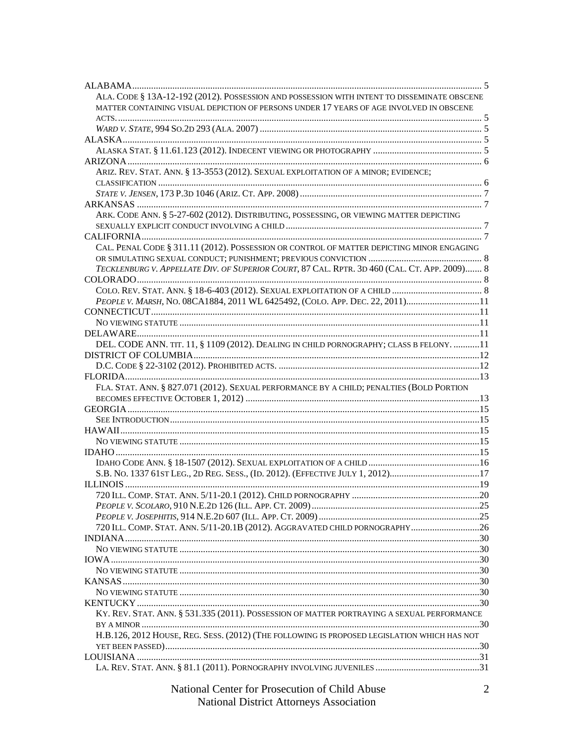ALABAMA ..... 5

Ala. Code § 13A-12-192 (2012). Possession and possession with intent to disseminate obscene matter containing visual depiction of persons under 17 years of age involved in obscene acts. ..... 5

*Ward v. State*, 994 So.2d 293 (Ala. 2007) ..... 5

ALASKA ..... 5

Alaska Stat. § 11.61.123 (2012). Indecent viewing or photography ..... 5

ARIZONA ..... 6

Ariz. Rev. Stat. Ann. § 13-3553 (2012). Sexual exploitation of a minor; evidence; classification ..... 6

*State v. Jensen*, 173 P.3d 1046 (Ariz. Ct. App. 2008) ..... 7

ARKANSAS ..... 7

Ark. Code Ann. § 5-27-602 (2012). Distributing, possessing, or viewing matter depicting sexually explicit conduct involving a child ..... 7

CALIFORNIA ..... 7

Cal. Penal Code § 311.11 (2012). Possession or control of matter depicting minor engaging or simulating sexual conduct; punishment; previous conviction ..... 8

*Tecklenburg v. Appellate Div. of Superior Court*, 87 Cal. Rptr. 3d 460 (Cal. Ct. App. 2009) ..... 8

COLORADO ..... 8

Colo. Rev. Stat. Ann. § 18-6-403 (2012). Sexual exploitation of a child ..... 8

*People v. Marsh*, No. 08CA1884, 2011 WL 6425492, (Colo. App. Dec. 22, 2011) ..... 11

CONNECTICUT ..... 11

No viewing statute ..... 11

DELAWARE ..... 11

Del. Code Ann. tit. 11, § 1109 (2012). Dealing in child pornography; class B felony. ..... 11

DISTRICT OF COLUMBIA ..... 12

D.C. Code § 22-3102 (2012). Prohibited acts. ..... 12

FLORIDA ..... 13

Fla. Stat. Ann. § 827.071 (2012). Sexual performance by a child; penalties (Bold portion becomes effective October 1, 2012) ..... 13

GEORGIA ..... 15

See Introduction ..... 15

HAWAII ..... 15

No viewing statute ..... 15

IDAHO ..... 15

Idaho Code Ann. § 18-1507 (2012). Sexual exploitation of a child ..... 16

S.B. No. 1337 61st Leg., 2d Reg. Sess., (Id. 2012). (Effective July 1, 2012) ..... 17

ILLINOIS ..... 19

720 Ill. Comp. Stat. Ann. 5/11-20.1 (2012). Child pornography ..... 20

*People v. Scolaro*, 910 N.E.2d 126 (Ill. App. Ct. 2009) ..... 25

*People v. Josephitis*, 914 N.E.2d 607 (Ill. App. Ct. 2009) ..... 25

720 Ill. Comp. Stat. Ann. 5/11-20.1B (2012). Aggravated child pornography ..... 26

INDIANA ..... 30

No viewing statute ..... 30

IOWA ..... 30

No viewing statute ..... 30

KANSAS ..... 30

No viewing statute ..... 30

KENTUCKY ..... 30

Ky. Rev. Stat. Ann. § 531.335 (2011). Possession of matter portraying a sexual performance by a minor ..... 30

H.B.126, 2012 House, Reg. Sess. (2012) (The following is proposed legislation which has not yet been passed) ..... 30

LOUISIANA ..... 31

La. Rev. Stat. Ann. § 81.1 (2011). Pornography involving juveniles ..... 31

National Center for Prosecution of Child Abuse
National District Attorneys Association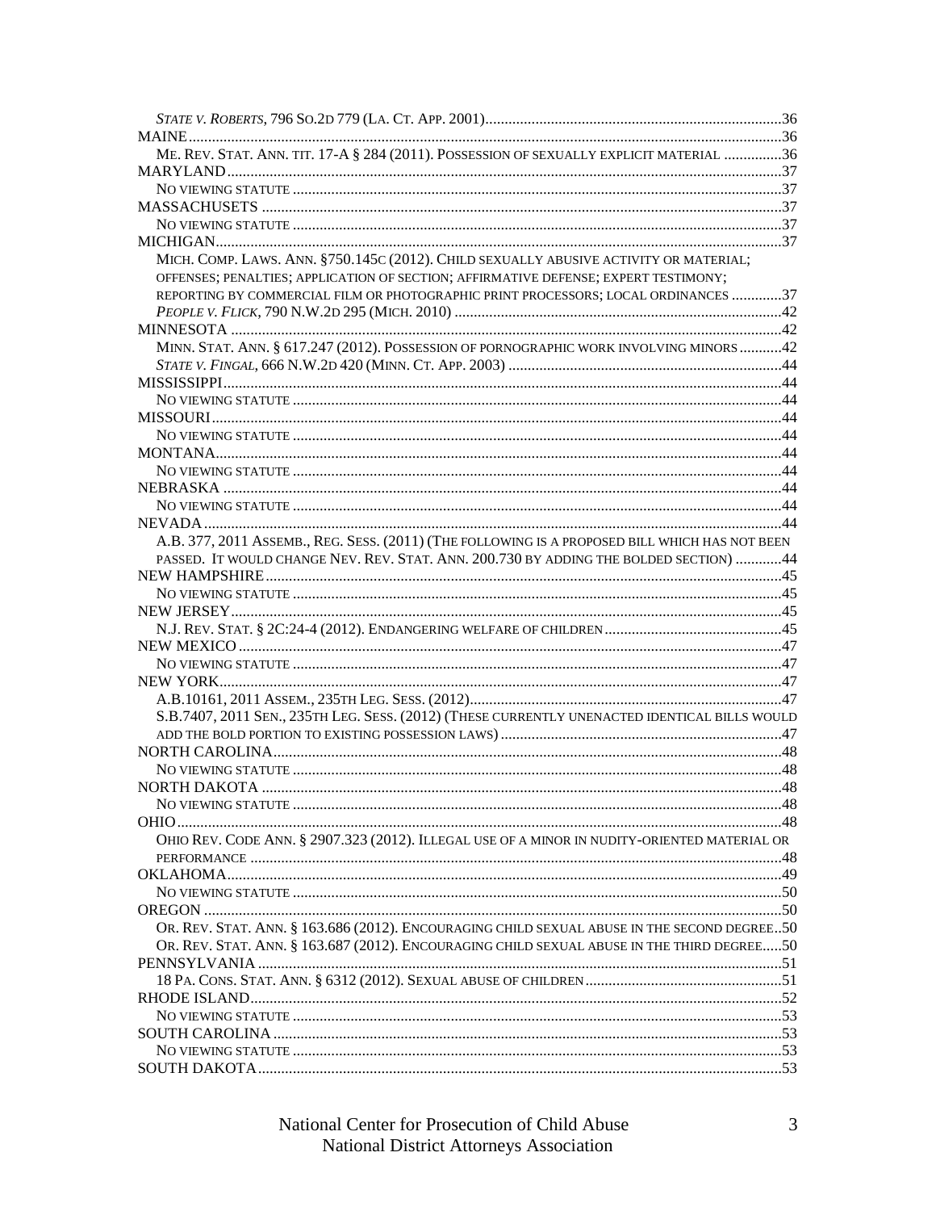*State v. Roberts*, 796 So.2d 779 (La. Ct. App. 2001)....36
MAINE....36
Me. Rev. Stat. Ann. tit. 17-A § 284 (2011). Possession of sexually explicit material ....36
MARYLAND....37
No viewing statute ....37
MASSACHUSETS ....37
No viewing statute ....37
MICHIGAN....37
Mich. Comp. Laws. Ann. §750.145c (2012). Child sexually abusive activity or material; offenses; penalties; application of section; affirmative defense; expert testimony; reporting by commercial film or photographic print processors; local ordinances ....37
*People v. Flick*, 790 N.W.2d 295 (Mich. 2010) ....42
MINNESOTA ....42
Minn. Stat. Ann. § 617.247 (2012). Possession of pornographic work involving minors ....42
*State v. Fingal*, 666 N.W.2d 420 (Minn. Ct. App. 2003) ....44
MISSISSIPPI....44
No viewing statute ....44
MISSOURI....44
No viewing statute ....44
MONTANA....44
No viewing statute ....44
NEBRASKA ....44
No viewing statute ....44
NEVADA....44
A.B. 377, 2011 Assemb., Reg. Sess. (2011) (The following is a proposed bill which has not been passed. It would change Nev. Rev. Stat. Ann. 200.730 by adding the bolded section) ....44
NEW HAMPSHIRE....45
No viewing statute ....45
NEW JERSEY....45
N.J. Rev. Stat. § 2C:24-4 (2012). Endangering welfare of children....45
NEW MEXICO....47
No viewing statute ....47
NEW YORK....47
A.B.10161, 2011 Assem., 235th Leg. Sess. (2012)....47
S.B.7407, 2011 Sen., 235th Leg. Sess. (2012) (These currently unenacted identical bills would add the bold portion to existing possession laws)....47
NORTH CAROLINA....48
No viewing statute ....48
NORTH DAKOTA ....48
No viewing statute ....48
OHIO....48
Ohio Rev. Code Ann. § 2907.323 (2012). Illegal use of a minor in nudity-oriented material or performance ....48
OKLAHOMA....49
No viewing statute ....50
OREGON ....50
Or. Rev. Stat. Ann. § 163.686 (2012). Encouraging child sexual abuse in the second degree....50
Or. Rev. Stat. Ann. § 163.687 (2012). Encouraging child sexual abuse in the third degree....50
PENNSYLVANIA ....51
18 Pa. Cons. Stat. Ann. § 6312 (2012). Sexual abuse of children....51
RHODE ISLAND....52
No viewing statute ....53
SOUTH CAROLINA....53
No viewing statute ....53
SOUTH DAKOTA....53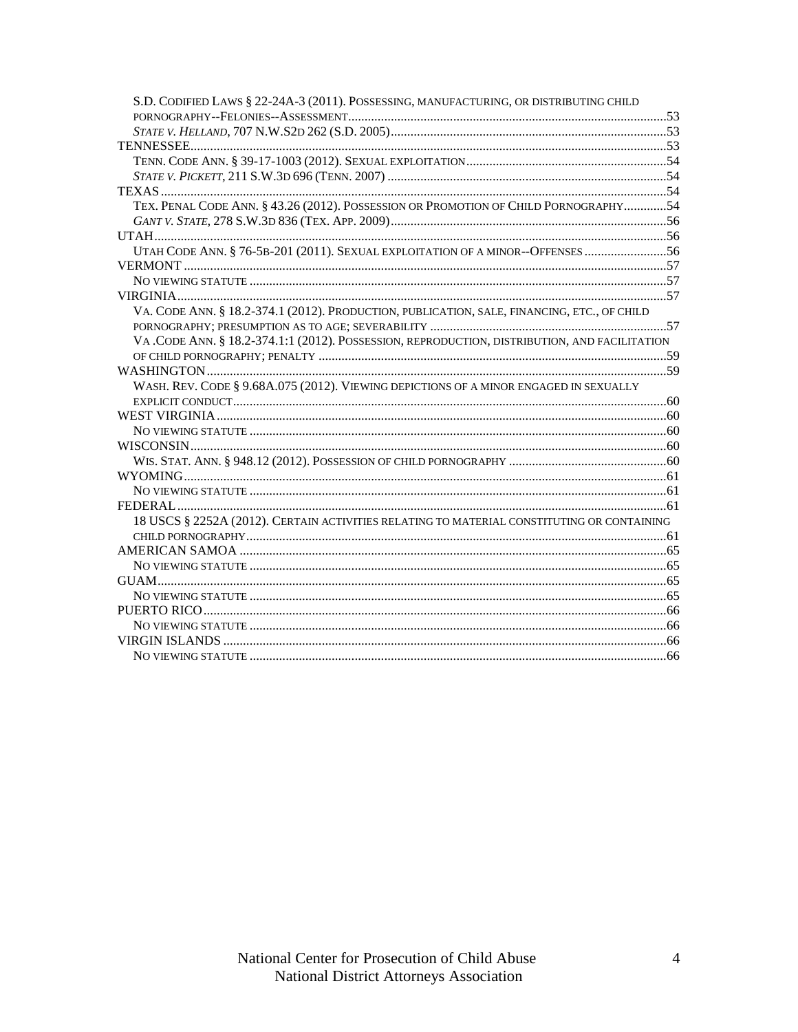S.D. Codified Laws § 22-24A-3 (2011). Possessing, manufacturing, or distributing child pornography--Felonies--Assessment....53

*State v. Helland*, 707 N.W.2d 262 (S.D. 2005)....53

TENNESSEE....53

Tenn. Code Ann. § 39-17-1003 (2012). Sexual exploitation....54

*State v. Pickett*, 211 S.W.3d 696 (Tenn. 2007)....54

TEXAS....54

Tex. Penal Code Ann. § 43.26 (2012). Possession or Promotion of Child Pornography....54

*Gant v. State*, 278 S.W.3d 836 (Tex. App. 2009)....56

UTAH....56

Utah Code Ann. § 76-5b-201 (2011). Sexual exploitation of a minor--Offenses....56

VERMONT....57

No viewing statute....57

VIRGINIA....57

Va. Code Ann. § 18.2-374.1 (2012). Production, publication, sale, financing, etc., of child pornography; presumption as to age; severability....57

Va .Code Ann. § 18.2-374.1:1 (2012). Possession, reproduction, distribution, and facilitation of child pornography; penalty....59

WASHINGTON....59

Wash. Rev. Code § 9.68A.075 (2012). Viewing depictions of a minor engaged in sexually explicit conduct....60

WEST VIRGINIA....60

No viewing statute....60

WISCONSIN....60

Wis. Stat. Ann. § 948.12 (2012). Possession of child pornography....60

WYOMING....61

No viewing statute....61

FEDERAL....61

18 USCS § 2252A (2012). Certain activities relating to material constituting or containing child pornography....61

AMERICAN SAMOA....65

No viewing statute....65

GUAM....65

No viewing statute....65

PUERTO RICO....66

No viewing statute....66

VIRGIN ISLANDS....66

No viewing statute....66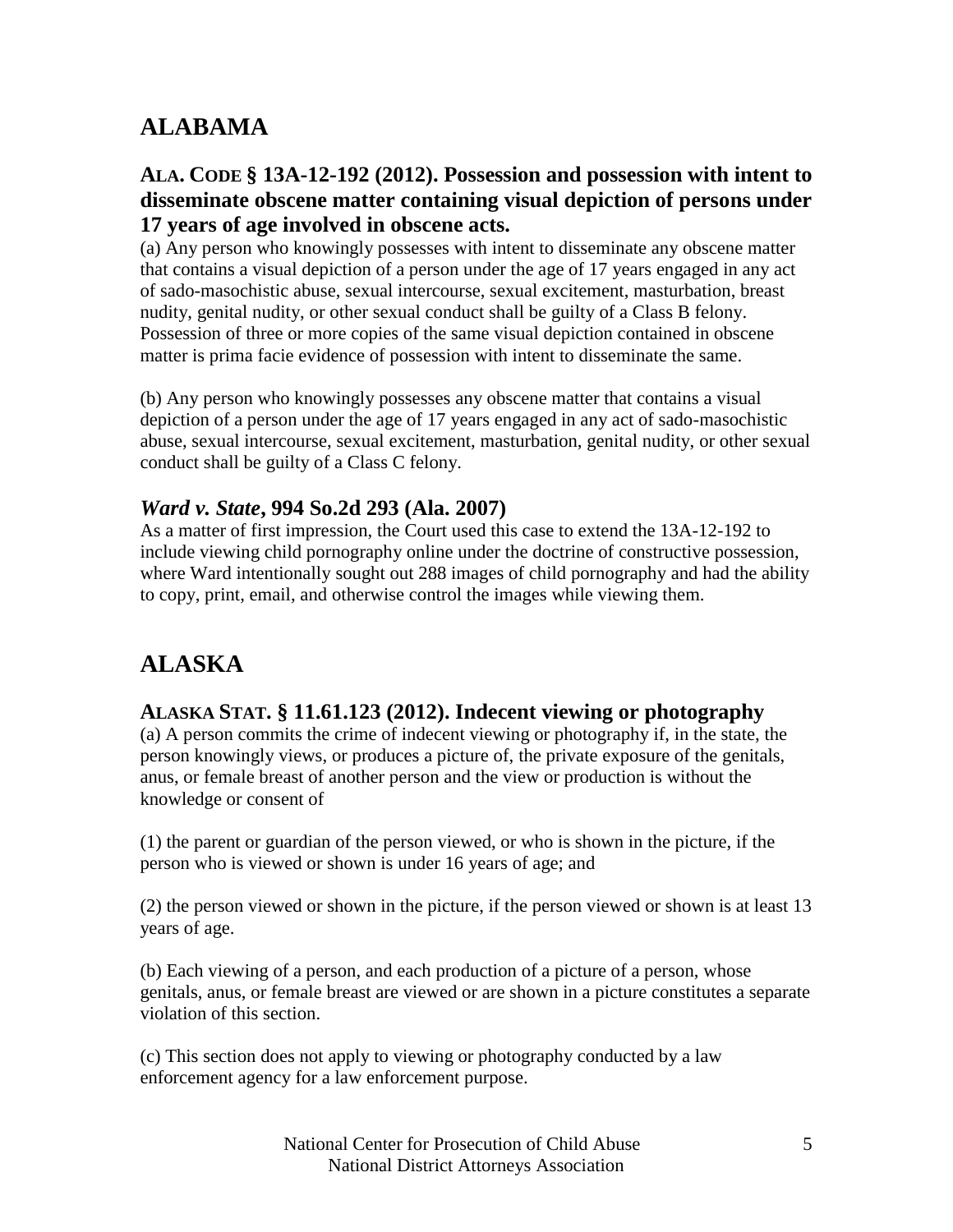# ALABAMA

### ALA. CODE § 13A-12-192 (2012). Possession and possession with intent to disseminate obscene matter containing visual depiction of persons under 17 years of age involved in obscene acts.

(a) Any person who knowingly possesses with intent to disseminate any obscene matter that contains a visual depiction of a person under the age of 17 years engaged in any act of sado-masochistic abuse, sexual intercourse, sexual excitement, masturbation, breast nudity, genital nudity, or other sexual conduct shall be guilty of a Class B felony. Possession of three or more copies of the same visual depiction contained in obscene matter is prima facie evidence of possession with intent to disseminate the same.

(b) Any person who knowingly possesses any obscene matter that contains a visual depiction of a person under the age of 17 years engaged in any act of sado-masochistic abuse, sexual intercourse, sexual excitement, masturbation, genital nudity, or other sexual conduct shall be guilty of a Class C felony.

### *Ward v. State*, 994 So.2d 293 (Ala. 2007)

As a matter of first impression, the Court used this case to extend the 13A-12-192 to include viewing child pornography online under the doctrine of constructive possession, where Ward intentionally sought out 288 images of child pornography and had the ability to copy, print, email, and otherwise control the images while viewing them.

# ALASKA

### ALASKA STAT. § 11.61.123 (2012). Indecent viewing or photography

(a) A person commits the crime of indecent viewing or photography if, in the state, the person knowingly views, or produces a picture of, the private exposure of the genitals, anus, or female breast of another person and the view or production is without the knowledge or consent of

(1) the parent or guardian of the person viewed, or who is shown in the picture, if the person who is viewed or shown is under 16 years of age; and

(2) the person viewed or shown in the picture, if the person viewed or shown is at least 13 years of age.

(b) Each viewing of a person, and each production of a picture of a person, whose genitals, anus, or female breast are viewed or are shown in a picture constitutes a separate violation of this section.

(c) This section does not apply to viewing or photography conducted by a law enforcement agency for a law enforcement purpose.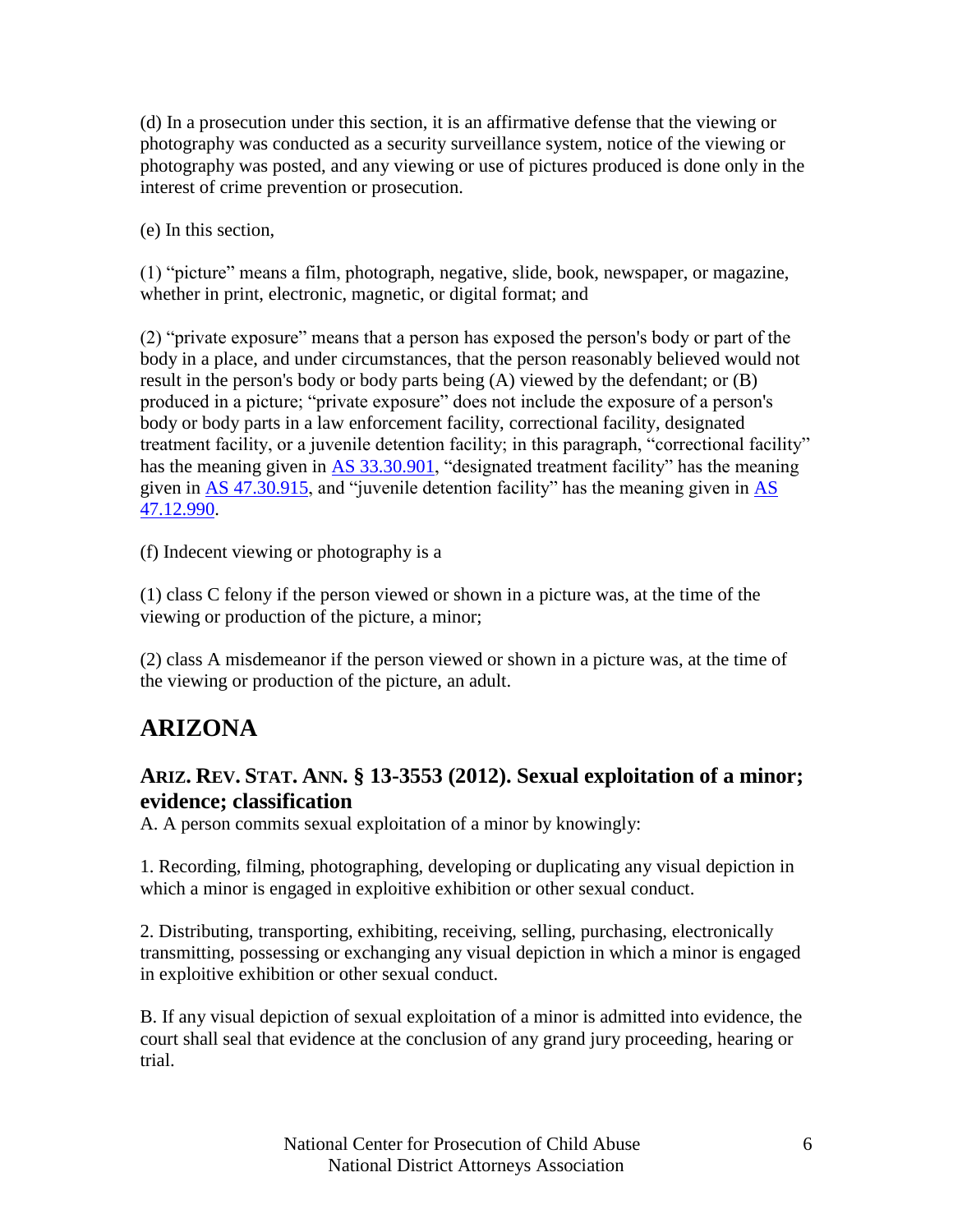(d) In a prosecution under this section, it is an affirmative defense that the viewing or photography was conducted as a security surveillance system, notice of the viewing or photography was posted, and any viewing or use of pictures produced is done only in the interest of crime prevention or prosecution.

(e) In this section,

(1) "picture" means a film, photograph, negative, slide, book, newspaper, or magazine, whether in print, electronic, magnetic, or digital format; and

(2) "private exposure" means that a person has exposed the person's body or part of the body in a place, and under circumstances, that the person reasonably believed would not result in the person's body or body parts being (A) viewed by the defendant; or (B) produced in a picture; "private exposure" does not include the exposure of a person's body or body parts in a law enforcement facility, correctional facility, designated treatment facility, or a juvenile detention facility; in this paragraph, "correctional facility" has the meaning given in AS 33.30.901, "designated treatment facility" has the meaning given in AS 47.30.915, and "juvenile detention facility" has the meaning given in AS 47.12.990.

(f) Indecent viewing or photography is a

(1) class C felony if the person viewed or shown in a picture was, at the time of the viewing or production of the picture, a minor;

(2) class A misdemeanor if the person viewed or shown in a picture was, at the time of the viewing or production of the picture, an adult.

# ARIZONA

### ARIZ. REV. STAT. ANN. § 13-3553 (2012). Sexual exploitation of a minor; evidence; classification

A. A person commits sexual exploitation of a minor by knowingly:

1. Recording, filming, photographing, developing or duplicating any visual depiction in which a minor is engaged in exploitive exhibition or other sexual conduct.

2. Distributing, transporting, exhibiting, receiving, selling, purchasing, electronically transmitting, possessing or exchanging any visual depiction in which a minor is engaged in exploitive exhibition or other sexual conduct.

B. If any visual depiction of sexual exploitation of a minor is admitted into evidence, the court shall seal that evidence at the conclusion of any grand jury proceeding, hearing or trial.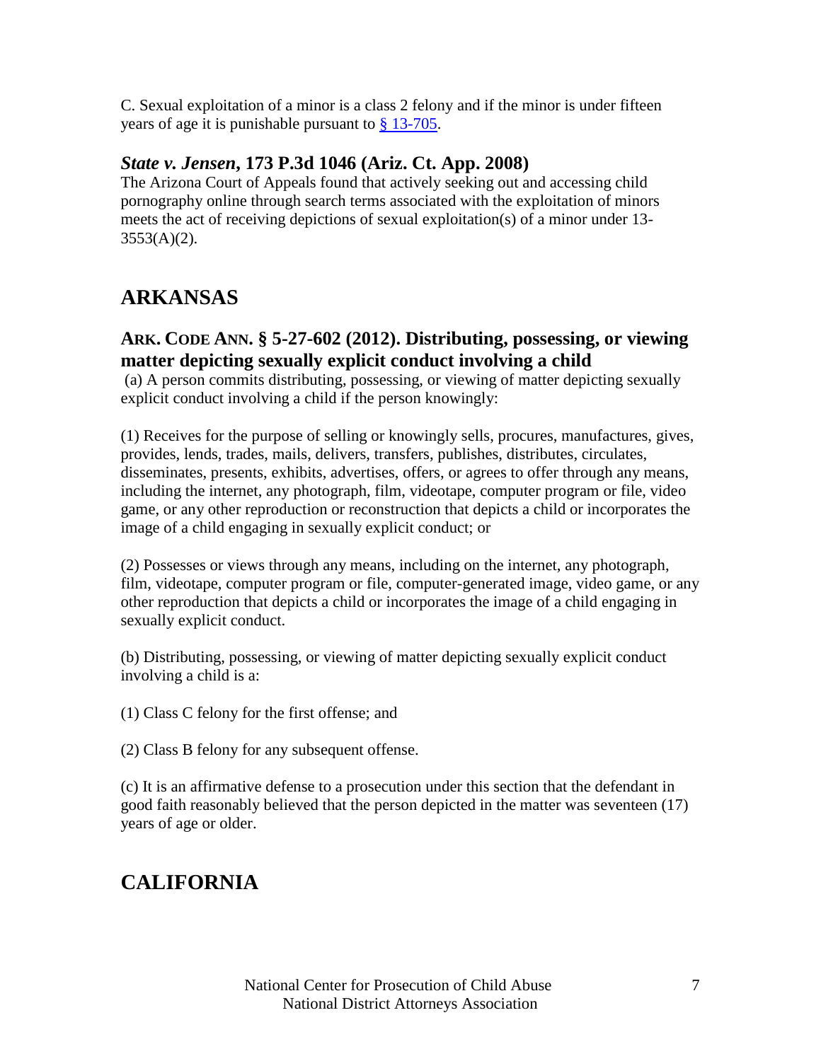C. Sexual exploitation of a minor is a class 2 felony and if the minor is under fifteen years of age it is punishable pursuant to [§ 13-705](#).

### *State v. Jensen*, 173 P.3d 1046 (Ariz. Ct. App. 2008)

The Arizona Court of Appeals found that actively seeking out and accessing child pornography online through search terms associated with the exploitation of minors meets the act of receiving depictions of sexual exploitation(s) of a minor under 13-3553(A)(2).

## ARKANSAS

### ARK. CODE ANN. § 5-27-602 (2012). Distributing, possessing, or viewing matter depicting sexually explicit conduct involving a child

(a) A person commits distributing, possessing, or viewing of matter depicting sexually explicit conduct involving a child if the person knowingly:

(1) Receives for the purpose of selling or knowingly sells, procures, manufactures, gives, provides, lends, trades, mails, delivers, transfers, publishes, distributes, circulates, disseminates, presents, exhibits, advertises, offers, or agrees to offer through any means, including the internet, any photograph, film, videotape, computer program or file, video game, or any other reproduction or reconstruction that depicts a child or incorporates the image of a child engaging in sexually explicit conduct; or

(2) Possesses or views through any means, including on the internet, any photograph, film, videotape, computer program or file, computer-generated image, video game, or any other reproduction that depicts a child or incorporates the image of a child engaging in sexually explicit conduct.

(b) Distributing, possessing, or viewing of matter depicting sexually explicit conduct involving a child is a:

(1) Class C felony for the first offense; and

(2) Class B felony for any subsequent offense.

(c) It is an affirmative defense to a prosecution under this section that the defendant in good faith reasonably believed that the person depicted in the matter was seventeen (17) years of age or older.

## CALIFORNIA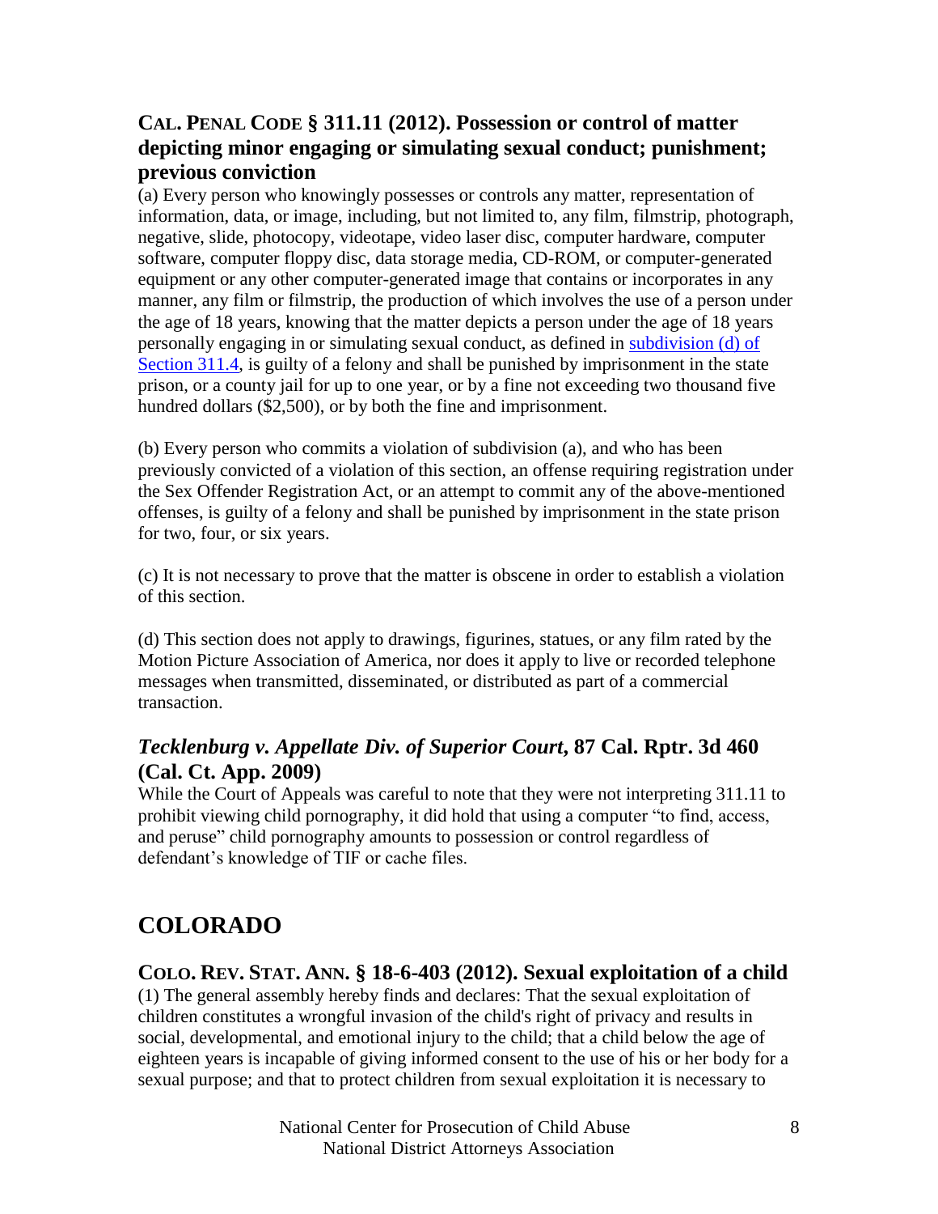### CAL. PENAL CODE § 311.11 (2012). Possession or control of matter depicting minor engaging or simulating sexual conduct; punishment; previous conviction

(a) Every person who knowingly possesses or controls any matter, representation of information, data, or image, including, but not limited to, any film, filmstrip, photograph, negative, slide, photocopy, videotape, video laser disc, computer hardware, computer software, computer floppy disc, data storage media, CD-ROM, or computer-generated equipment or any other computer-generated image that contains or incorporates in any manner, any film or filmstrip, the production of which involves the use of a person under the age of 18 years, knowing that the matter depicts a person under the age of 18 years personally engaging in or simulating sexual conduct, as defined in subdivision (d) of Section 311.4, is guilty of a felony and shall be punished by imprisonment in the state prison, or a county jail for up to one year, or by a fine not exceeding two thousand five hundred dollars ($2,500), or by both the fine and imprisonment.

(b) Every person who commits a violation of subdivision (a), and who has been previously convicted of a violation of this section, an offense requiring registration under the Sex Offender Registration Act, or an attempt to commit any of the above-mentioned offenses, is guilty of a felony and shall be punished by imprisonment in the state prison for two, four, or six years.

(c) It is not necessary to prove that the matter is obscene in order to establish a violation of this section.

(d) This section does not apply to drawings, figurines, statues, or any film rated by the Motion Picture Association of America, nor does it apply to live or recorded telephone messages when transmitted, disseminated, or distributed as part of a commercial transaction.

### *Tecklenburg v. Appellate Div. of Superior Court*, 87 Cal. Rptr. 3d 460 (Cal. Ct. App. 2009)

While the Court of Appeals was careful to note that they were not interpreting 311.11 to prohibit viewing child pornography, it did hold that using a computer "to find, access, and peruse" child pornography amounts to possession or control regardless of defendant's knowledge of TIF or cache files.

## COLORADO

### COLO. REV. STAT. ANN. § 18-6-403 (2012). Sexual exploitation of a child

(1) The general assembly hereby finds and declares: That the sexual exploitation of children constitutes a wrongful invasion of the child's right of privacy and results in social, developmental, and emotional injury to the child; that a child below the age of eighteen years is incapable of giving informed consent to the use of his or her body for a sexual purpose; and that to protect children from sexual exploitation it is necessary to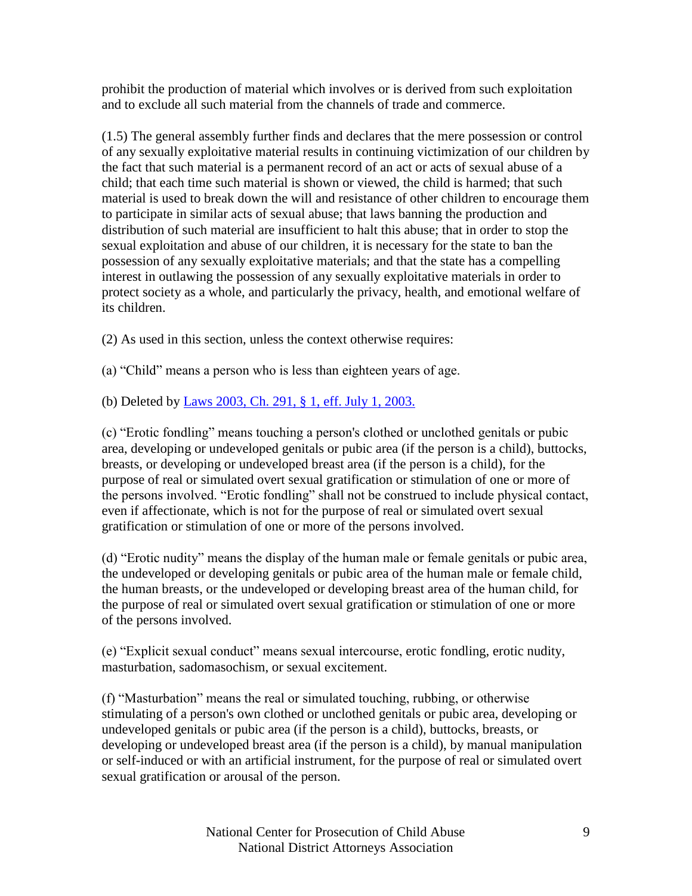prohibit the production of material which involves or is derived from such exploitation and to exclude all such material from the channels of trade and commerce.

(1.5) The general assembly further finds and declares that the mere possession or control of any sexually exploitative material results in continuing victimization of our children by the fact that such material is a permanent record of an act or acts of sexual abuse of a child; that each time such material is shown or viewed, the child is harmed; that such material is used to break down the will and resistance of other children to encourage them to participate in similar acts of sexual abuse; that laws banning the production and distribution of such material are insufficient to halt this abuse; that in order to stop the sexual exploitation and abuse of our children, it is necessary for the state to ban the possession of any sexually exploitative materials; and that the state has a compelling interest in outlawing the possession of any sexually exploitative materials in order to protect society as a whole, and particularly the privacy, health, and emotional welfare of its children.

(2) As used in this section, unless the context otherwise requires:

(a) "Child" means a person who is less than eighteen years of age.

(b) Deleted by Laws 2003, Ch. 291, § 1, eff. July 1, 2003.

(c) "Erotic fondling" means touching a person's clothed or unclothed genitals or pubic area, developing or undeveloped genitals or pubic area (if the person is a child), buttocks, breasts, or developing or undeveloped breast area (if the person is a child), for the purpose of real or simulated overt sexual gratification or stimulation of one or more of the persons involved. "Erotic fondling" shall not be construed to include physical contact, even if affectionate, which is not for the purpose of real or simulated overt sexual gratification or stimulation of one or more of the persons involved.

(d) "Erotic nudity" means the display of the human male or female genitals or pubic area, the undeveloped or developing genitals or pubic area of the human male or female child, the human breasts, or the undeveloped or developing breast area of the human child, for the purpose of real or simulated overt sexual gratification or stimulation of one or more of the persons involved.

(e) "Explicit sexual conduct" means sexual intercourse, erotic fondling, erotic nudity, masturbation, sadomasochism, or sexual excitement.

(f) "Masturbation" means the real or simulated touching, rubbing, or otherwise stimulating of a person's own clothed or unclothed genitals or pubic area, developing or undeveloped genitals or pubic area (if the person is a child), buttocks, breasts, or developing or undeveloped breast area (if the person is a child), by manual manipulation or self-induced or with an artificial instrument, for the purpose of real or simulated overt sexual gratification or arousal of the person.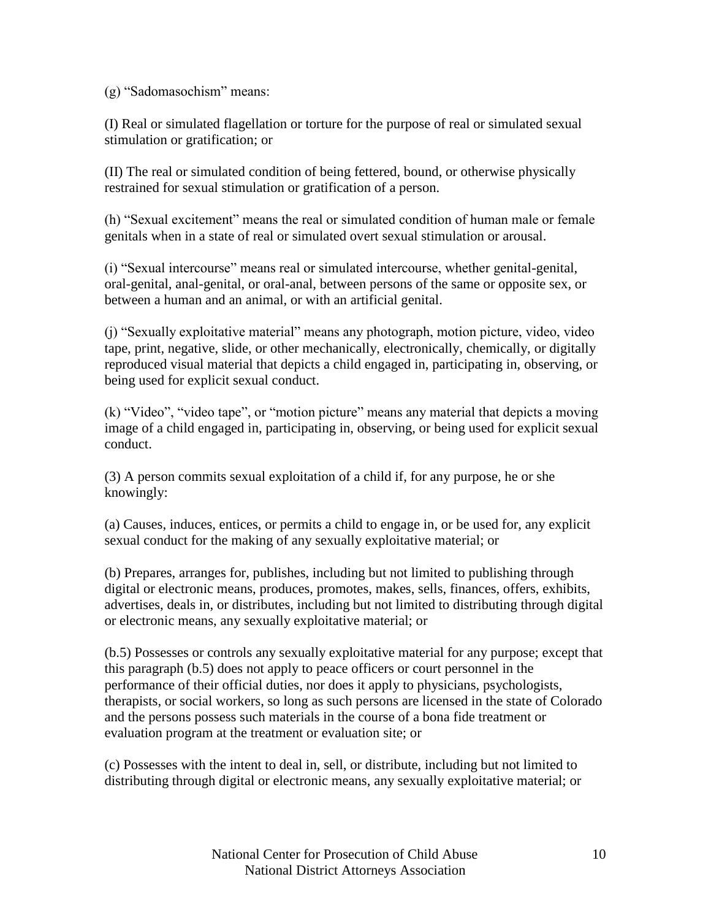(g) "Sadomasochism" means:

(I) Real or simulated flagellation or torture for the purpose of real or simulated sexual stimulation or gratification; or

(II) The real or simulated condition of being fettered, bound, or otherwise physically restrained for sexual stimulation or gratification of a person.

(h) "Sexual excitement" means the real or simulated condition of human male or female genitals when in a state of real or simulated overt sexual stimulation or arousal.

(i) "Sexual intercourse" means real or simulated intercourse, whether genital-genital, oral-genital, anal-genital, or oral-anal, between persons of the same or opposite sex, or between a human and an animal, or with an artificial genital.

(j) "Sexually exploitative material" means any photograph, motion picture, video, video tape, print, negative, slide, or other mechanically, electronically, chemically, or digitally reproduced visual material that depicts a child engaged in, participating in, observing, or being used for explicit sexual conduct.

(k) "Video", "video tape", or "motion picture" means any material that depicts a moving image of a child engaged in, participating in, observing, or being used for explicit sexual conduct.

(3) A person commits sexual exploitation of a child if, for any purpose, he or she knowingly:

(a) Causes, induces, entices, or permits a child to engage in, or be used for, any explicit sexual conduct for the making of any sexually exploitative material; or

(b) Prepares, arranges for, publishes, including but not limited to publishing through digital or electronic means, produces, promotes, makes, sells, finances, offers, exhibits, advertises, deals in, or distributes, including but not limited to distributing through digital or electronic means, any sexually exploitative material; or

(b.5) Possesses or controls any sexually exploitative material for any purpose; except that this paragraph (b.5) does not apply to peace officers or court personnel in the performance of their official duties, nor does it apply to physicians, psychologists, therapists, or social workers, so long as such persons are licensed in the state of Colorado and the persons possess such materials in the course of a bona fide treatment or evaluation program at the treatment or evaluation site; or

(c) Possesses with the intent to deal in, sell, or distribute, including but not limited to distributing through digital or electronic means, any sexually exploitative material; or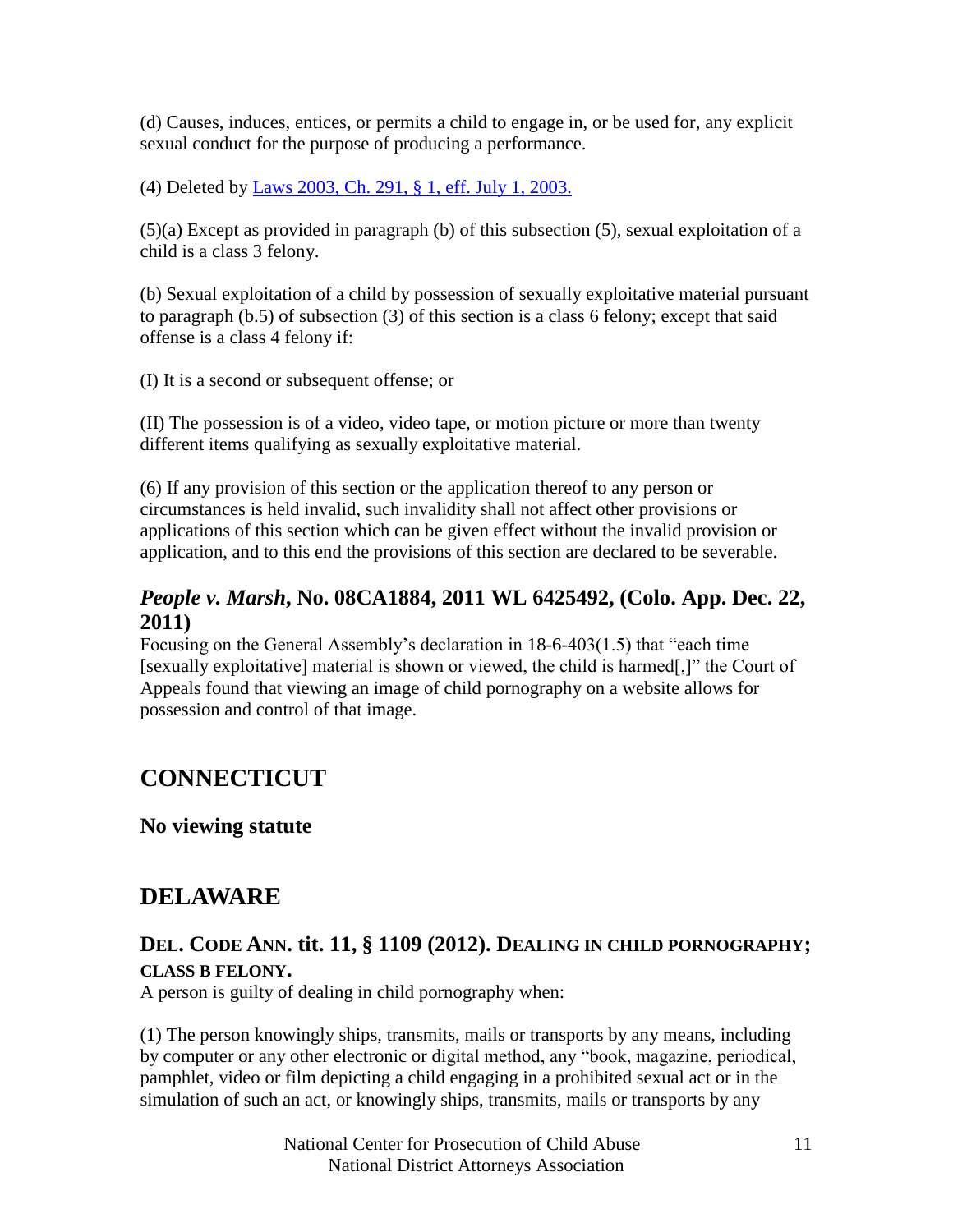(d) Causes, induces, entices, or permits a child to engage in, or be used for, any explicit sexual conduct for the purpose of producing a performance.

(4) Deleted by [Laws 2003, Ch. 291, § 1, eff. July 1, 2003.]

(5)(a) Except as provided in paragraph (b) of this subsection (5), sexual exploitation of a child is a class 3 felony.

(b) Sexual exploitation of a child by possession of sexually exploitative material pursuant to paragraph (b.5) of subsection (3) of this section is a class 6 felony; except that said offense is a class 4 felony if:

(I) It is a second or subsequent offense; or

(II) The possession is of a video, video tape, or motion picture or more than twenty different items qualifying as sexually exploitative material.

(6) If any provision of this section or the application thereof to any person or circumstances is held invalid, such invalidity shall not affect other provisions or applications of this section which can be given effect without the invalid provision or application, and to this end the provisions of this section are declared to be severable.

### ***People v. Marsh*, No. 08CA1884, 2011 WL 6425492, (Colo. App. Dec. 22, 2011)**

Focusing on the General Assembly's declaration in 18-6-403(1.5) that "each time [sexually exploitative] material is shown or viewed, the child is harmed[,]" the Court of Appeals found that viewing an image of child pornography on a website allows for possession and control of that image.

## CONNECTICUT

### No viewing statute

## DELAWARE

### DEL. CODE ANN. tit. 11, § 1109 (2012). DEALING IN CHILD PORNOGRAPHY; CLASS B FELONY.

A person is guilty of dealing in child pornography when:

(1) The person knowingly ships, transmits, mails or transports by any means, including by computer or any other electronic or digital method, any "book, magazine, periodical, pamphlet, video or film depicting a child engaging in a prohibited sexual act or in the simulation of such an act, or knowingly ships, transmits, mails or transports by any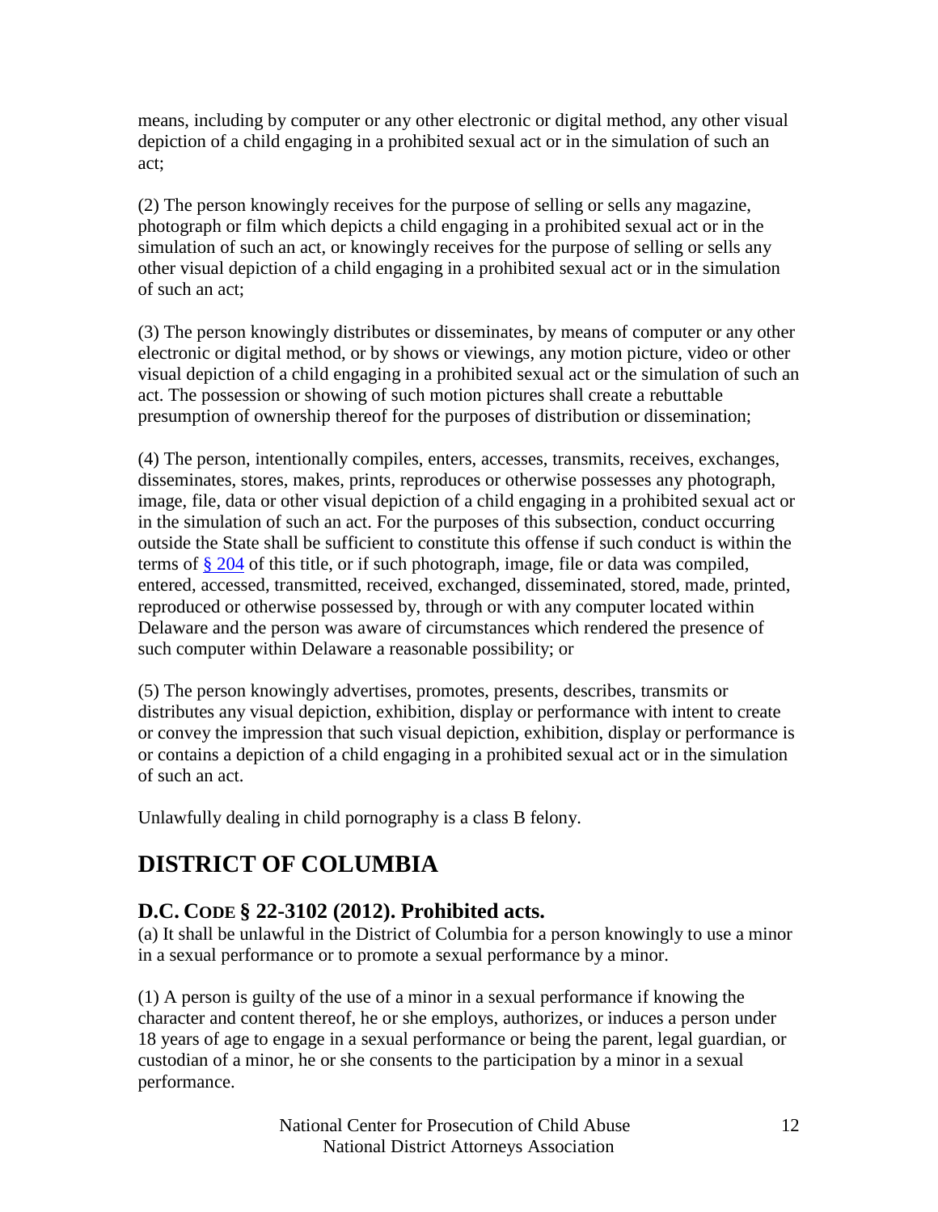means, including by computer or any other electronic or digital method, any other visual depiction of a child engaging in a prohibited sexual act or in the simulation of such an act;

(2) The person knowingly receives for the purpose of selling or sells any magazine, photograph or film which depicts a child engaging in a prohibited sexual act or in the simulation of such an act, or knowingly receives for the purpose of selling or sells any other visual depiction of a child engaging in a prohibited sexual act or in the simulation of such an act;

(3) The person knowingly distributes or disseminates, by means of computer or any other electronic or digital method, or by shows or viewings, any motion picture, video or other visual depiction of a child engaging in a prohibited sexual act or the simulation of such an act. The possession or showing of such motion pictures shall create a rebuttable presumption of ownership thereof for the purposes of distribution or dissemination;

(4) The person, intentionally compiles, enters, accesses, transmits, receives, exchanges, disseminates, stores, makes, prints, reproduces or otherwise possesses any photograph, image, file, data or other visual depiction of a child engaging in a prohibited sexual act or in the simulation of such an act. For the purposes of this subsection, conduct occurring outside the State shall be sufficient to constitute this offense if such conduct is within the terms of § 204 of this title, or if such photograph, image, file or data was compiled, entered, accessed, transmitted, received, exchanged, disseminated, stored, made, printed, reproduced or otherwise possessed by, through or with any computer located within Delaware and the person was aware of circumstances which rendered the presence of such computer within Delaware a reasonable possibility; or

(5) The person knowingly advertises, promotes, presents, describes, transmits or distributes any visual depiction, exhibition, display or performance with intent to create or convey the impression that such visual depiction, exhibition, display or performance is or contains a depiction of a child engaging in a prohibited sexual act or in the simulation of such an act.

Unlawfully dealing in child pornography is a class B felony.

# DISTRICT OF COLUMBIA

## D.C. CODE § 22-3102 (2012). Prohibited acts.

(a) It shall be unlawful in the District of Columbia for a person knowingly to use a minor in a sexual performance or to promote a sexual performance by a minor.

(1) A person is guilty of the use of a minor in a sexual performance if knowing the character and content thereof, he or she employs, authorizes, or induces a person under 18 years of age to engage in a sexual performance or being the parent, legal guardian, or custodian of a minor, he or she consents to the participation by a minor in a sexual performance.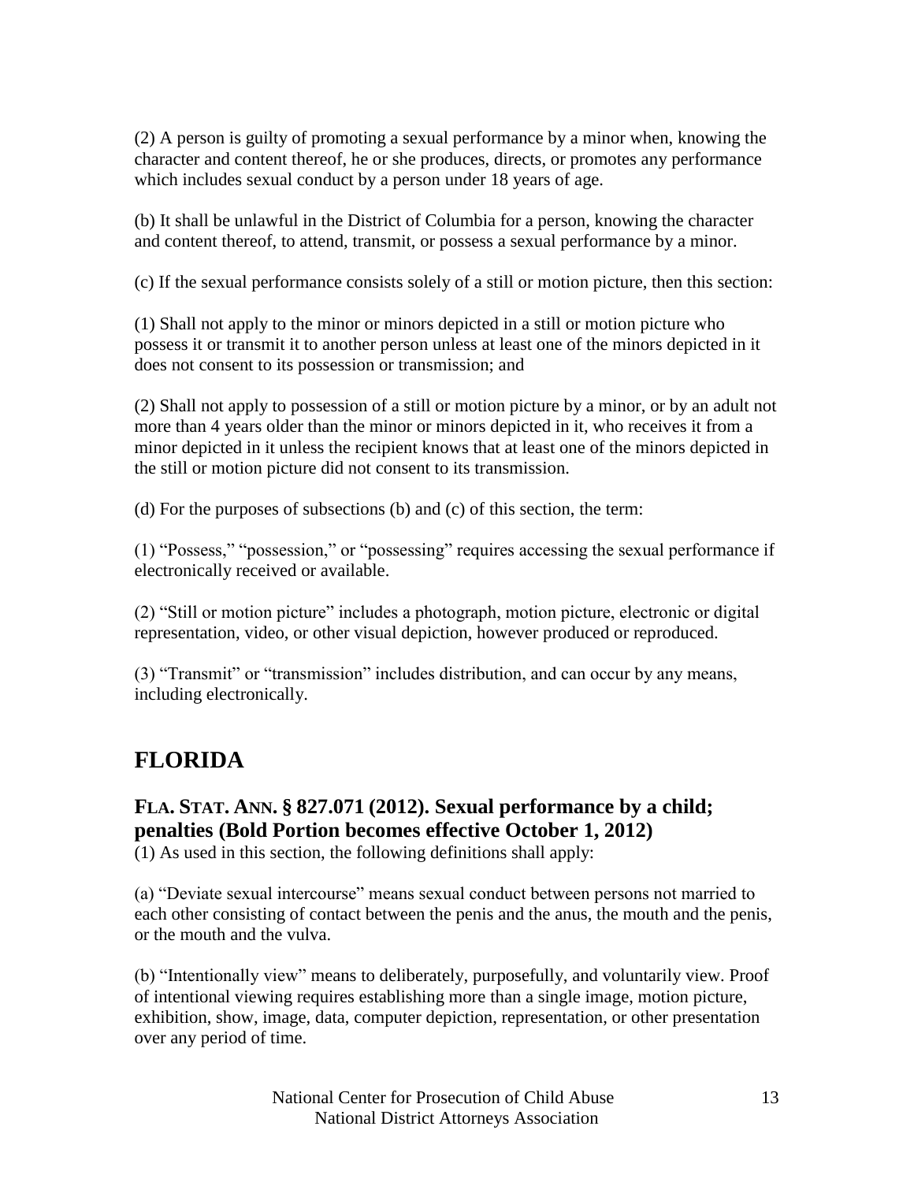(2) A person is guilty of promoting a sexual performance by a minor when, knowing the character and content thereof, he or she produces, directs, or promotes any performance which includes sexual conduct by a person under 18 years of age.

(b) It shall be unlawful in the District of Columbia for a person, knowing the character and content thereof, to attend, transmit, or possess a sexual performance by a minor.

(c) If the sexual performance consists solely of a still or motion picture, then this section:

(1) Shall not apply to the minor or minors depicted in a still or motion picture who possess it or transmit it to another person unless at least one of the minors depicted in it does not consent to its possession or transmission; and

(2) Shall not apply to possession of a still or motion picture by a minor, or by an adult not more than 4 years older than the minor or minors depicted in it, who receives it from a minor depicted in it unless the recipient knows that at least one of the minors depicted in the still or motion picture did not consent to its transmission.

(d) For the purposes of subsections (b) and (c) of this section, the term:

(1) "Possess," "possession," or "possessing" requires accessing the sexual performance if electronically received or available.

(2) "Still or motion picture" includes a photograph, motion picture, electronic or digital representation, video, or other visual depiction, however produced or reproduced.

(3) "Transmit" or "transmission" includes distribution, and can occur by any means, including electronically.

## FLORIDA

### FLA. STAT. ANN. § 827.071 (2012). Sexual performance by a child; penalties (Bold Portion becomes effective October 1, 2012)

(1) As used in this section, the following definitions shall apply:

(a) "Deviate sexual intercourse" means sexual conduct between persons not married to each other consisting of contact between the penis and the anus, the mouth and the penis, or the mouth and the vulva.

(b) "Intentionally view" means to deliberately, purposefully, and voluntarily view. Proof of intentional viewing requires establishing more than a single image, motion picture, exhibition, show, image, data, computer depiction, representation, or other presentation over any period of time.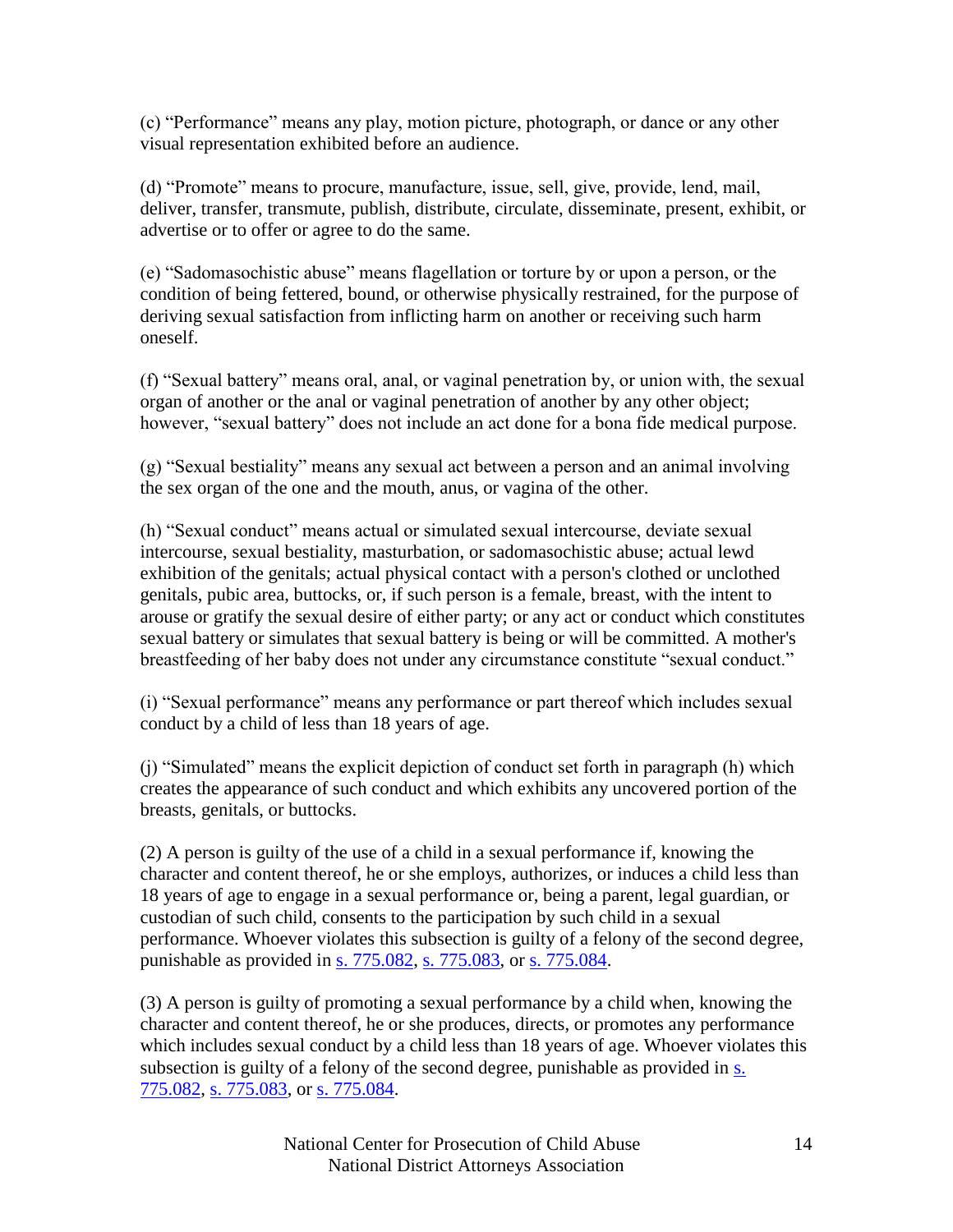(c) "Performance" means any play, motion picture, photograph, or dance or any other visual representation exhibited before an audience.

(d) "Promote" means to procure, manufacture, issue, sell, give, provide, lend, mail, deliver, transfer, transmute, publish, distribute, circulate, disseminate, present, exhibit, or advertise or to offer or agree to do the same.

(e) "Sadomasochistic abuse" means flagellation or torture by or upon a person, or the condition of being fettered, bound, or otherwise physically restrained, for the purpose of deriving sexual satisfaction from inflicting harm on another or receiving such harm oneself.

(f) "Sexual battery" means oral, anal, or vaginal penetration by, or union with, the sexual organ of another or the anal or vaginal penetration of another by any other object; however, "sexual battery" does not include an act done for a bona fide medical purpose.

(g) "Sexual bestiality" means any sexual act between a person and an animal involving the sex organ of the one and the mouth, anus, or vagina of the other.

(h) "Sexual conduct" means actual or simulated sexual intercourse, deviate sexual intercourse, sexual bestiality, masturbation, or sadomasochistic abuse; actual lewd exhibition of the genitals; actual physical contact with a person's clothed or unclothed genitals, pubic area, buttocks, or, if such person is a female, breast, with the intent to arouse or gratify the sexual desire of either party; or any act or conduct which constitutes sexual battery or simulates that sexual battery is being or will be committed. A mother's breastfeeding of her baby does not under any circumstance constitute "sexual conduct."

(i) "Sexual performance" means any performance or part thereof which includes sexual conduct by a child of less than 18 years of age.

(j) "Simulated" means the explicit depiction of conduct set forth in paragraph (h) which creates the appearance of such conduct and which exhibits any uncovered portion of the breasts, genitals, or buttocks.

(2) A person is guilty of the use of a child in a sexual performance if, knowing the character and content thereof, he or she employs, authorizes, or induces a child less than 18 years of age to engage in a sexual performance or, being a parent, legal guardian, or custodian of such child, consents to the participation by such child in a sexual performance. Whoever violates this subsection is guilty of a felony of the second degree, punishable as provided in s. 775.082, s. 775.083, or s. 775.084.

(3) A person is guilty of promoting a sexual performance by a child when, knowing the character and content thereof, he or she produces, directs, or promotes any performance which includes sexual conduct by a child less than 18 years of age. Whoever violates this subsection is guilty of a felony of the second degree, punishable as provided in s. 775.082, s. 775.083, or s. 775.084.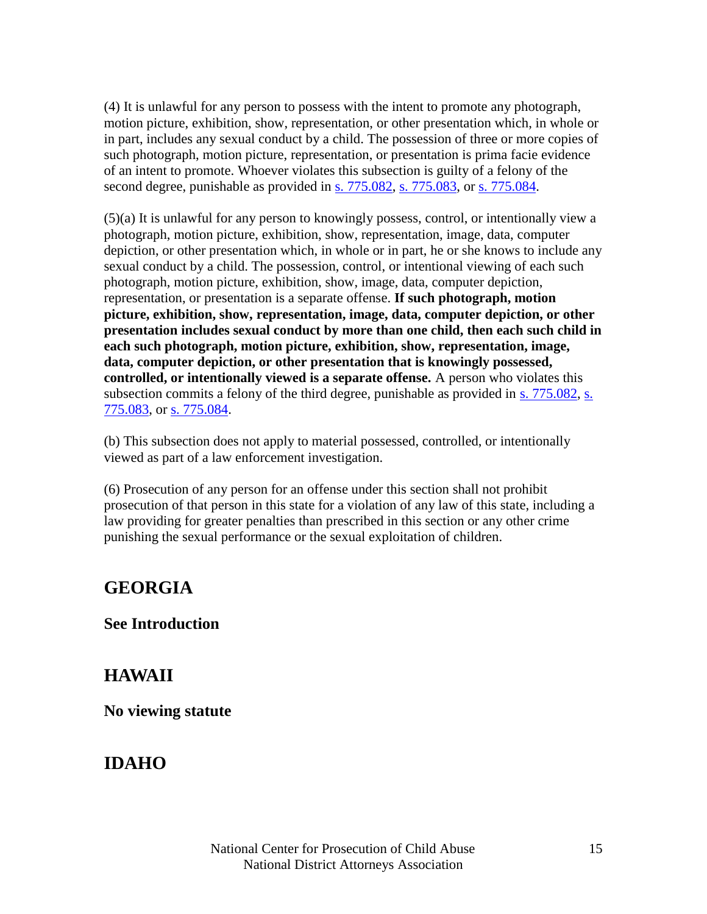(4) It is unlawful for any person to possess with the intent to promote any photograph, motion picture, exhibition, show, representation, or other presentation which, in whole or in part, includes any sexual conduct by a child. The possession of three or more copies of such photograph, motion picture, representation, or presentation is prima facie evidence of an intent to promote. Whoever violates this subsection is guilty of a felony of the second degree, punishable as provided in s. 775.082, s. 775.083, or s. 775.084.

(5)(a) It is unlawful for any person to knowingly possess, control, or intentionally view a photograph, motion picture, exhibition, show, representation, image, data, computer depiction, or other presentation which, in whole or in part, he or she knows to include any sexual conduct by a child. The possession, control, or intentional viewing of each such photograph, motion picture, exhibition, show, image, data, computer depiction, representation, or presentation is a separate offense. **If such photograph, motion picture, exhibition, show, representation, image, data, computer depiction, or other presentation includes sexual conduct by more than one child, then each such child in each such photograph, motion picture, exhibition, show, representation, image, data, computer depiction, or other presentation that is knowingly possessed, controlled, or intentionally viewed is a separate offense.** A person who violates this subsection commits a felony of the third degree, punishable as provided in s. 775.082, s. 775.083, or s. 775.084.

(b) This subsection does not apply to material possessed, controlled, or intentionally viewed as part of a law enforcement investigation.

(6) Prosecution of any person for an offense under this section shall not prohibit prosecution of that person in this state for a violation of any law of this state, including a law providing for greater penalties than prescribed in this section or any other crime punishing the sexual performance or the sexual exploitation of children.

## GEORGIA

**See Introduction**

## HAWAII

**No viewing statute**

## IDAHO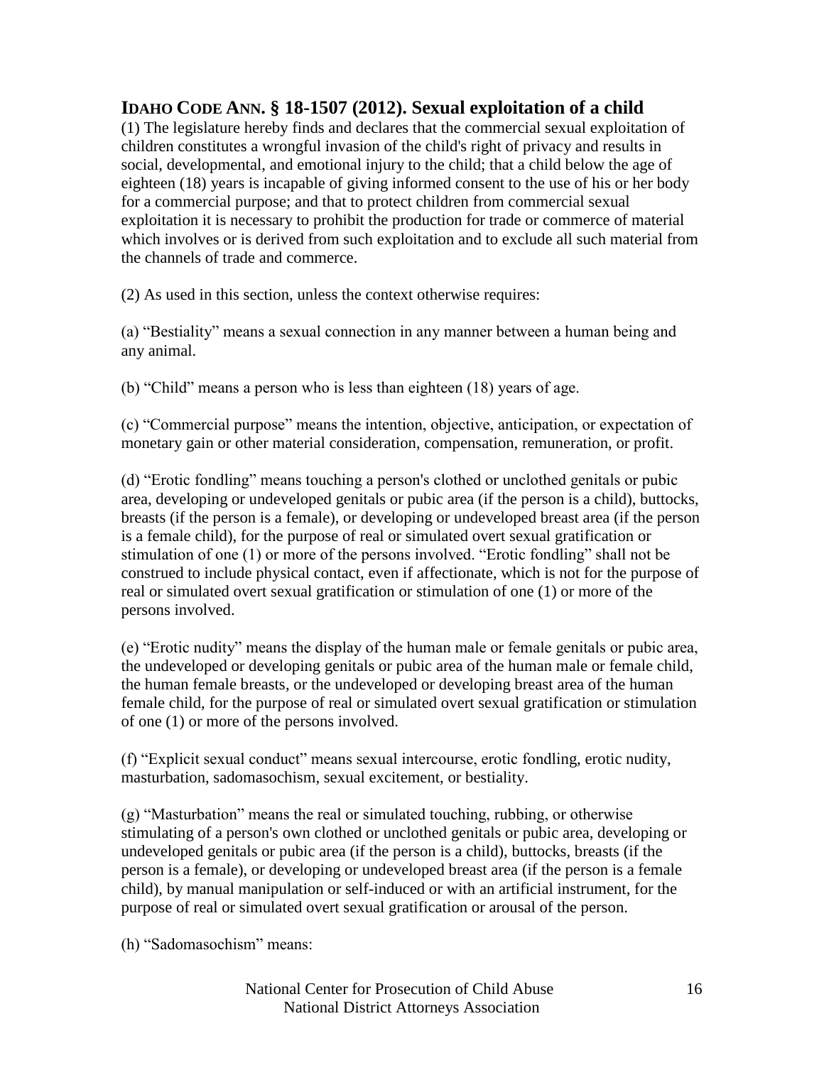## IDAHO CODE ANN. § 18-1507 (2012). Sexual exploitation of a child

(1) The legislature hereby finds and declares that the commercial sexual exploitation of children constitutes a wrongful invasion of the child's right of privacy and results in social, developmental, and emotional injury to the child; that a child below the age of eighteen (18) years is incapable of giving informed consent to the use of his or her body for a commercial purpose; and that to protect children from commercial sexual exploitation it is necessary to prohibit the production for trade or commerce of material which involves or is derived from such exploitation and to exclude all such material from the channels of trade and commerce.

(2) As used in this section, unless the context otherwise requires:

(a) "Bestiality" means a sexual connection in any manner between a human being and any animal.

(b) "Child" means a person who is less than eighteen (18) years of age.

(c) "Commercial purpose" means the intention, objective, anticipation, or expectation of monetary gain or other material consideration, compensation, remuneration, or profit.

(d) "Erotic fondling" means touching a person's clothed or unclothed genitals or pubic area, developing or undeveloped genitals or pubic area (if the person is a child), buttocks, breasts (if the person is a female), or developing or undeveloped breast area (if the person is a female child), for the purpose of real or simulated overt sexual gratification or stimulation of one (1) or more of the persons involved. "Erotic fondling" shall not be construed to include physical contact, even if affectionate, which is not for the purpose of real or simulated overt sexual gratification or stimulation of one (1) or more of the persons involved.

(e) "Erotic nudity" means the display of the human male or female genitals or pubic area, the undeveloped or developing genitals or pubic area of the human male or female child, the human female breasts, or the undeveloped or developing breast area of the human female child, for the purpose of real or simulated overt sexual gratification or stimulation of one (1) or more of the persons involved.

(f) "Explicit sexual conduct" means sexual intercourse, erotic fondling, erotic nudity, masturbation, sadomasochism, sexual excitement, or bestiality.

(g) "Masturbation" means the real or simulated touching, rubbing, or otherwise stimulating of a person's own clothed or unclothed genitals or pubic area, developing or undeveloped genitals or pubic area (if the person is a child), buttocks, breasts (if the person is a female), or developing or undeveloped breast area (if the person is a female child), by manual manipulation or self-induced or with an artificial instrument, for the purpose of real or simulated overt sexual gratification or arousal of the person.

(h) "Sadomasochism" means: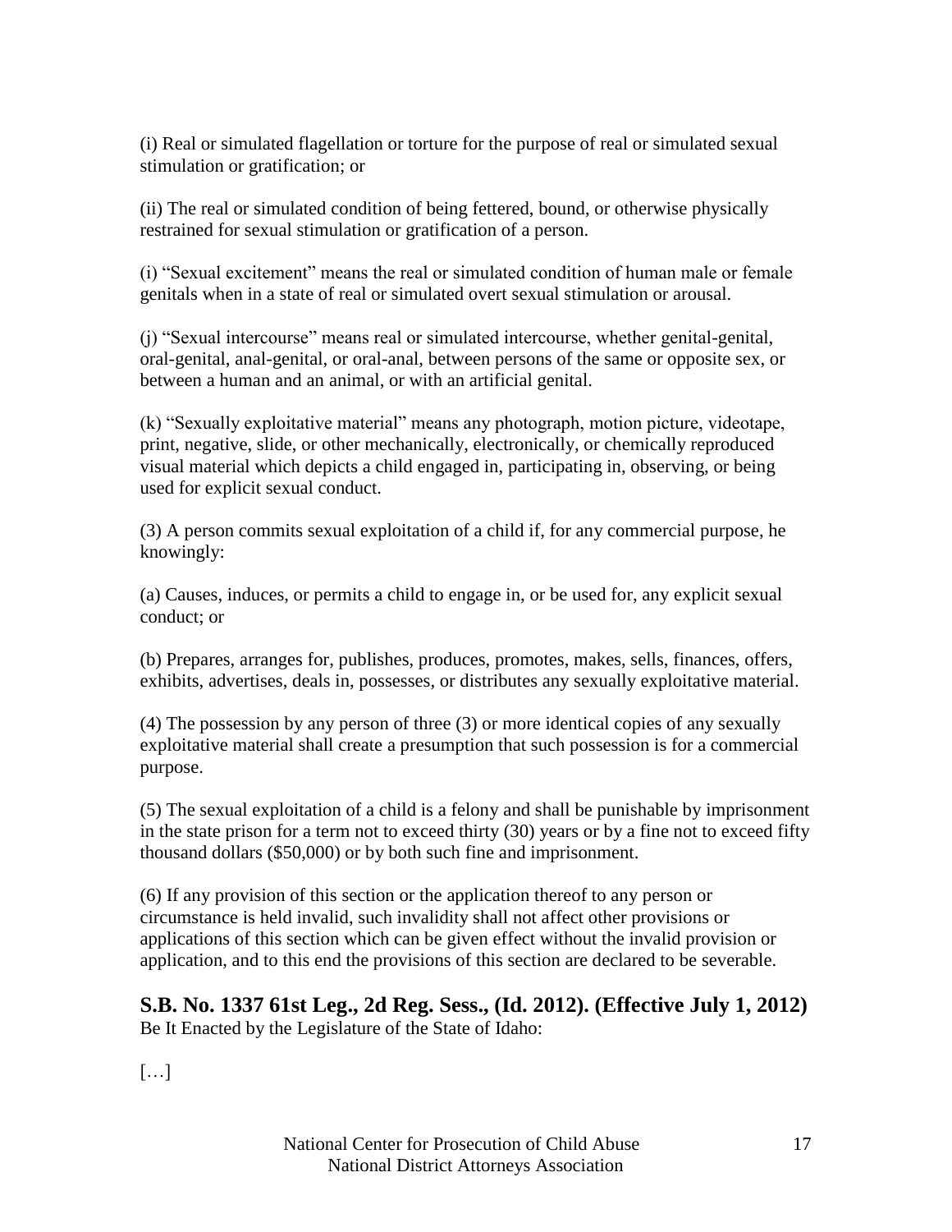(i) Real or simulated flagellation or torture for the purpose of real or simulated sexual stimulation or gratification; or

(ii) The real or simulated condition of being fettered, bound, or otherwise physically restrained for sexual stimulation or gratification of a person.

(i) "Sexual excitement" means the real or simulated condition of human male or female genitals when in a state of real or simulated overt sexual stimulation or arousal.

(j) "Sexual intercourse" means real or simulated intercourse, whether genital-genital, oral-genital, anal-genital, or oral-anal, between persons of the same or opposite sex, or between a human and an animal, or with an artificial genital.

(k) "Sexually exploitative material" means any photograph, motion picture, videotape, print, negative, slide, or other mechanically, electronically, or chemically reproduced visual material which depicts a child engaged in, participating in, observing, or being used for explicit sexual conduct.

(3) A person commits sexual exploitation of a child if, for any commercial purpose, he knowingly:

(a) Causes, induces, or permits a child to engage in, or be used for, any explicit sexual conduct; or

(b) Prepares, arranges for, publishes, produces, promotes, makes, sells, finances, offers, exhibits, advertises, deals in, possesses, or distributes any sexually exploitative material.

(4) The possession by any person of three (3) or more identical copies of any sexually exploitative material shall create a presumption that such possession is for a commercial purpose.

(5) The sexual exploitation of a child is a felony and shall be punishable by imprisonment in the state prison for a term not to exceed thirty (30) years or by a fine not to exceed fifty thousand dollars ($50,000) or by both such fine and imprisonment.

(6) If any provision of this section or the application thereof to any person or circumstance is held invalid, such invalidity shall not affect other provisions or applications of this section which can be given effect without the invalid provision or application, and to this end the provisions of this section are declared to be severable.

## S.B. No. 1337 61st Leg., 2d Reg. Sess., (Id. 2012). (Effective July 1, 2012)

Be It Enacted by the Legislature of the State of Idaho:

[…]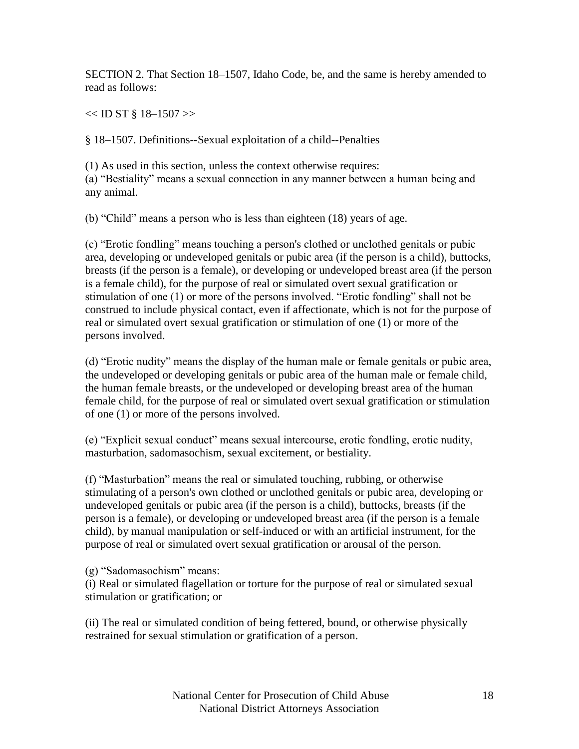SECTION 2. That Section 18–1507, Idaho Code, be, and the same is hereby amended to read as follows:

<< ID ST § 18–1507 >>

§ 18–1507. Definitions--Sexual exploitation of a child--Penalties

(1) As used in this section, unless the context otherwise requires:
(a) "Bestiality" means a sexual connection in any manner between a human being and any animal.

(b) "Child" means a person who is less than eighteen (18) years of age.

(c) "Erotic fondling" means touching a person's clothed or unclothed genitals or pubic area, developing or undeveloped genitals or pubic area (if the person is a child), buttocks, breasts (if the person is a female), or developing or undeveloped breast area (if the person is a female child), for the purpose of real or simulated overt sexual gratification or stimulation of one (1) or more of the persons involved. "Erotic fondling" shall not be construed to include physical contact, even if affectionate, which is not for the purpose of real or simulated overt sexual gratification or stimulation of one (1) or more of the persons involved.

(d) "Erotic nudity" means the display of the human male or female genitals or pubic area, the undeveloped or developing genitals or pubic area of the human male or female child, the human female breasts, or the undeveloped or developing breast area of the human female child, for the purpose of real or simulated overt sexual gratification or stimulation of one (1) or more of the persons involved.

(e) "Explicit sexual conduct" means sexual intercourse, erotic fondling, erotic nudity, masturbation, sadomasochism, sexual excitement, or bestiality.

(f) "Masturbation" means the real or simulated touching, rubbing, or otherwise stimulating of a person's own clothed or unclothed genitals or pubic area, developing or undeveloped genitals or pubic area (if the person is a child), buttocks, breasts (if the person is a female), or developing or undeveloped breast area (if the person is a female child), by manual manipulation or self-induced or with an artificial instrument, for the purpose of real or simulated overt sexual gratification or arousal of the person.

(g) "Sadomasochism" means:
(i) Real or simulated flagellation or torture for the purpose of real or simulated sexual stimulation or gratification; or

(ii) The real or simulated condition of being fettered, bound, or otherwise physically restrained for sexual stimulation or gratification of a person.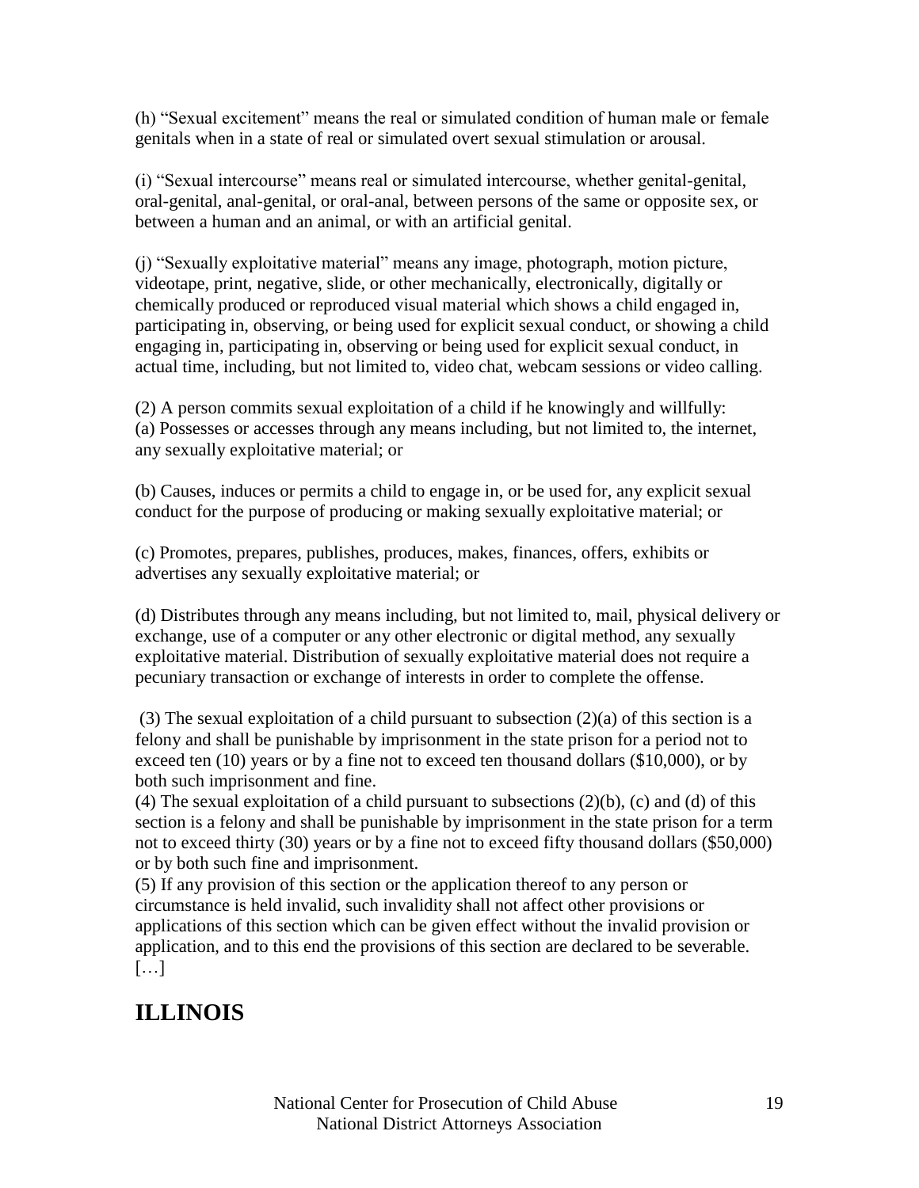(h) "Sexual excitement" means the real or simulated condition of human male or female genitals when in a state of real or simulated overt sexual stimulation or arousal.

(i) "Sexual intercourse" means real or simulated intercourse, whether genital-genital, oral-genital, anal-genital, or oral-anal, between persons of the same or opposite sex, or between a human and an animal, or with an artificial genital.

(j) "Sexually exploitative material" means any image, photograph, motion picture, videotape, print, negative, slide, or other mechanically, electronically, digitally or chemically produced or reproduced visual material which shows a child engaged in, participating in, observing, or being used for explicit sexual conduct, or showing a child engaging in, participating in, observing or being used for explicit sexual conduct, in actual time, including, but not limited to, video chat, webcam sessions or video calling.

(2) A person commits sexual exploitation of a child if he knowingly and willfully:
(a) Possesses or accesses through any means including, but not limited to, the internet, any sexually exploitative material; or

(b) Causes, induces or permits a child to engage in, or be used for, any explicit sexual conduct for the purpose of producing or making sexually exploitative material; or

(c) Promotes, prepares, publishes, produces, makes, finances, offers, exhibits or advertises any sexually exploitative material; or

(d) Distributes through any means including, but not limited to, mail, physical delivery or exchange, use of a computer or any other electronic or digital method, any sexually exploitative material. Distribution of sexually exploitative material does not require a pecuniary transaction or exchange of interests in order to complete the offense.

(3) The sexual exploitation of a child pursuant to subsection (2)(a) of this section is a felony and shall be punishable by imprisonment in the state prison for a period not to exceed ten (10) years or by a fine not to exceed ten thousand dollars ($10,000), or by both such imprisonment and fine.
(4) The sexual exploitation of a child pursuant to subsections (2)(b), (c) and (d) of this section is a felony and shall be punishable by imprisonment in the state prison for a term not to exceed thirty (30) years or by a fine not to exceed fifty thousand dollars ($50,000) or by both such fine and imprisonment.
(5) If any provision of this section or the application thereof to any person or circumstance is held invalid, such invalidity shall not affect other provisions or applications of this section which can be given effect without the invalid provision or application, and to this end the provisions of this section are declared to be severable.
[…]

## ILLINOIS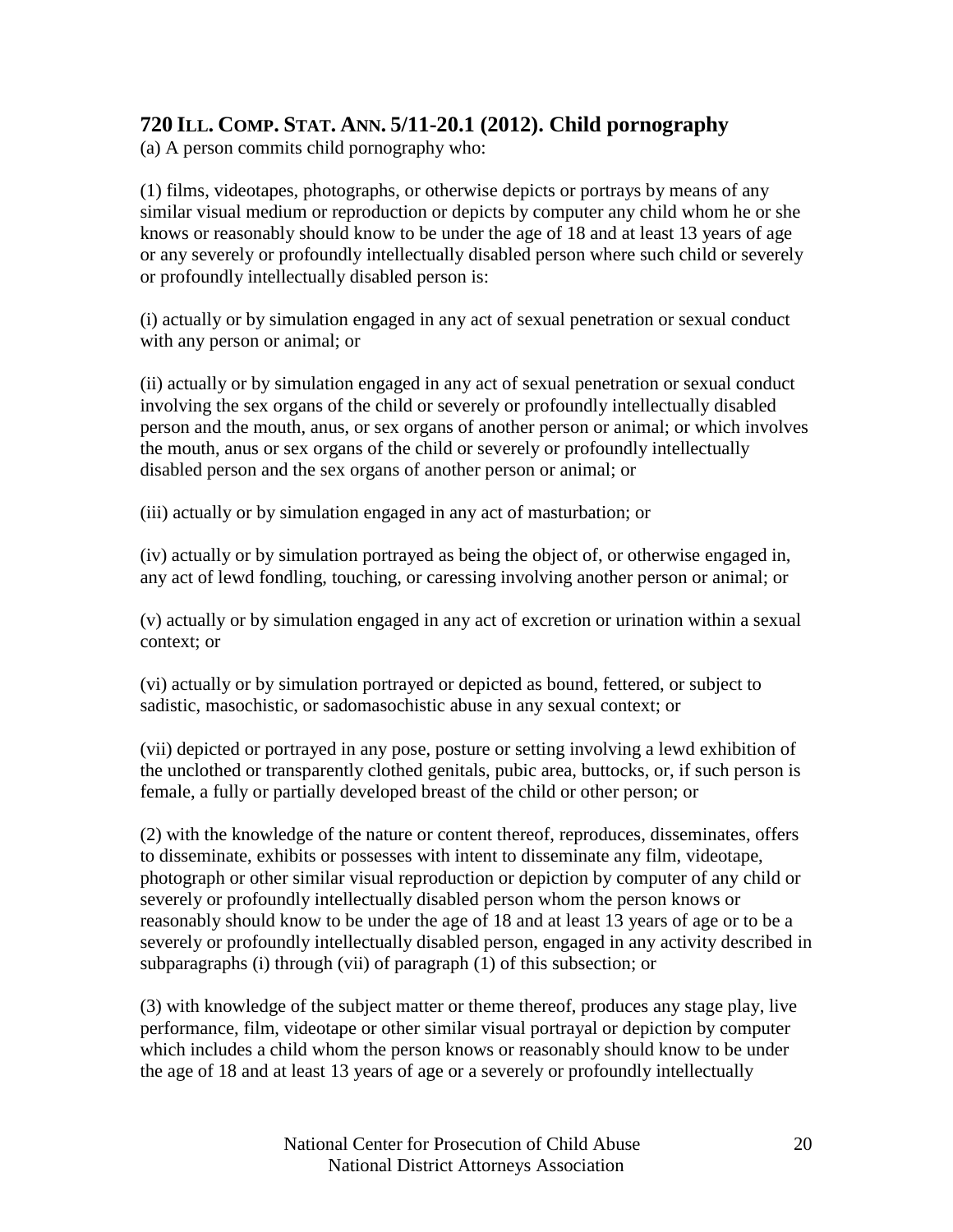## 720 ILL. COMP. STAT. ANN. 5/11-20.1 (2012). Child pornography

(a) A person commits child pornography who:

(1) films, videotapes, photographs, or otherwise depicts or portrays by means of any similar visual medium or reproduction or depicts by computer any child whom he or she knows or reasonably should know to be under the age of 18 and at least 13 years of age or any severely or profoundly intellectually disabled person where such child or severely or profoundly intellectually disabled person is:

(i) actually or by simulation engaged in any act of sexual penetration or sexual conduct with any person or animal; or

(ii) actually or by simulation engaged in any act of sexual penetration or sexual conduct involving the sex organs of the child or severely or profoundly intellectually disabled person and the mouth, anus, or sex organs of another person or animal; or which involves the mouth, anus or sex organs of the child or severely or profoundly intellectually disabled person and the sex organs of another person or animal; or

(iii) actually or by simulation engaged in any act of masturbation; or

(iv) actually or by simulation portrayed as being the object of, or otherwise engaged in, any act of lewd fondling, touching, or caressing involving another person or animal; or

(v) actually or by simulation engaged in any act of excretion or urination within a sexual context; or

(vi) actually or by simulation portrayed or depicted as bound, fettered, or subject to sadistic, masochistic, or sadomasochistic abuse in any sexual context; or

(vii) depicted or portrayed in any pose, posture or setting involving a lewd exhibition of the unclothed or transparently clothed genitals, pubic area, buttocks, or, if such person is female, a fully or partially developed breast of the child or other person; or

(2) with the knowledge of the nature or content thereof, reproduces, disseminates, offers to disseminate, exhibits or possesses with intent to disseminate any film, videotape, photograph or other similar visual reproduction or depiction by computer of any child or severely or profoundly intellectually disabled person whom the person knows or reasonably should know to be under the age of 18 and at least 13 years of age or to be a severely or profoundly intellectually disabled person, engaged in any activity described in subparagraphs (i) through (vii) of paragraph (1) of this subsection; or

(3) with knowledge of the subject matter or theme thereof, produces any stage play, live performance, film, videotape or other similar visual portrayal or depiction by computer which includes a child whom the person knows or reasonably should know to be under the age of 18 and at least 13 years of age or a severely or profoundly intellectually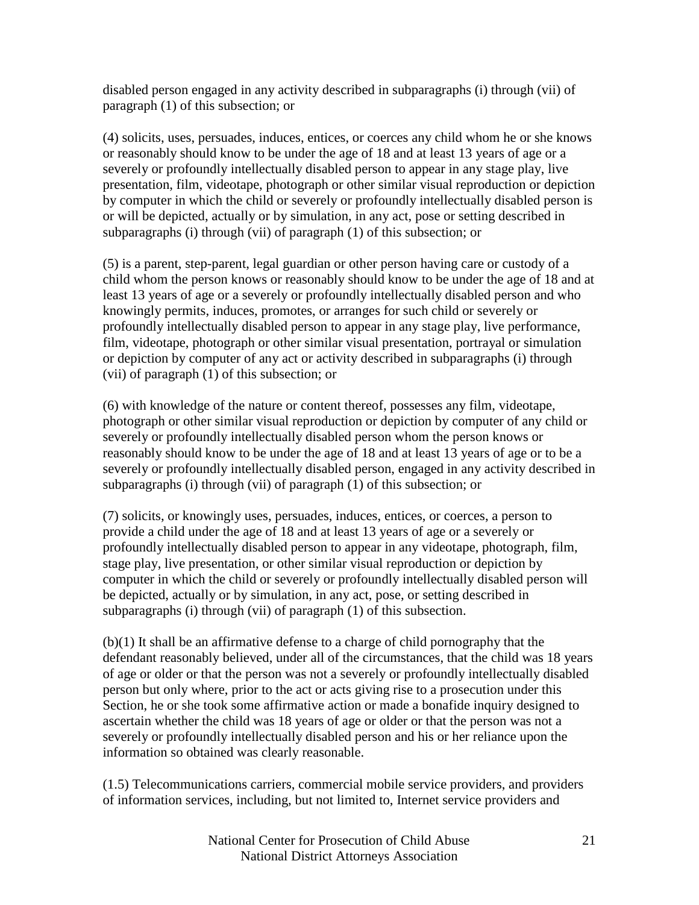disabled person engaged in any activity described in subparagraphs (i) through (vii) of paragraph (1) of this subsection; or

(4) solicits, uses, persuades, induces, entices, or coerces any child whom he or she knows or reasonably should know to be under the age of 18 and at least 13 years of age or a severely or profoundly intellectually disabled person to appear in any stage play, live presentation, film, videotape, photograph or other similar visual reproduction or depiction by computer in which the child or severely or profoundly intellectually disabled person is or will be depicted, actually or by simulation, in any act, pose or setting described in subparagraphs (i) through (vii) of paragraph (1) of this subsection; or

(5) is a parent, step-parent, legal guardian or other person having care or custody of a child whom the person knows or reasonably should know to be under the age of 18 and at least 13 years of age or a severely or profoundly intellectually disabled person and who knowingly permits, induces, promotes, or arranges for such child or severely or profoundly intellectually disabled person to appear in any stage play, live performance, film, videotape, photograph or other similar visual presentation, portrayal or simulation or depiction by computer of any act or activity described in subparagraphs (i) through (vii) of paragraph (1) of this subsection; or

(6) with knowledge of the nature or content thereof, possesses any film, videotape, photograph or other similar visual reproduction or depiction by computer of any child or severely or profoundly intellectually disabled person whom the person knows or reasonably should know to be under the age of 18 and at least 13 years of age or to be a severely or profoundly intellectually disabled person, engaged in any activity described in subparagraphs (i) through (vii) of paragraph (1) of this subsection; or

(7) solicits, or knowingly uses, persuades, induces, entices, or coerces, a person to provide a child under the age of 18 and at least 13 years of age or a severely or profoundly intellectually disabled person to appear in any videotape, photograph, film, stage play, live presentation, or other similar visual reproduction or depiction by computer in which the child or severely or profoundly intellectually disabled person will be depicted, actually or by simulation, in any act, pose, or setting described in subparagraphs (i) through (vii) of paragraph (1) of this subsection.

(b)(1) It shall be an affirmative defense to a charge of child pornography that the defendant reasonably believed, under all of the circumstances, that the child was 18 years of age or older or that the person was not a severely or profoundly intellectually disabled person but only where, prior to the act or acts giving rise to a prosecution under this Section, he or she took some affirmative action or made a bonafide inquiry designed to ascertain whether the child was 18 years of age or older or that the person was not a severely or profoundly intellectually disabled person and his or her reliance upon the information so obtained was clearly reasonable.

(1.5) Telecommunications carriers, commercial mobile service providers, and providers of information services, including, but not limited to, Internet service providers and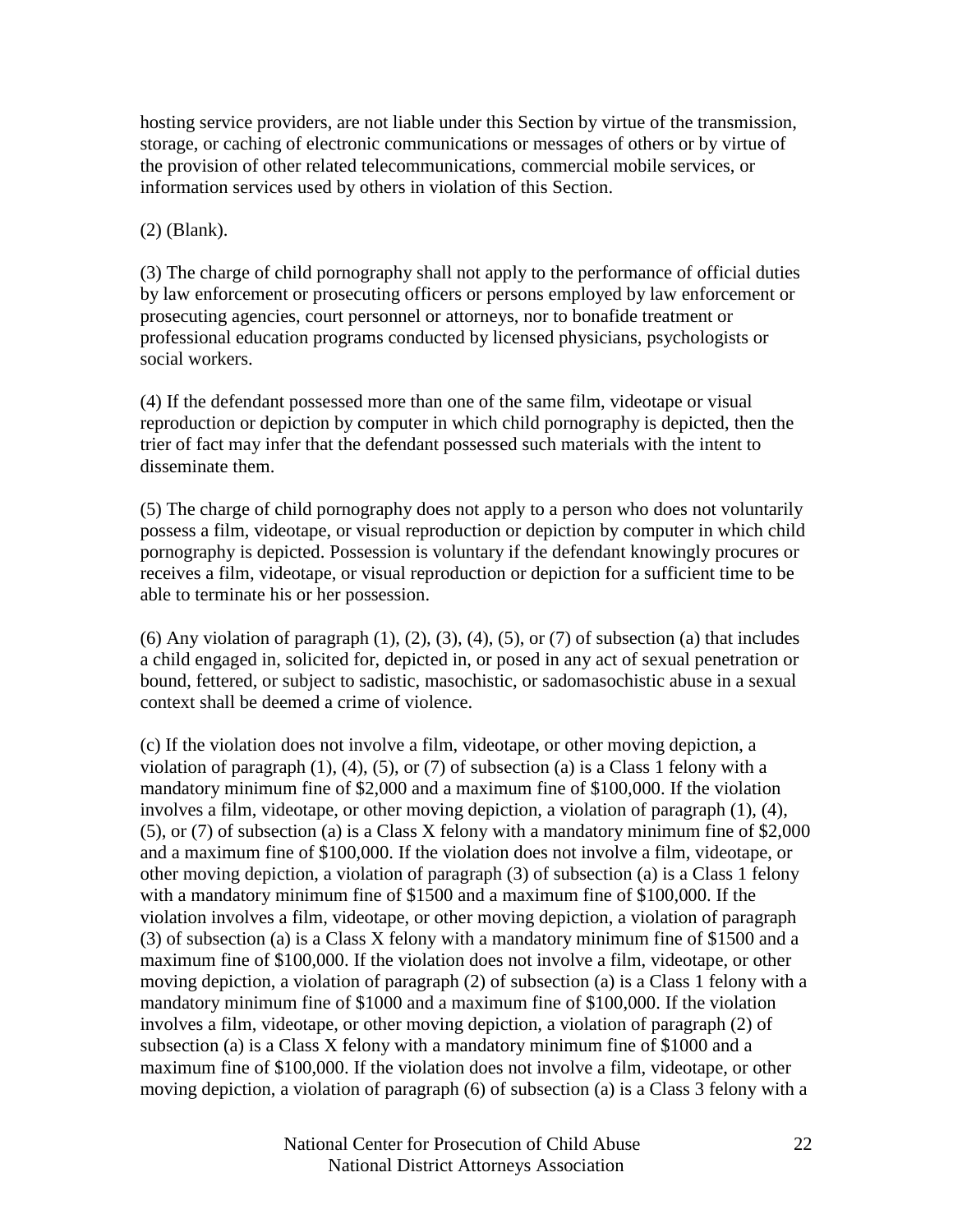hosting service providers, are not liable under this Section by virtue of the transmission, storage, or caching of electronic communications or messages of others or by virtue of the provision of other related telecommunications, commercial mobile services, or information services used by others in violation of this Section.

(2) (Blank).

(3) The charge of child pornography shall not apply to the performance of official duties by law enforcement or prosecuting officers or persons employed by law enforcement or prosecuting agencies, court personnel or attorneys, nor to bonafide treatment or professional education programs conducted by licensed physicians, psychologists or social workers.

(4) If the defendant possessed more than one of the same film, videotape or visual reproduction or depiction by computer in which child pornography is depicted, then the trier of fact may infer that the defendant possessed such materials with the intent to disseminate them.

(5) The charge of child pornography does not apply to a person who does not voluntarily possess a film, videotape, or visual reproduction or depiction by computer in which child pornography is depicted. Possession is voluntary if the defendant knowingly procures or receives a film, videotape, or visual reproduction or depiction for a sufficient time to be able to terminate his or her possession.

(6) Any violation of paragraph (1), (2), (3), (4), (5), or (7) of subsection (a) that includes a child engaged in, solicited for, depicted in, or posed in any act of sexual penetration or bound, fettered, or subject to sadistic, masochistic, or sadomasochistic abuse in a sexual context shall be deemed a crime of violence.

(c) If the violation does not involve a film, videotape, or other moving depiction, a violation of paragraph (1), (4), (5), or (7) of subsection (a) is a Class 1 felony with a mandatory minimum fine of $2,000 and a maximum fine of $100,000. If the violation involves a film, videotape, or other moving depiction, a violation of paragraph (1), (4), (5), or (7) of subsection (a) is a Class X felony with a mandatory minimum fine of $2,000 and a maximum fine of $100,000. If the violation does not involve a film, videotape, or other moving depiction, a violation of paragraph (3) of subsection (a) is a Class 1 felony with a mandatory minimum fine of $1500 and a maximum fine of $100,000. If the violation involves a film, videotape, or other moving depiction, a violation of paragraph (3) of subsection (a) is a Class X felony with a mandatory minimum fine of $1500 and a maximum fine of $100,000. If the violation does not involve a film, videotape, or other moving depiction, a violation of paragraph (2) of subsection (a) is a Class 1 felony with a mandatory minimum fine of $1000 and a maximum fine of $100,000. If the violation involves a film, videotape, or other moving depiction, a violation of paragraph (2) of subsection (a) is a Class X felony with a mandatory minimum fine of $1000 and a maximum fine of $100,000. If the violation does not involve a film, videotape, or other moving depiction, a violation of paragraph (6) of subsection (a) is a Class 3 felony with a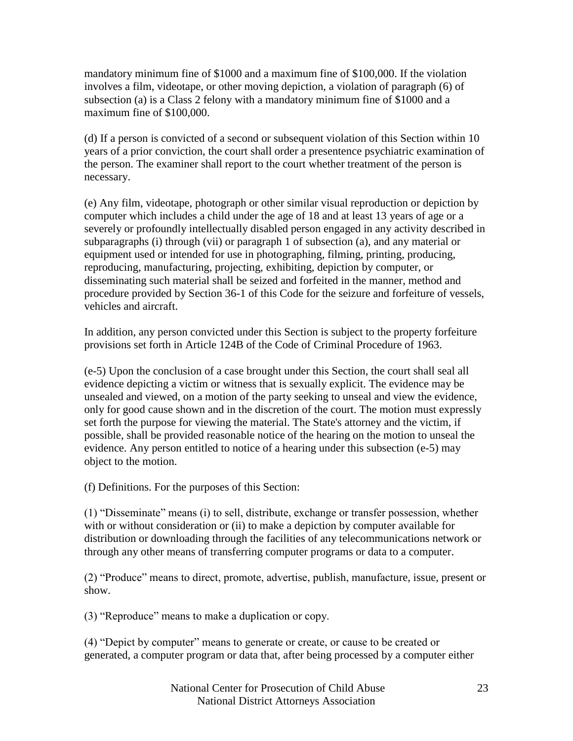mandatory minimum fine of $1000 and a maximum fine of $100,000. If the violation involves a film, videotape, or other moving depiction, a violation of paragraph (6) of subsection (a) is a Class 2 felony with a mandatory minimum fine of $1000 and a maximum fine of $100,000.

(d) If a person is convicted of a second or subsequent violation of this Section within 10 years of a prior conviction, the court shall order a presentence psychiatric examination of the person. The examiner shall report to the court whether treatment of the person is necessary.

(e) Any film, videotape, photograph or other similar visual reproduction or depiction by computer which includes a child under the age of 18 and at least 13 years of age or a severely or profoundly intellectually disabled person engaged in any activity described in subparagraphs (i) through (vii) or paragraph 1 of subsection (a), and any material or equipment used or intended for use in photographing, filming, printing, producing, reproducing, manufacturing, projecting, exhibiting, depiction by computer, or disseminating such material shall be seized and forfeited in the manner, method and procedure provided by Section 36-1 of this Code for the seizure and forfeiture of vessels, vehicles and aircraft.

In addition, any person convicted under this Section is subject to the property forfeiture provisions set forth in Article 124B of the Code of Criminal Procedure of 1963.

(e-5) Upon the conclusion of a case brought under this Section, the court shall seal all evidence depicting a victim or witness that is sexually explicit. The evidence may be unsealed and viewed, on a motion of the party seeking to unseal and view the evidence, only for good cause shown and in the discretion of the court. The motion must expressly set forth the purpose for viewing the material. The State's attorney and the victim, if possible, shall be provided reasonable notice of the hearing on the motion to unseal the evidence. Any person entitled to notice of a hearing under this subsection (e-5) may object to the motion.

(f) Definitions. For the purposes of this Section:

(1) “Disseminate” means (i) to sell, distribute, exchange or transfer possession, whether with or without consideration or (ii) to make a depiction by computer available for distribution or downloading through the facilities of any telecommunications network or through any other means of transferring computer programs or data to a computer.

(2) “Produce” means to direct, promote, advertise, publish, manufacture, issue, present or show.

(3) “Reproduce” means to make a duplication or copy.

(4) “Depict by computer” means to generate or create, or cause to be created or generated, a computer program or data that, after being processed by a computer either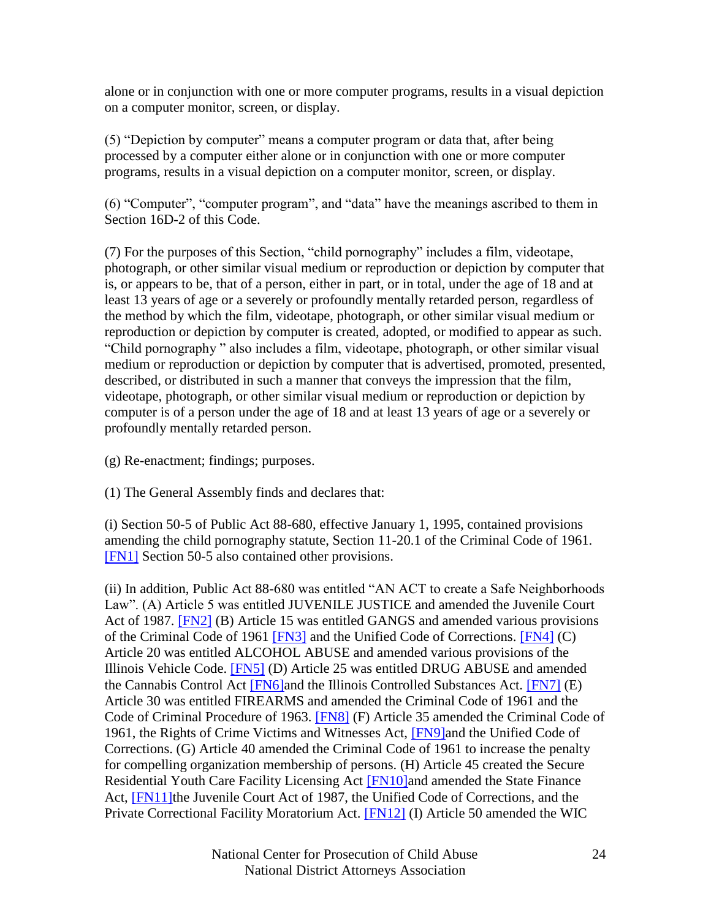alone or in conjunction with one or more computer programs, results in a visual depiction on a computer monitor, screen, or display.

(5) “Depiction by computer” means a computer program or data that, after being processed by a computer either alone or in conjunction with one or more computer programs, results in a visual depiction on a computer monitor, screen, or display.

(6) “Computer”, “computer program”, and “data” have the meanings ascribed to them in Section 16D-2 of this Code.

(7) For the purposes of this Section, “child pornography” includes a film, videotape, photograph, or other similar visual medium or reproduction or depiction by computer that is, or appears to be, that of a person, either in part, or in total, under the age of 18 and at least 13 years of age or a severely or profoundly mentally retarded person, regardless of the method by which the film, videotape, photograph, or other similar visual medium or reproduction or depiction by computer is created, adopted, or modified to appear as such. “Child pornography ” also includes a film, videotape, photograph, or other similar visual medium or reproduction or depiction by computer that is advertised, promoted, presented, described, or distributed in such a manner that conveys the impression that the film, videotape, photograph, or other similar visual medium or reproduction or depiction by computer is of a person under the age of 18 and at least 13 years of age or a severely or profoundly mentally retarded person.

(g) Re-enactment; findings; purposes.

(1) The General Assembly finds and declares that:

(i) Section 50-5 of Public Act 88-680, effective January 1, 1995, contained provisions amending the child pornography statute, Section 11-20.1 of the Criminal Code of 1961. [FN1] Section 50-5 also contained other provisions.

(ii) In addition, Public Act 88-680 was entitled “AN ACT to create a Safe Neighborhoods Law”. (A) Article 5 was entitled JUVENILE JUSTICE and amended the Juvenile Court Act of 1987. [FN2] (B) Article 15 was entitled GANGS and amended various provisions of the Criminal Code of 1961 [FN3] and the Unified Code of Corrections. [FN4] (C) Article 20 was entitled ALCOHOL ABUSE and amended various provisions of the Illinois Vehicle Code. [FN5] (D) Article 25 was entitled DRUG ABUSE and amended the Cannabis Control Act [FN6]and the Illinois Controlled Substances Act. [FN7] (E) Article 30 was entitled FIREARMS and amended the Criminal Code of 1961 and the Code of Criminal Procedure of 1963. [FN8] (F) Article 35 amended the Criminal Code of 1961, the Rights of Crime Victims and Witnesses Act, [FN9]and the Unified Code of Corrections. (G) Article 40 amended the Criminal Code of 1961 to increase the penalty for compelling organization membership of persons. (H) Article 45 created the Secure Residential Youth Care Facility Licensing Act [FN10]and amended the State Finance Act, [FN11]the Juvenile Court Act of 1987, the Unified Code of Corrections, and the Private Correctional Facility Moratorium Act. [FN12] (I) Article 50 amended the WIC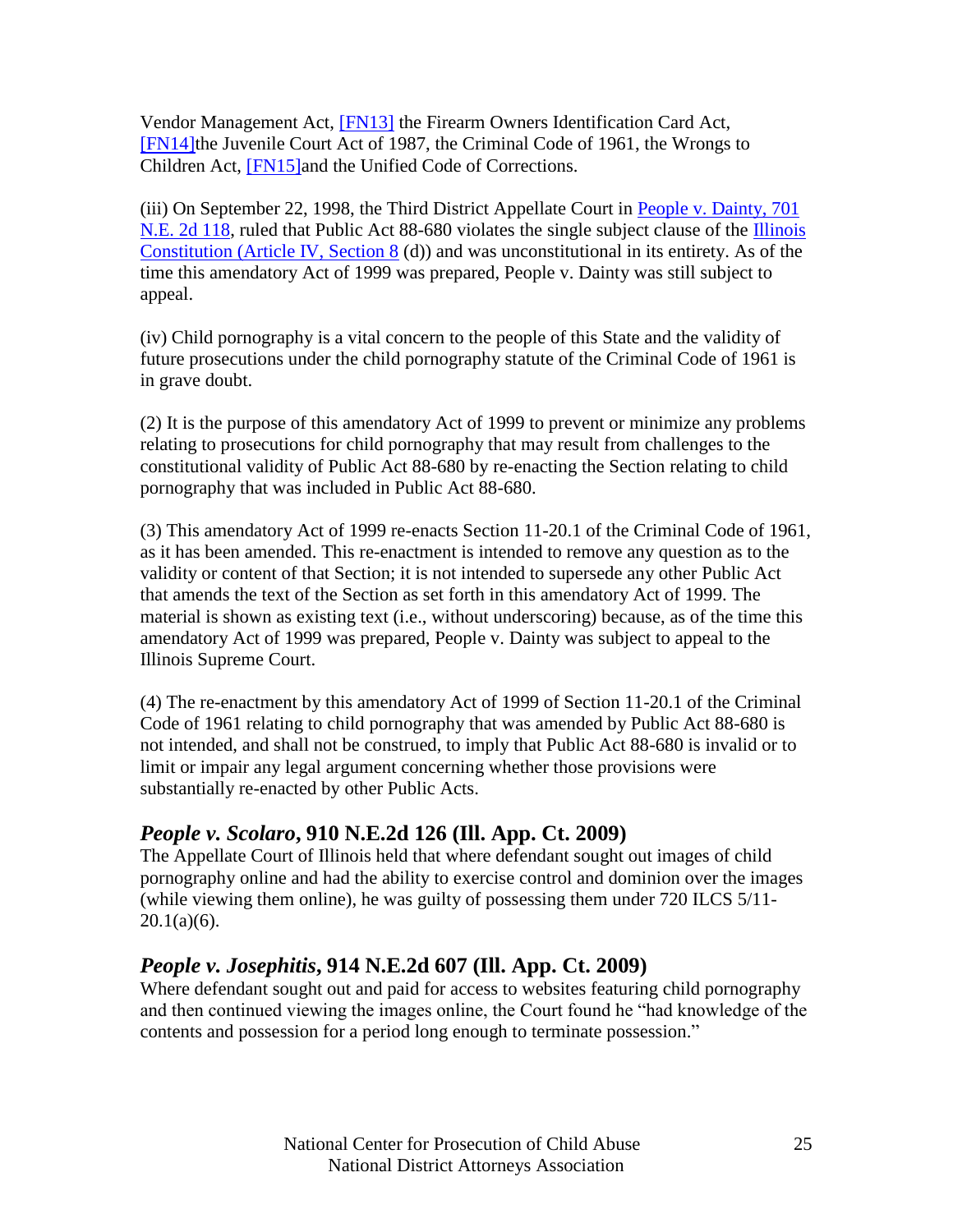Vendor Management Act, [FN13] the Firearm Owners Identification Card Act, [FN14]the Juvenile Court Act of 1987, the Criminal Code of 1961, the Wrongs to Children Act, [FN15]and the Unified Code of Corrections.

(iii) On September 22, 1998, the Third District Appellate Court in People v. Dainty, 701 N.E. 2d 118, ruled that Public Act 88-680 violates the single subject clause of the Illinois Constitution (Article IV, Section 8 (d)) and was unconstitutional in its entirety. As of the time this amendatory Act of 1999 was prepared, People v. Dainty was still subject to appeal.

(iv) Child pornography is a vital concern to the people of this State and the validity of future prosecutions under the child pornography statute of the Criminal Code of 1961 is in grave doubt.

(2) It is the purpose of this amendatory Act of 1999 to prevent or minimize any problems relating to prosecutions for child pornography that may result from challenges to the constitutional validity of Public Act 88-680 by re-enacting the Section relating to child pornography that was included in Public Act 88-680.

(3) This amendatory Act of 1999 re-enacts Section 11-20.1 of the Criminal Code of 1961, as it has been amended. This re-enactment is intended to remove any question as to the validity or content of that Section; it is not intended to supersede any other Public Act that amends the text of the Section as set forth in this amendatory Act of 1999. The material is shown as existing text (i.e., without underscoring) because, as of the time this amendatory Act of 1999 was prepared, People v. Dainty was subject to appeal to the Illinois Supreme Court.

(4) The re-enactment by this amendatory Act of 1999 of Section 11-20.1 of the Criminal Code of 1961 relating to child pornography that was amended by Public Act 88-680 is not intended, and shall not be construed, to imply that Public Act 88-680 is invalid or to limit or impair any legal argument concerning whether those provisions were substantially re-enacted by other Public Acts.

## *People v. Scolaro*, 910 N.E.2d 126 (Ill. App. Ct. 2009)

The Appellate Court of Illinois held that where defendant sought out images of child pornography online and had the ability to exercise control and dominion over the images (while viewing them online), he was guilty of possessing them under 720 ILCS 5/11-20.1(a)(6).

## *People v. Josephitis*, 914 N.E.2d 607 (Ill. App. Ct. 2009)

Where defendant sought out and paid for access to websites featuring child pornography and then continued viewing the images online, the Court found he "had knowledge of the contents and possession for a period long enough to terminate possession."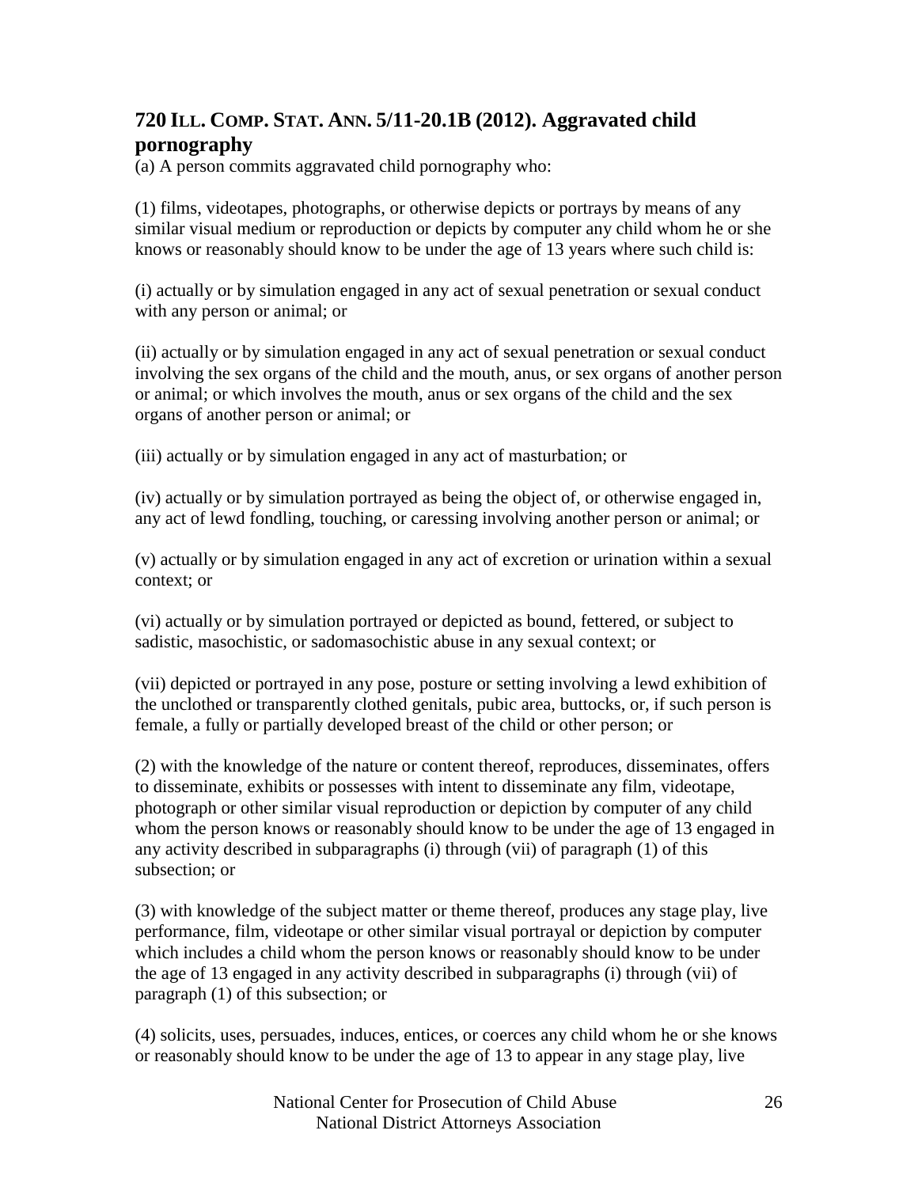## 720 ILL. COMP. STAT. ANN. 5/11-20.1B (2012). Aggravated child pornography

(a) A person commits aggravated child pornography who:

(1) films, videotapes, photographs, or otherwise depicts or portrays by means of any similar visual medium or reproduction or depicts by computer any child whom he or she knows or reasonably should know to be under the age of 13 years where such child is:

(i) actually or by simulation engaged in any act of sexual penetration or sexual conduct with any person or animal; or

(ii) actually or by simulation engaged in any act of sexual penetration or sexual conduct involving the sex organs of the child and the mouth, anus, or sex organs of another person or animal; or which involves the mouth, anus or sex organs of the child and the sex organs of another person or animal; or

(iii) actually or by simulation engaged in any act of masturbation; or

(iv) actually or by simulation portrayed as being the object of, or otherwise engaged in, any act of lewd fondling, touching, or caressing involving another person or animal; or

(v) actually or by simulation engaged in any act of excretion or urination within a sexual context; or

(vi) actually or by simulation portrayed or depicted as bound, fettered, or subject to sadistic, masochistic, or sadomasochistic abuse in any sexual context; or

(vii) depicted or portrayed in any pose, posture or setting involving a lewd exhibition of the unclothed or transparently clothed genitals, pubic area, buttocks, or, if such person is female, a fully or partially developed breast of the child or other person; or

(2) with the knowledge of the nature or content thereof, reproduces, disseminates, offers to disseminate, exhibits or possesses with intent to disseminate any film, videotape, photograph or other similar visual reproduction or depiction by computer of any child whom the person knows or reasonably should know to be under the age of 13 engaged in any activity described in subparagraphs (i) through (vii) of paragraph (1) of this subsection; or

(3) with knowledge of the subject matter or theme thereof, produces any stage play, live performance, film, videotape or other similar visual portrayal or depiction by computer which includes a child whom the person knows or reasonably should know to be under the age of 13 engaged in any activity described in subparagraphs (i) through (vii) of paragraph (1) of this subsection; or

(4) solicits, uses, persuades, induces, entices, or coerces any child whom he or she knows or reasonably should know to be under the age of 13 to appear in any stage play, live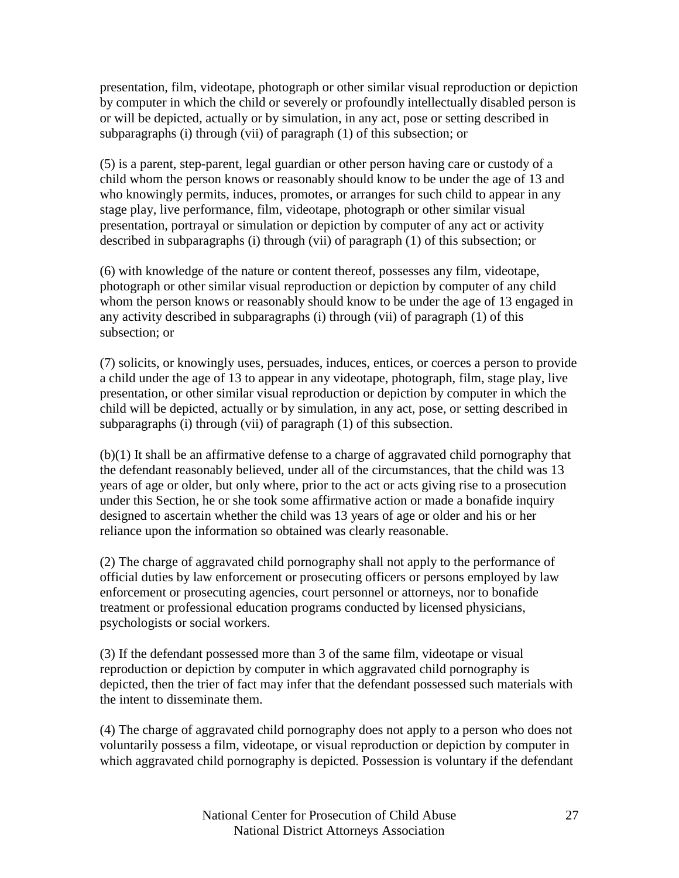presentation, film, videotape, photograph or other similar visual reproduction or depiction by computer in which the child or severely or profoundly intellectually disabled person is or will be depicted, actually or by simulation, in any act, pose or setting described in subparagraphs (i) through (vii) of paragraph (1) of this subsection; or

(5) is a parent, step-parent, legal guardian or other person having care or custody of a child whom the person knows or reasonably should know to be under the age of 13 and who knowingly permits, induces, promotes, or arranges for such child to appear in any stage play, live performance, film, videotape, photograph or other similar visual presentation, portrayal or simulation or depiction by computer of any act or activity described in subparagraphs (i) through (vii) of paragraph (1) of this subsection; or

(6) with knowledge of the nature or content thereof, possesses any film, videotape, photograph or other similar visual reproduction or depiction by computer of any child whom the person knows or reasonably should know to be under the age of 13 engaged in any activity described in subparagraphs (i) through (vii) of paragraph (1) of this subsection; or

(7) solicits, or knowingly uses, persuades, induces, entices, or coerces a person to provide a child under the age of 13 to appear in any videotape, photograph, film, stage play, live presentation, or other similar visual reproduction or depiction by computer in which the child will be depicted, actually or by simulation, in any act, pose, or setting described in subparagraphs (i) through (vii) of paragraph (1) of this subsection.

(b)(1) It shall be an affirmative defense to a charge of aggravated child pornography that the defendant reasonably believed, under all of the circumstances, that the child was 13 years of age or older, but only where, prior to the act or acts giving rise to a prosecution under this Section, he or she took some affirmative action or made a bonafide inquiry designed to ascertain whether the child was 13 years of age or older and his or her reliance upon the information so obtained was clearly reasonable.

(2) The charge of aggravated child pornography shall not apply to the performance of official duties by law enforcement or prosecuting officers or persons employed by law enforcement or prosecuting agencies, court personnel or attorneys, nor to bonafide treatment or professional education programs conducted by licensed physicians, psychologists or social workers.

(3) If the defendant possessed more than 3 of the same film, videotape or visual reproduction or depiction by computer in which aggravated child pornography is depicted, then the trier of fact may infer that the defendant possessed such materials with the intent to disseminate them.

(4) The charge of aggravated child pornography does not apply to a person who does not voluntarily possess a film, videotape, or visual reproduction or depiction by computer in which aggravated child pornography is depicted. Possession is voluntary if the defendant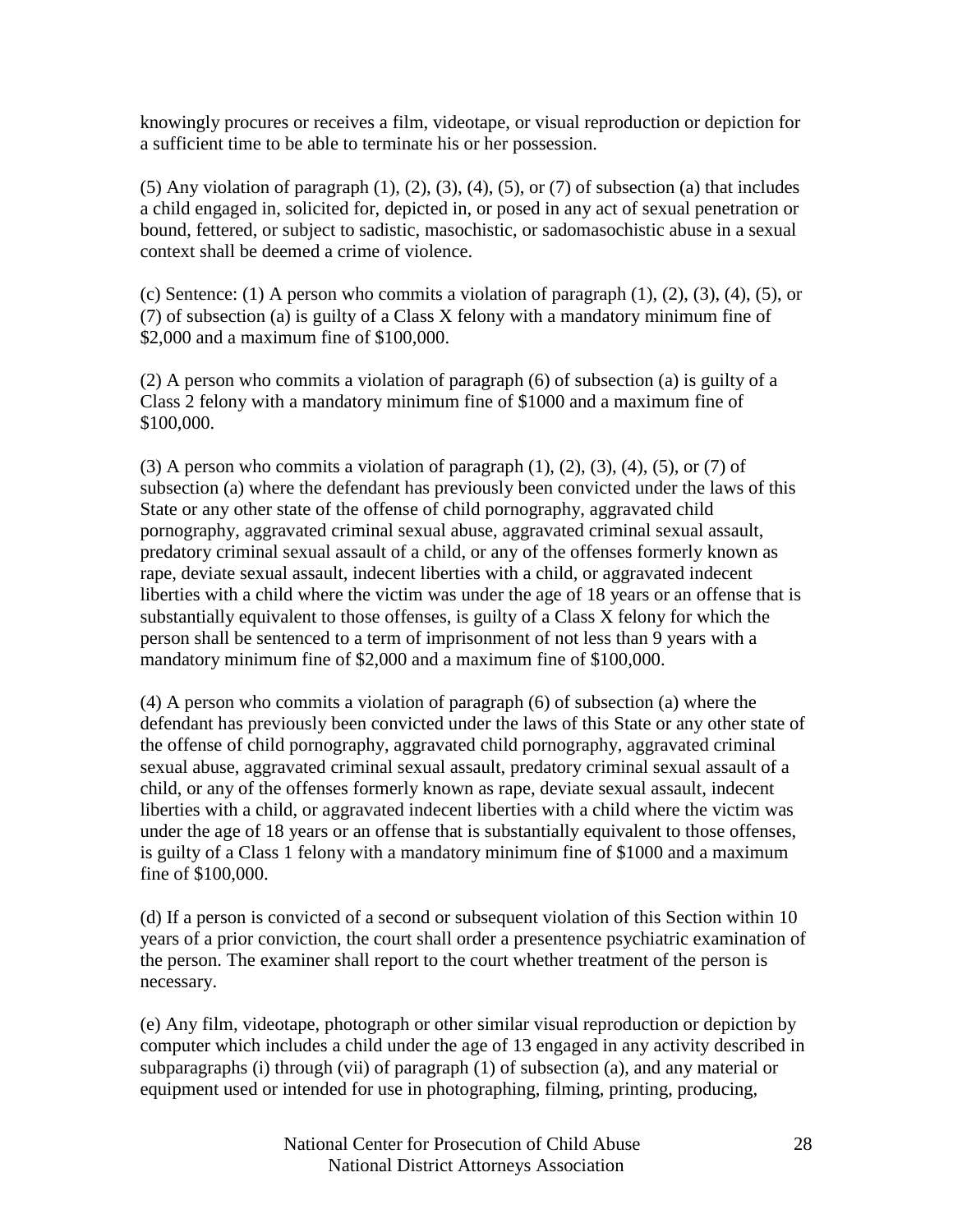knowingly procures or receives a film, videotape, or visual reproduction or depiction for a sufficient time to be able to terminate his or her possession.

(5) Any violation of paragraph (1), (2), (3), (4), (5), or (7) of subsection (a) that includes a child engaged in, solicited for, depicted in, or posed in any act of sexual penetration or bound, fettered, or subject to sadistic, masochistic, or sadomasochistic abuse in a sexual context shall be deemed a crime of violence.

(c) Sentence: (1) A person who commits a violation of paragraph (1), (2), (3), (4), (5), or (7) of subsection (a) is guilty of a Class X felony with a mandatory minimum fine of $2,000 and a maximum fine of $100,000.

(2) A person who commits a violation of paragraph (6) of subsection (a) is guilty of a Class 2 felony with a mandatory minimum fine of $1000 and a maximum fine of $100,000.

(3) A person who commits a violation of paragraph (1), (2), (3), (4), (5), or (7) of subsection (a) where the defendant has previously been convicted under the laws of this State or any other state of the offense of child pornography, aggravated child pornography, aggravated criminal sexual abuse, aggravated criminal sexual assault, predatory criminal sexual assault of a child, or any of the offenses formerly known as rape, deviate sexual assault, indecent liberties with a child, or aggravated indecent liberties with a child where the victim was under the age of 18 years or an offense that is substantially equivalent to those offenses, is guilty of a Class X felony for which the person shall be sentenced to a term of imprisonment of not less than 9 years with a mandatory minimum fine of $2,000 and a maximum fine of $100,000.

(4) A person who commits a violation of paragraph (6) of subsection (a) where the defendant has previously been convicted under the laws of this State or any other state of the offense of child pornography, aggravated child pornography, aggravated criminal sexual abuse, aggravated criminal sexual assault, predatory criminal sexual assault of a child, or any of the offenses formerly known as rape, deviate sexual assault, indecent liberties with a child, or aggravated indecent liberties with a child where the victim was under the age of 18 years or an offense that is substantially equivalent to those offenses, is guilty of a Class 1 felony with a mandatory minimum fine of $1000 and a maximum fine of $100,000.

(d) If a person is convicted of a second or subsequent violation of this Section within 10 years of a prior conviction, the court shall order a presentence psychiatric examination of the person. The examiner shall report to the court whether treatment of the person is necessary.

(e) Any film, videotape, photograph or other similar visual reproduction or depiction by computer which includes a child under the age of 13 engaged in any activity described in subparagraphs (i) through (vii) of paragraph (1) of subsection (a), and any material or equipment used or intended for use in photographing, filming, printing, producing,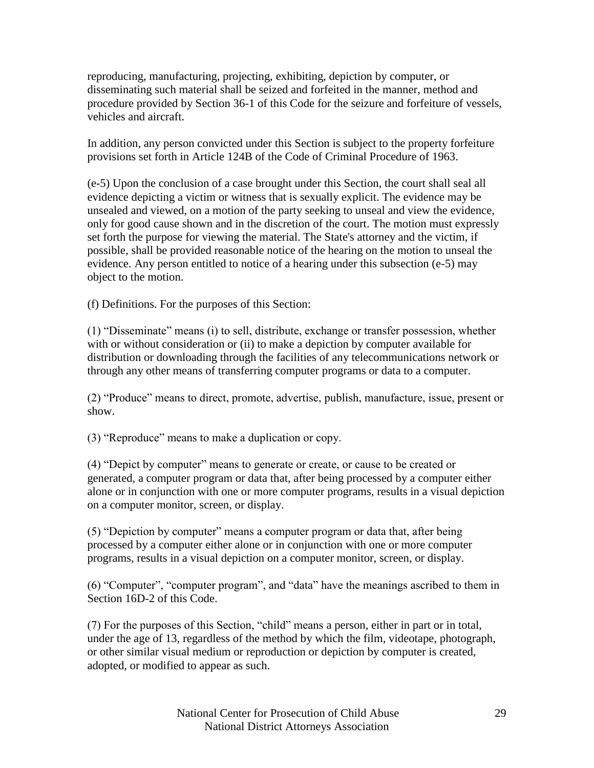reproducing, manufacturing, projecting, exhibiting, depiction by computer, or disseminating such material shall be seized and forfeited in the manner, method and procedure provided by Section 36-1 of this Code for the seizure and forfeiture of vessels, vehicles and aircraft.

In addition, any person convicted under this Section is subject to the property forfeiture provisions set forth in Article 124B of the Code of Criminal Procedure of 1963.

(e-5) Upon the conclusion of a case brought under this Section, the court shall seal all evidence depicting a victim or witness that is sexually explicit. The evidence may be unsealed and viewed, on a motion of the party seeking to unseal and view the evidence, only for good cause shown and in the discretion of the court. The motion must expressly set forth the purpose for viewing the material. The State's attorney and the victim, if possible, shall be provided reasonable notice of the hearing on the motion to unseal the evidence. Any person entitled to notice of a hearing under this subsection (e-5) may object to the motion.

(f) Definitions. For the purposes of this Section:

(1) “Disseminate” means (i) to sell, distribute, exchange or transfer possession, whether with or without consideration or (ii) to make a depiction by computer available for distribution or downloading through the facilities of any telecommunications network or through any other means of transferring computer programs or data to a computer.

(2) “Produce” means to direct, promote, advertise, publish, manufacture, issue, present or show.

(3) “Reproduce” means to make a duplication or copy.

(4) “Depict by computer” means to generate or create, or cause to be created or generated, a computer program or data that, after being processed by a computer either alone or in conjunction with one or more computer programs, results in a visual depiction on a computer monitor, screen, or display.

(5) “Depiction by computer” means a computer program or data that, after being processed by a computer either alone or in conjunction with one or more computer programs, results in a visual depiction on a computer monitor, screen, or display.

(6) “Computer”, “computer program”, and “data” have the meanings ascribed to them in Section 16D-2 of this Code.

(7) For the purposes of this Section, “child” means a person, either in part or in total, under the age of 13, regardless of the method by which the film, videotape, photograph, or other similar visual medium or reproduction or depiction by computer is created, adopted, or modified to appear as such.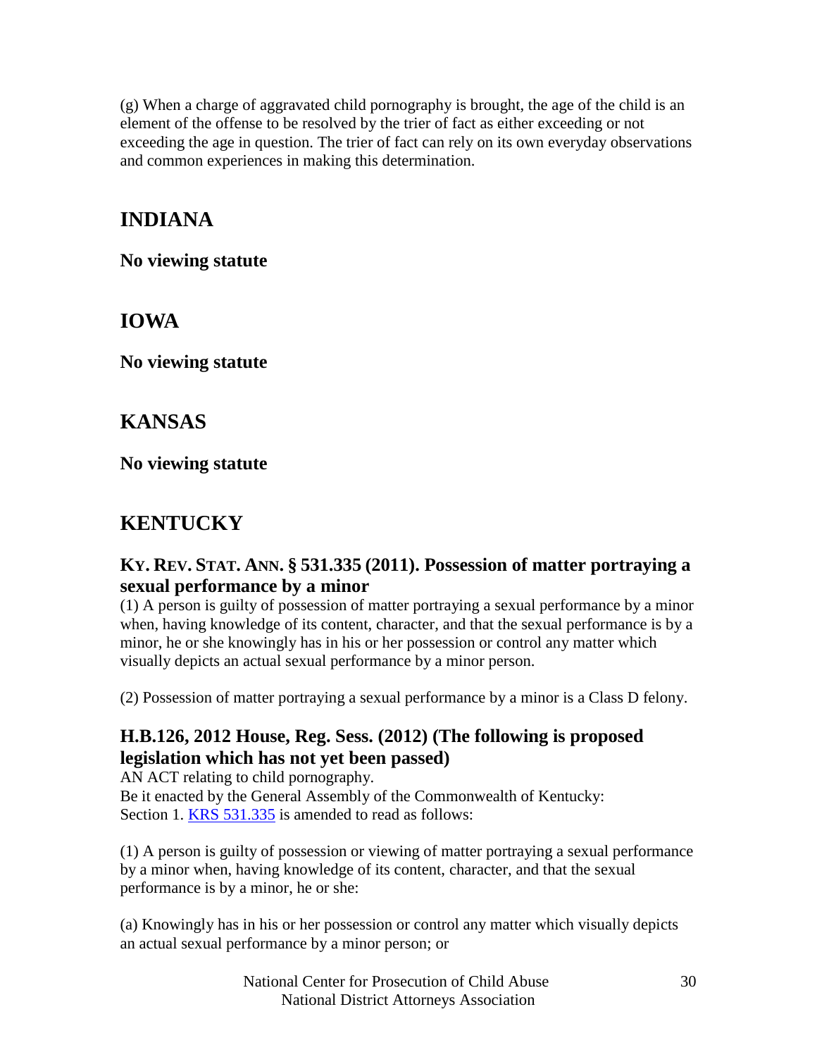(g) When a charge of aggravated child pornography is brought, the age of the child is an element of the offense to be resolved by the trier of fact as either exceeding or not exceeding the age in question. The trier of fact can rely on its own everyday observations and common experiences in making this determination.

# INDIANA

**No viewing statute**

# IOWA

**No viewing statute**

# KANSAS

**No viewing statute**

# KENTUCKY

## KY. REV. STAT. ANN. § 531.335 (2011). Possession of matter portraying a sexual performance by a minor

(1) A person is guilty of possession of matter portraying a sexual performance by a minor when, having knowledge of its content, character, and that the sexual performance is by a minor, he or she knowingly has in his or her possession or control any matter which visually depicts an actual sexual performance by a minor person.

(2) Possession of matter portraying a sexual performance by a minor is a Class D felony.

## H.B.126, 2012 House, Reg. Sess. (2012) (The following is proposed legislation which has not yet been passed)

AN ACT relating to child pornography.
Be it enacted by the General Assembly of the Commonwealth of Kentucky:
Section 1. KRS 531.335 is amended to read as follows:

(1) A person is guilty of possession or viewing of matter portraying a sexual performance by a minor when, having knowledge of its content, character, and that the sexual performance is by a minor, he or she:

(a) Knowingly has in his or her possession or control any matter which visually depicts an actual sexual performance by a minor person; or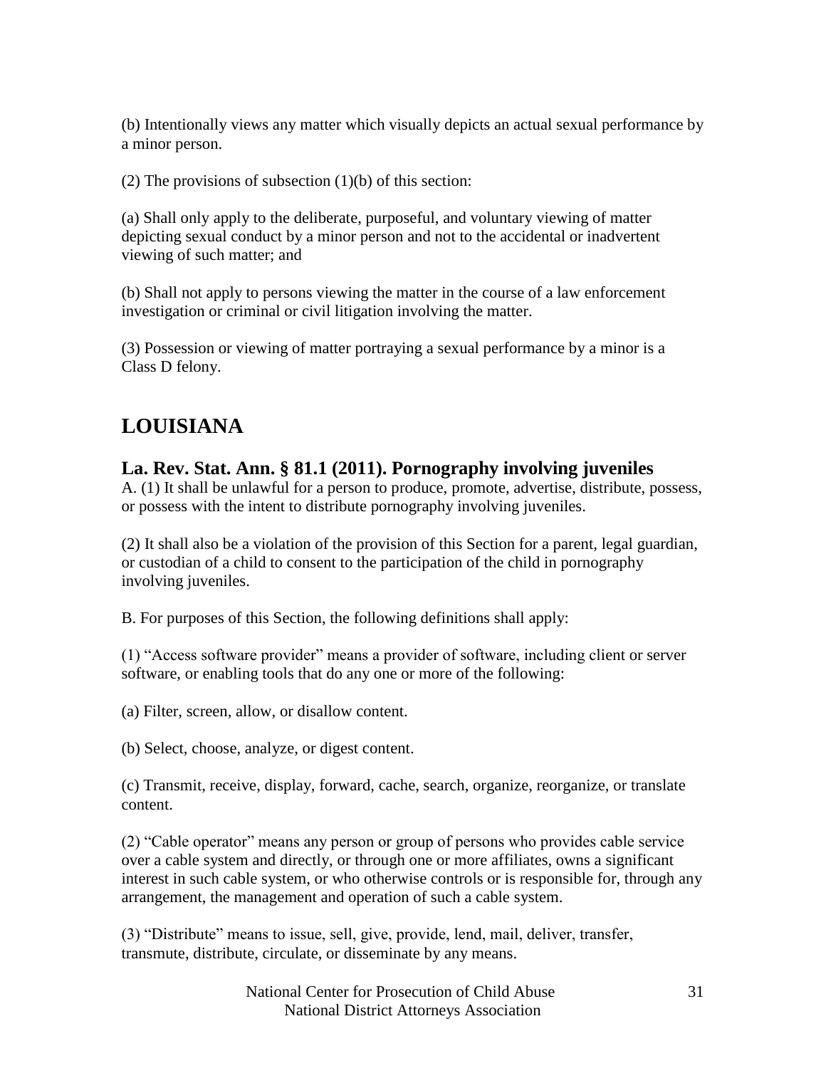(b) Intentionally views any matter which visually depicts an actual sexual performance by a minor person.

(2) The provisions of subsection (1)(b) of this section:

(a) Shall only apply to the deliberate, purposeful, and voluntary viewing of matter depicting sexual conduct by a minor person and not to the accidental or inadvertent viewing of such matter; and

(b) Shall not apply to persons viewing the matter in the course of a law enforcement investigation or criminal or civil litigation involving the matter.

(3) Possession or viewing of matter portraying a sexual performance by a minor is a Class D felony.

# LOUISIANA

## La. Rev. Stat. Ann. § 81.1 (2011). Pornography involving juveniles

A. (1) It shall be unlawful for a person to produce, promote, advertise, distribute, possess, or possess with the intent to distribute pornography involving juveniles.

(2) It shall also be a violation of the provision of this Section for a parent, legal guardian, or custodian of a child to consent to the participation of the child in pornography involving juveniles.

B. For purposes of this Section, the following definitions shall apply:

(1) "Access software provider" means a provider of software, including client or server software, or enabling tools that do any one or more of the following:

(a) Filter, screen, allow, or disallow content.

(b) Select, choose, analyze, or digest content.

(c) Transmit, receive, display, forward, cache, search, organize, reorganize, or translate content.

(2) "Cable operator" means any person or group of persons who provides cable service over a cable system and directly, or through one or more affiliates, owns a significant interest in such cable system, or who otherwise controls or is responsible for, through any arrangement, the management and operation of such a cable system.

(3) "Distribute" means to issue, sell, give, provide, lend, mail, deliver, transfer, transmute, distribute, circulate, or disseminate by any means.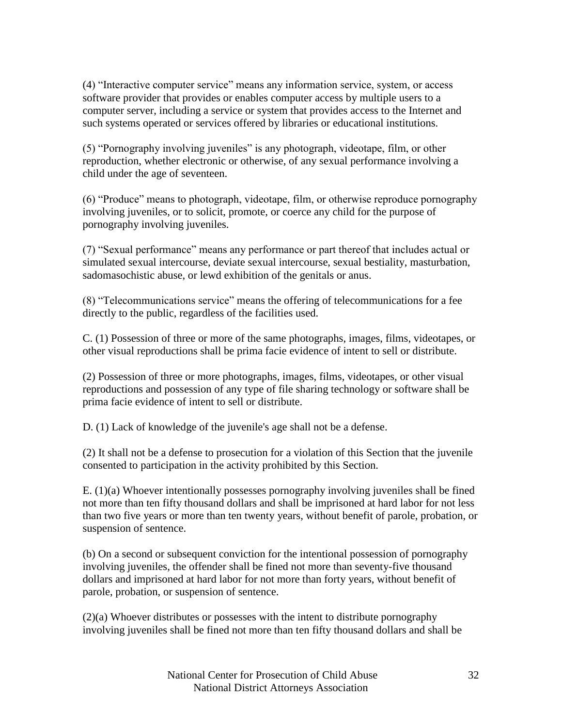(4) "Interactive computer service" means any information service, system, or access software provider that provides or enables computer access by multiple users to a computer server, including a service or system that provides access to the Internet and such systems operated or services offered by libraries or educational institutions.

(5) "Pornography involving juveniles" is any photograph, videotape, film, or other reproduction, whether electronic or otherwise, of any sexual performance involving a child under the age of seventeen.

(6) "Produce" means to photograph, videotape, film, or otherwise reproduce pornography involving juveniles, or to solicit, promote, or coerce any child for the purpose of pornography involving juveniles.

(7) "Sexual performance" means any performance or part thereof that includes actual or simulated sexual intercourse, deviate sexual intercourse, sexual bestiality, masturbation, sadomasochistic abuse, or lewd exhibition of the genitals or anus.

(8) "Telecommunications service" means the offering of telecommunications for a fee directly to the public, regardless of the facilities used.

C. (1) Possession of three or more of the same photographs, images, films, videotapes, or other visual reproductions shall be prima facie evidence of intent to sell or distribute.

(2) Possession of three or more photographs, images, films, videotapes, or other visual reproductions and possession of any type of file sharing technology or software shall be prima facie evidence of intent to sell or distribute.

D. (1) Lack of knowledge of the juvenile's age shall not be a defense.

(2) It shall not be a defense to prosecution for a violation of this Section that the juvenile consented to participation in the activity prohibited by this Section.

E. (1)(a) Whoever intentionally possesses pornography involving juveniles shall be fined not more than ten fifty thousand dollars and shall be imprisoned at hard labor for not less than two five years or more than ten twenty years, without benefit of parole, probation, or suspension of sentence.

(b) On a second or subsequent conviction for the intentional possession of pornography involving juveniles, the offender shall be fined not more than seventy-five thousand dollars and imprisoned at hard labor for not more than forty years, without benefit of parole, probation, or suspension of sentence.

(2)(a) Whoever distributes or possesses with the intent to distribute pornography involving juveniles shall be fined not more than ten fifty thousand dollars and shall be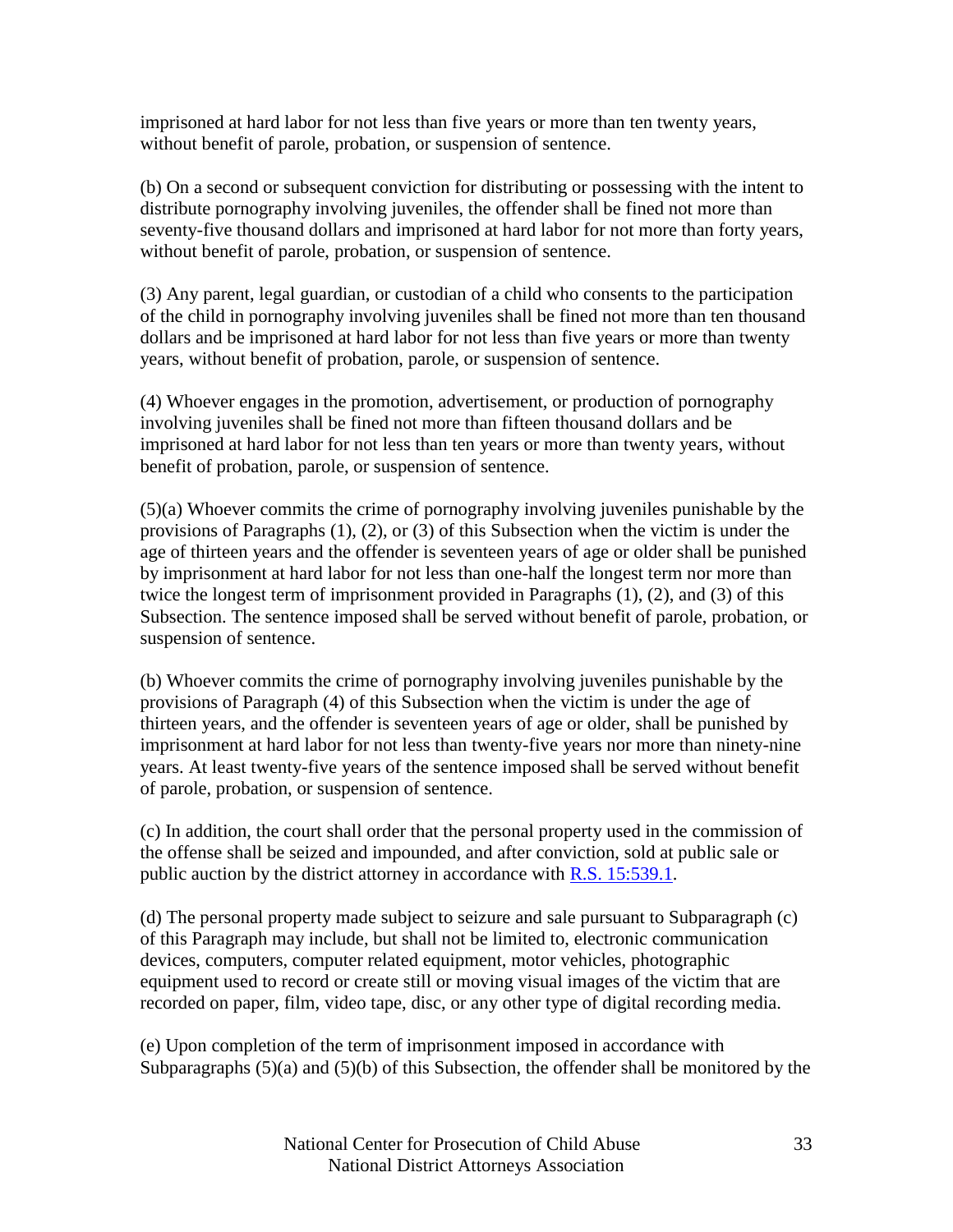imprisoned at hard labor for not less than five years or more than ten twenty years, without benefit of parole, probation, or suspension of sentence.

(b) On a second or subsequent conviction for distributing or possessing with the intent to distribute pornography involving juveniles, the offender shall be fined not more than seventy-five thousand dollars and imprisoned at hard labor for not more than forty years, without benefit of parole, probation, or suspension of sentence.

(3) Any parent, legal guardian, or custodian of a child who consents to the participation of the child in pornography involving juveniles shall be fined not more than ten thousand dollars and be imprisoned at hard labor for not less than five years or more than twenty years, without benefit of probation, parole, or suspension of sentence.

(4) Whoever engages in the promotion, advertisement, or production of pornography involving juveniles shall be fined not more than fifteen thousand dollars and be imprisoned at hard labor for not less than ten years or more than twenty years, without benefit of probation, parole, or suspension of sentence.

(5)(a) Whoever commits the crime of pornography involving juveniles punishable by the provisions of Paragraphs (1), (2), or (3) of this Subsection when the victim is under the age of thirteen years and the offender is seventeen years of age or older shall be punished by imprisonment at hard labor for not less than one-half the longest term nor more than twice the longest term of imprisonment provided in Paragraphs (1), (2), and (3) of this Subsection. The sentence imposed shall be served without benefit of parole, probation, or suspension of sentence.

(b) Whoever commits the crime of pornography involving juveniles punishable by the provisions of Paragraph (4) of this Subsection when the victim is under the age of thirteen years, and the offender is seventeen years of age or older, shall be punished by imprisonment at hard labor for not less than twenty-five years nor more than ninety-nine years. At least twenty-five years of the sentence imposed shall be served without benefit of parole, probation, or suspension of sentence.

(c) In addition, the court shall order that the personal property used in the commission of the offense shall be seized and impounded, and after conviction, sold at public sale or public auction by the district attorney in accordance with R.S. 15:539.1.

(d) The personal property made subject to seizure and sale pursuant to Subparagraph (c) of this Paragraph may include, but shall not be limited to, electronic communication devices, computers, computer related equipment, motor vehicles, photographic equipment used to record or create still or moving visual images of the victim that are recorded on paper, film, video tape, disc, or any other type of digital recording media.

(e) Upon completion of the term of imprisonment imposed in accordance with Subparagraphs (5)(a) and (5)(b) of this Subsection, the offender shall be monitored by the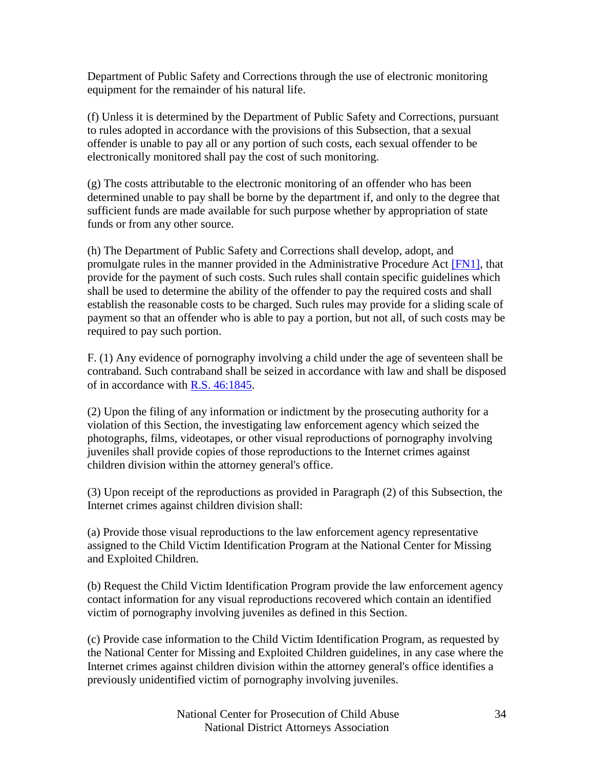Department of Public Safety and Corrections through the use of electronic monitoring equipment for the remainder of his natural life.

(f) Unless it is determined by the Department of Public Safety and Corrections, pursuant to rules adopted in accordance with the provisions of this Subsection, that a sexual offender is unable to pay all or any portion of such costs, each sexual offender to be electronically monitored shall pay the cost of such monitoring.

(g) The costs attributable to the electronic monitoring of an offender who has been determined unable to pay shall be borne by the department if, and only to the degree that sufficient funds are made available for such purpose whether by appropriation of state funds or from any other source.

(h) The Department of Public Safety and Corrections shall develop, adopt, and promulgate rules in the manner provided in the Administrative Procedure Act [FN1], that provide for the payment of such costs. Such rules shall contain specific guidelines which shall be used to determine the ability of the offender to pay the required costs and shall establish the reasonable costs to be charged. Such rules may provide for a sliding scale of payment so that an offender who is able to pay a portion, but not all, of such costs may be required to pay such portion.

F. (1) Any evidence of pornography involving a child under the age of seventeen shall be contraband. Such contraband shall be seized in accordance with law and shall be disposed of in accordance with R.S. 46:1845.

(2) Upon the filing of any information or indictment by the prosecuting authority for a violation of this Section, the investigating law enforcement agency which seized the photographs, films, videotapes, or other visual reproductions of pornography involving juveniles shall provide copies of those reproductions to the Internet crimes against children division within the attorney general's office.

(3) Upon receipt of the reproductions as provided in Paragraph (2) of this Subsection, the Internet crimes against children division shall:

(a) Provide those visual reproductions to the law enforcement agency representative assigned to the Child Victim Identification Program at the National Center for Missing and Exploited Children.

(b) Request the Child Victim Identification Program provide the law enforcement agency contact information for any visual reproductions recovered which contain an identified victim of pornography involving juveniles as defined in this Section.

(c) Provide case information to the Child Victim Identification Program, as requested by the National Center for Missing and Exploited Children guidelines, in any case where the Internet crimes against children division within the attorney general's office identifies a previously unidentified victim of pornography involving juveniles.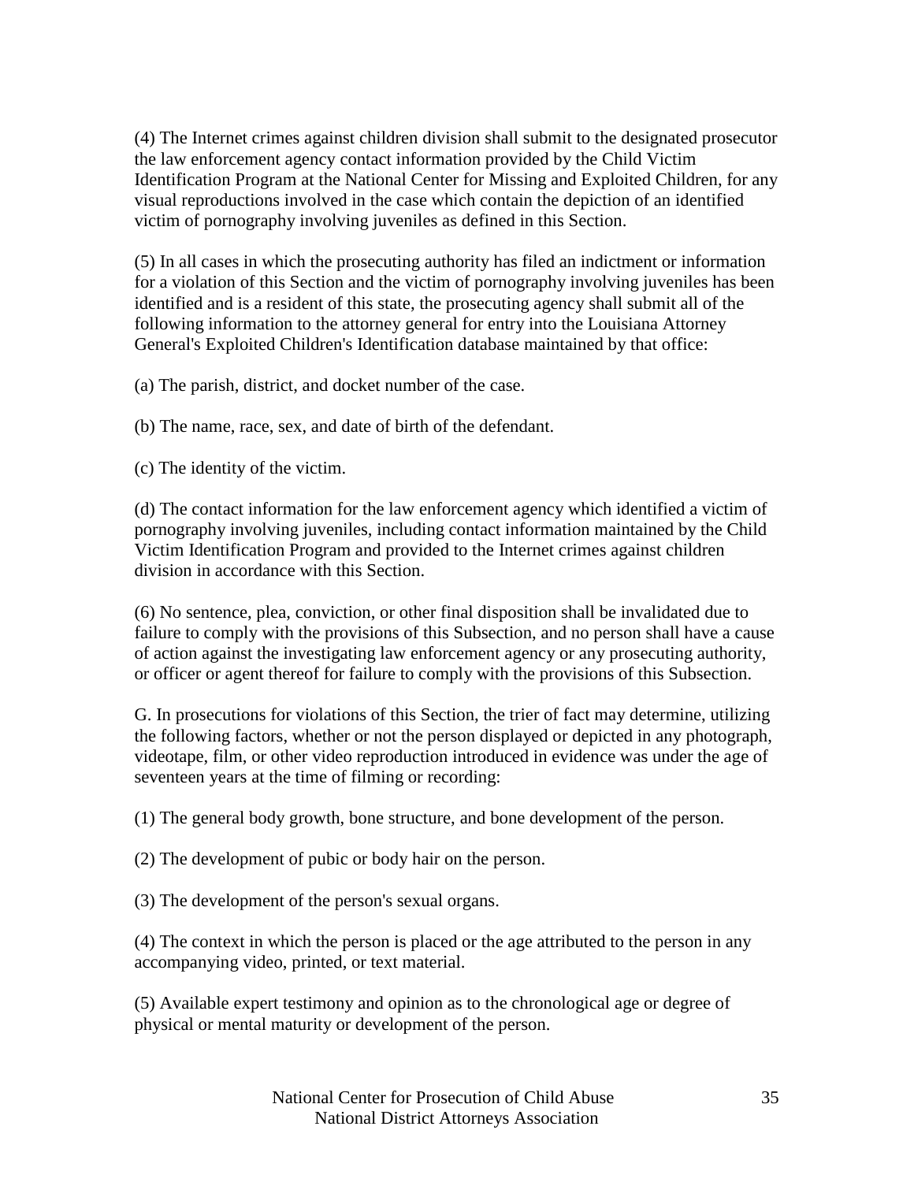(4) The Internet crimes against children division shall submit to the designated prosecutor the law enforcement agency contact information provided by the Child Victim Identification Program at the National Center for Missing and Exploited Children, for any visual reproductions involved in the case which contain the depiction of an identified victim of pornography involving juveniles as defined in this Section.

(5) In all cases in which the prosecuting authority has filed an indictment or information for a violation of this Section and the victim of pornography involving juveniles has been identified and is a resident of this state, the prosecuting agency shall submit all of the following information to the attorney general for entry into the Louisiana Attorney General's Exploited Children's Identification database maintained by that office:

(a) The parish, district, and docket number of the case.

(b) The name, race, sex, and date of birth of the defendant.

(c) The identity of the victim.

(d) The contact information for the law enforcement agency which identified a victim of pornography involving juveniles, including contact information maintained by the Child Victim Identification Program and provided to the Internet crimes against children division in accordance with this Section.

(6) No sentence, plea, conviction, or other final disposition shall be invalidated due to failure to comply with the provisions of this Subsection, and no person shall have a cause of action against the investigating law enforcement agency or any prosecuting authority, or officer or agent thereof for failure to comply with the provisions of this Subsection.

G. In prosecutions for violations of this Section, the trier of fact may determine, utilizing the following factors, whether or not the person displayed or depicted in any photograph, videotape, film, or other video reproduction introduced in evidence was under the age of seventeen years at the time of filming or recording:

(1) The general body growth, bone structure, and bone development of the person.

(2) The development of pubic or body hair on the person.

(3) The development of the person's sexual organs.

(4) The context in which the person is placed or the age attributed to the person in any accompanying video, printed, or text material.

(5) Available expert testimony and opinion as to the chronological age or degree of physical or mental maturity or development of the person.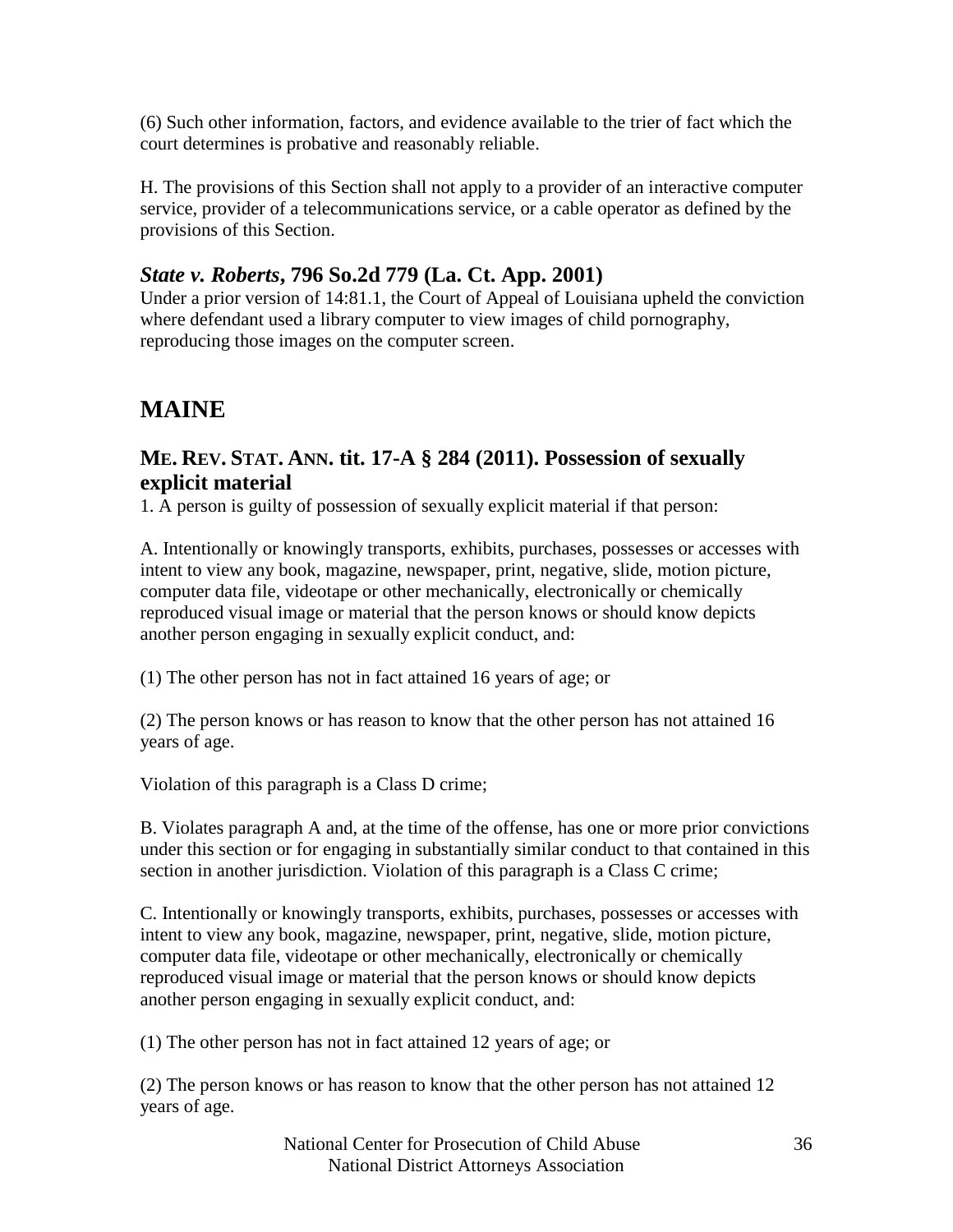(6) Such other information, factors, and evidence available to the trier of fact which the court determines is probative and reasonably reliable.

H. The provisions of this Section shall not apply to a provider of an interactive computer service, provider of a telecommunications service, or a cable operator as defined by the provisions of this Section.

### *State v. Roberts*, 796 So.2d 779 (La. Ct. App. 2001)

Under a prior version of 14:81.1, the Court of Appeal of Louisiana upheld the conviction where defendant used a library computer to view images of child pornography, reproducing those images on the computer screen.

## MAINE

### ME. REV. STAT. ANN. tit. 17-A § 284 (2011). Possession of sexually explicit material

1. A person is guilty of possession of sexually explicit material if that person:

A. Intentionally or knowingly transports, exhibits, purchases, possesses or accesses with intent to view any book, magazine, newspaper, print, negative, slide, motion picture, computer data file, videotape or other mechanically, electronically or chemically reproduced visual image or material that the person knows or should know depicts another person engaging in sexually explicit conduct, and:

(1) The other person has not in fact attained 16 years of age; or

(2) The person knows or has reason to know that the other person has not attained 16 years of age.

Violation of this paragraph is a Class D crime;

B. Violates paragraph A and, at the time of the offense, has one or more prior convictions under this section or for engaging in substantially similar conduct to that contained in this section in another jurisdiction. Violation of this paragraph is a Class C crime;

C. Intentionally or knowingly transports, exhibits, purchases, possesses or accesses with intent to view any book, magazine, newspaper, print, negative, slide, motion picture, computer data file, videotape or other mechanically, electronically or chemically reproduced visual image or material that the person knows or should know depicts another person engaging in sexually explicit conduct, and:

(1) The other person has not in fact attained 12 years of age; or

(2) The person knows or has reason to know that the other person has not attained 12 years of age.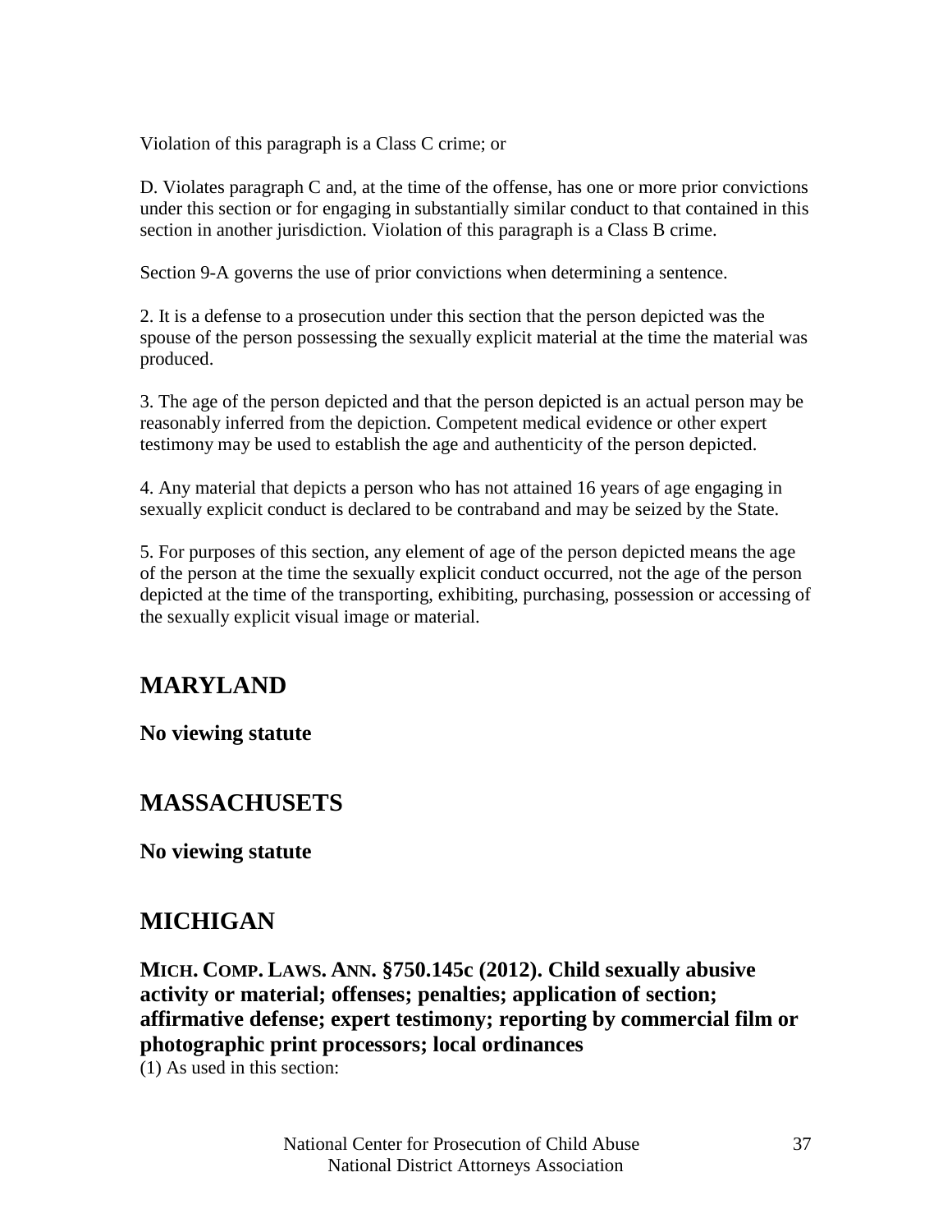Violation of this paragraph is a Class C crime; or

D. Violates paragraph C and, at the time of the offense, has one or more prior convictions under this section or for engaging in substantially similar conduct to that contained in this section in another jurisdiction. Violation of this paragraph is a Class B crime.

Section 9-A governs the use of prior convictions when determining a sentence.

2. It is a defense to a prosecution under this section that the person depicted was the spouse of the person possessing the sexually explicit material at the time the material was produced.

3. The age of the person depicted and that the person depicted is an actual person may be reasonably inferred from the depiction. Competent medical evidence or other expert testimony may be used to establish the age and authenticity of the person depicted.

4. Any material that depicts a person who has not attained 16 years of age engaging in sexually explicit conduct is declared to be contraband and may be seized by the State.

5. For purposes of this section, any element of age of the person depicted means the age of the person at the time the sexually explicit conduct occurred, not the age of the person depicted at the time of the transporting, exhibiting, purchasing, possession or accessing of the sexually explicit visual image or material.

## MARYLAND

**No viewing statute**

## MASSACHUSETS

**No viewing statute**

## MICHIGAN

**MICH. COMP. LAWS. ANN. §750.145c (2012). Child sexually abusive activity or material; offenses; penalties; application of section; affirmative defense; expert testimony; reporting by commercial film or photographic print processors; local ordinances**

(1) As used in this section: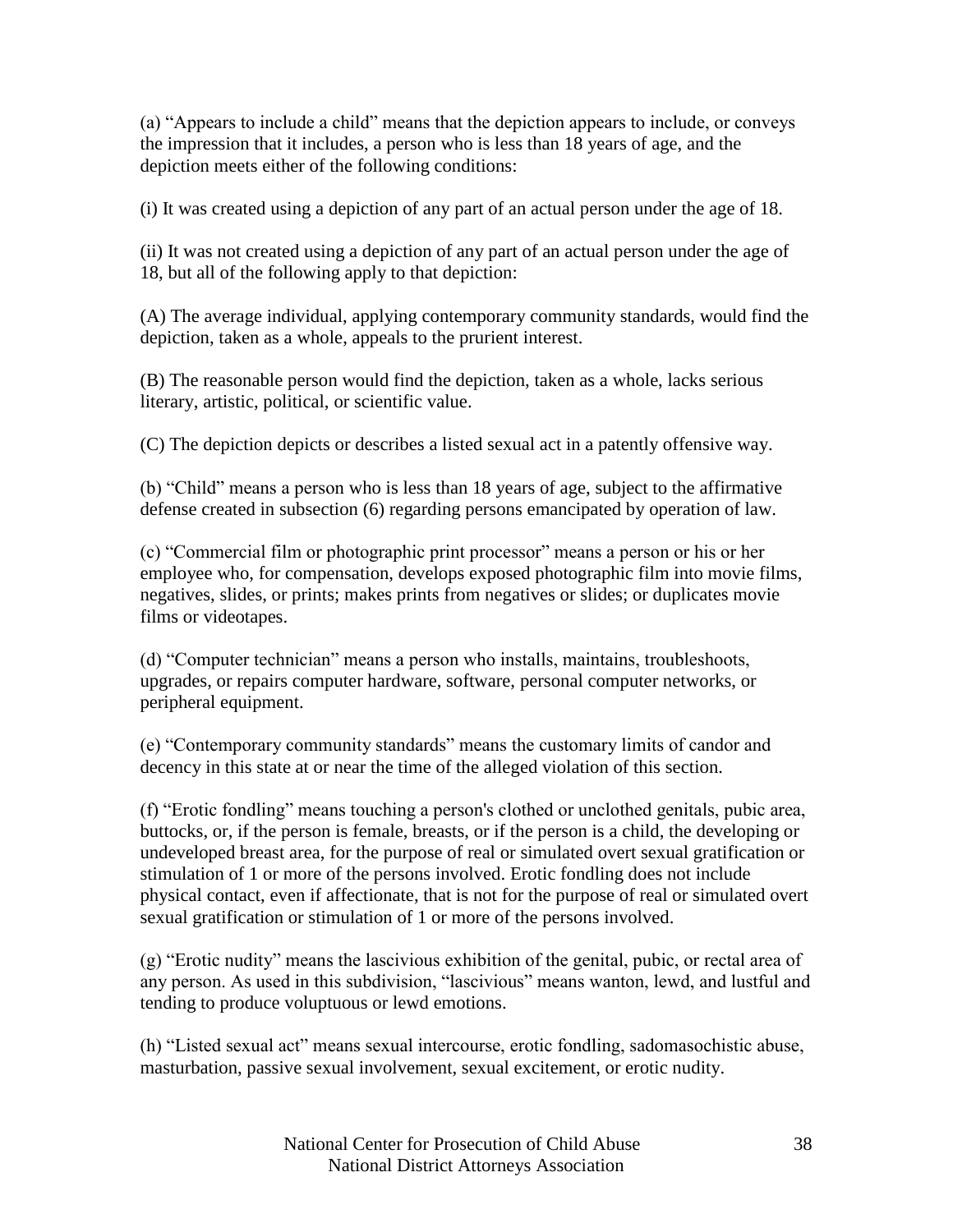(a) "Appears to include a child" means that the depiction appears to include, or conveys the impression that it includes, a person who is less than 18 years of age, and the depiction meets either of the following conditions:

(i) It was created using a depiction of any part of an actual person under the age of 18.

(ii) It was not created using a depiction of any part of an actual person under the age of 18, but all of the following apply to that depiction:

(A) The average individual, applying contemporary community standards, would find the depiction, taken as a whole, appeals to the prurient interest.

(B) The reasonable person would find the depiction, taken as a whole, lacks serious literary, artistic, political, or scientific value.

(C) The depiction depicts or describes a listed sexual act in a patently offensive way.

(b) "Child" means a person who is less than 18 years of age, subject to the affirmative defense created in subsection (6) regarding persons emancipated by operation of law.

(c) "Commercial film or photographic print processor" means a person or his or her employee who, for compensation, develops exposed photographic film into movie films, negatives, slides, or prints; makes prints from negatives or slides; or duplicates movie films or videotapes.

(d) "Computer technician" means a person who installs, maintains, troubleshoots, upgrades, or repairs computer hardware, software, personal computer networks, or peripheral equipment.

(e) "Contemporary community standards" means the customary limits of candor and decency in this state at or near the time of the alleged violation of this section.

(f) "Erotic fondling" means touching a person's clothed or unclothed genitals, pubic area, buttocks, or, if the person is female, breasts, or if the person is a child, the developing or undeveloped breast area, for the purpose of real or simulated overt sexual gratification or stimulation of 1 or more of the persons involved. Erotic fondling does not include physical contact, even if affectionate, that is not for the purpose of real or simulated overt sexual gratification or stimulation of 1 or more of the persons involved.

(g) "Erotic nudity" means the lascivious exhibition of the genital, pubic, or rectal area of any person. As used in this subdivision, "lascivious" means wanton, lewd, and lustful and tending to produce voluptuous or lewd emotions.

(h) "Listed sexual act" means sexual intercourse, erotic fondling, sadomasochistic abuse, masturbation, passive sexual involvement, sexual excitement, or erotic nudity.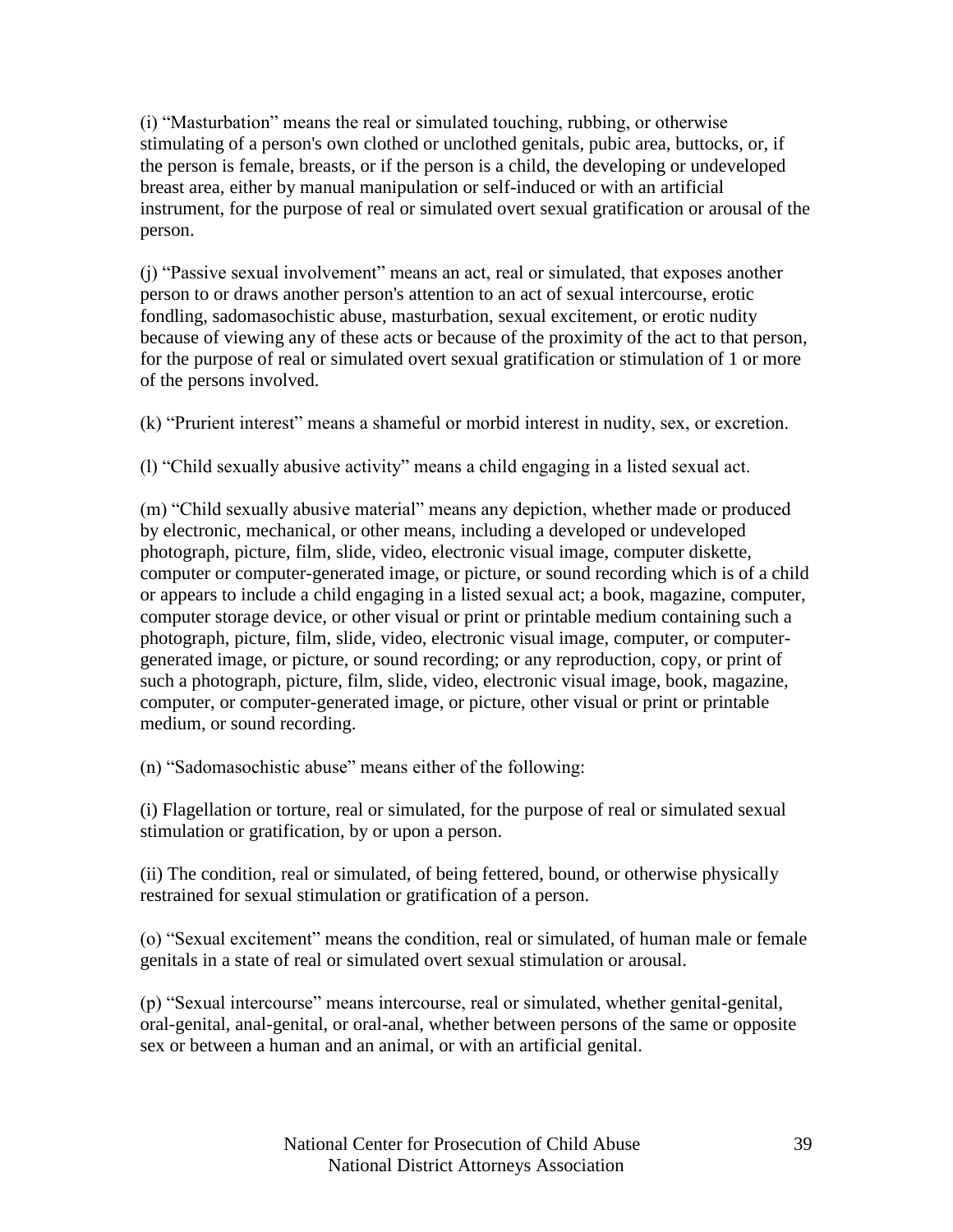(i) "Masturbation" means the real or simulated touching, rubbing, or otherwise stimulating of a person's own clothed or unclothed genitals, pubic area, buttocks, or, if the person is female, breasts, or if the person is a child, the developing or undeveloped breast area, either by manual manipulation or self-induced or with an artificial instrument, for the purpose of real or simulated overt sexual gratification or arousal of the person.

(j) "Passive sexual involvement" means an act, real or simulated, that exposes another person to or draws another person's attention to an act of sexual intercourse, erotic fondling, sadomasochistic abuse, masturbation, sexual excitement, or erotic nudity because of viewing any of these acts or because of the proximity of the act to that person, for the purpose of real or simulated overt sexual gratification or stimulation of 1 or more of the persons involved.

(k) "Prurient interest" means a shameful or morbid interest in nudity, sex, or excretion.

(l) "Child sexually abusive activity" means a child engaging in a listed sexual act.

(m) "Child sexually abusive material" means any depiction, whether made or produced by electronic, mechanical, or other means, including a developed or undeveloped photograph, picture, film, slide, video, electronic visual image, computer diskette, computer or computer-generated image, or picture, or sound recording which is of a child or appears to include a child engaging in a listed sexual act; a book, magazine, computer, computer storage device, or other visual or print or printable medium containing such a photograph, picture, film, slide, video, electronic visual image, computer, or computer-generated image, or picture, or sound recording; or any reproduction, copy, or print of such a photograph, picture, film, slide, video, electronic visual image, book, magazine, computer, or computer-generated image, or picture, other visual or print or printable medium, or sound recording.

(n) "Sadomasochistic abuse" means either of the following:

(i) Flagellation or torture, real or simulated, for the purpose of real or simulated sexual stimulation or gratification, by or upon a person.

(ii) The condition, real or simulated, of being fettered, bound, or otherwise physically restrained for sexual stimulation or gratification of a person.

(o) "Sexual excitement" means the condition, real or simulated, of human male or female genitals in a state of real or simulated overt sexual stimulation or arousal.

(p) "Sexual intercourse" means intercourse, real or simulated, whether genital-genital, oral-genital, anal-genital, or oral-anal, whether between persons of the same or opposite sex or between a human and an animal, or with an artificial genital.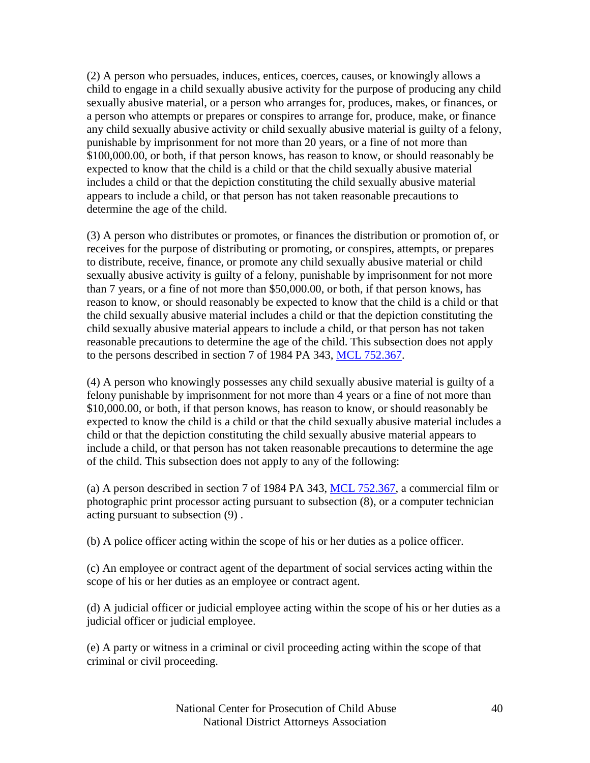(2) A person who persuades, induces, entices, coerces, causes, or knowingly allows a child to engage in a child sexually abusive activity for the purpose of producing any child sexually abusive material, or a person who arranges for, produces, makes, or finances, or a person who attempts or prepares or conspires to arrange for, produce, make, or finance any child sexually abusive activity or child sexually abusive material is guilty of a felony, punishable by imprisonment for not more than 20 years, or a fine of not more than $100,000.00, or both, if that person knows, has reason to know, or should reasonably be expected to know that the child is a child or that the child sexually abusive material includes a child or that the depiction constituting the child sexually abusive material appears to include a child, or that person has not taken reasonable precautions to determine the age of the child.

(3) A person who distributes or promotes, or finances the distribution or promotion of, or receives for the purpose of distributing or promoting, or conspires, attempts, or prepares to distribute, receive, finance, or promote any child sexually abusive material or child sexually abusive activity is guilty of a felony, punishable by imprisonment for not more than 7 years, or a fine of not more than $50,000.00, or both, if that person knows, has reason to know, or should reasonably be expected to know that the child is a child or that the child sexually abusive material includes a child or that the depiction constituting the child sexually abusive material appears to include a child, or that person has not taken reasonable precautions to determine the age of the child. This subsection does not apply to the persons described in section 7 of 1984 PA 343, MCL 752.367.

(4) A person who knowingly possesses any child sexually abusive material is guilty of a felony punishable by imprisonment for not more than 4 years or a fine of not more than $10,000.00, or both, if that person knows, has reason to know, or should reasonably be expected to know the child is a child or that the child sexually abusive material includes a child or that the depiction constituting the child sexually abusive material appears to include a child, or that person has not taken reasonable precautions to determine the age of the child. This subsection does not apply to any of the following:

(a) A person described in section 7 of 1984 PA 343, MCL 752.367, a commercial film or photographic print processor acting pursuant to subsection (8), or a computer technician acting pursuant to subsection (9) .

(b) A police officer acting within the scope of his or her duties as a police officer.

(c) An employee or contract agent of the department of social services acting within the scope of his or her duties as an employee or contract agent.

(d) A judicial officer or judicial employee acting within the scope of his or her duties as a judicial officer or judicial employee.

(e) A party or witness in a criminal or civil proceeding acting within the scope of that criminal or civil proceeding.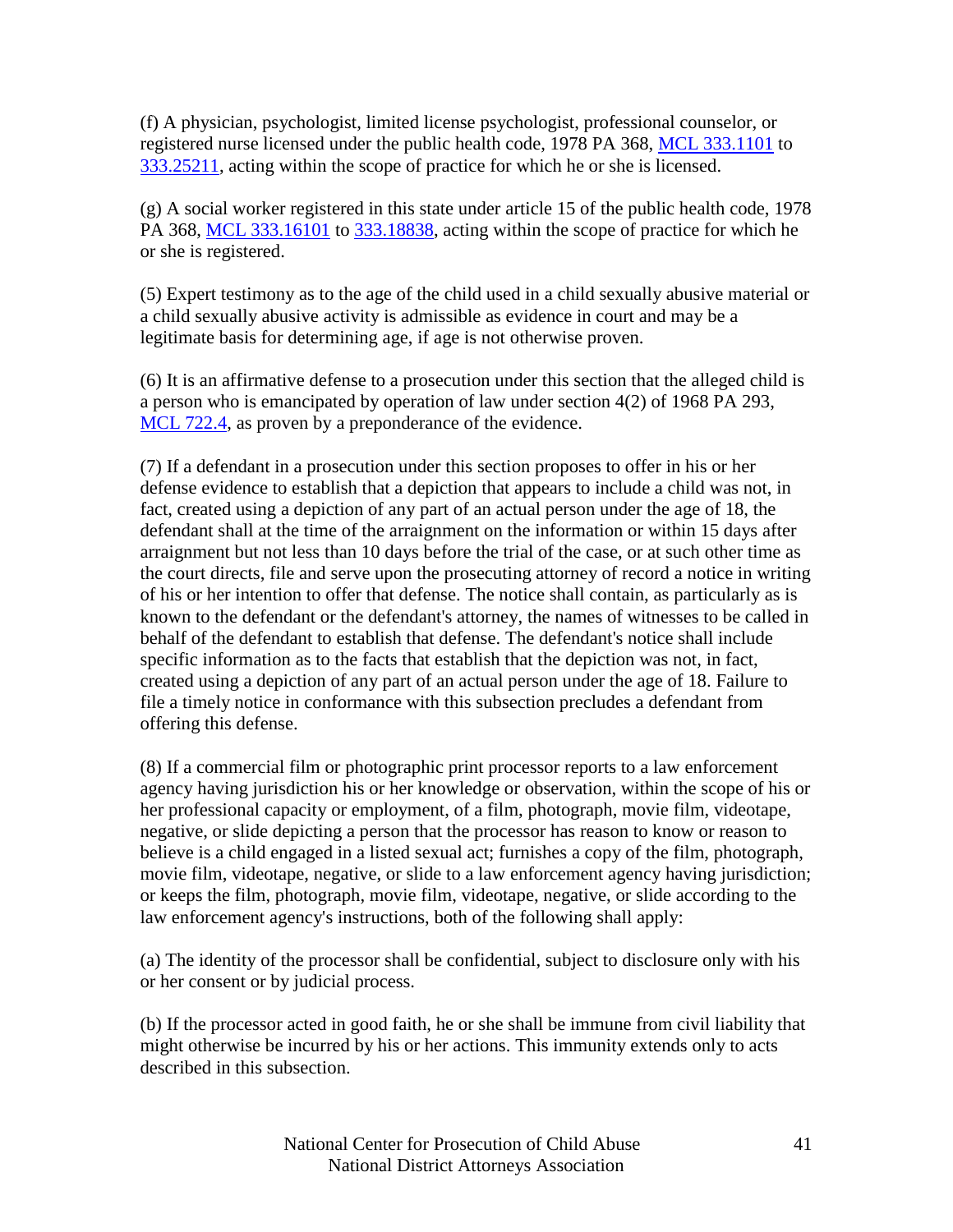(f) A physician, psychologist, limited license psychologist, professional counselor, or registered nurse licensed under the public health code, 1978 PA 368, [MCL 333.1101](MCL 333.1101) to [333.25211](333.25211), acting within the scope of practice for which he or she is licensed.

(g) A social worker registered in this state under article 15 of the public health code, 1978 PA 368, [MCL 333.16101](MCL 333.16101) to [333.18838](333.18838), acting within the scope of practice for which he or she is registered.

(5) Expert testimony as to the age of the child used in a child sexually abusive material or a child sexually abusive activity is admissible as evidence in court and may be a legitimate basis for determining age, if age is not otherwise proven.

(6) It is an affirmative defense to a prosecution under this section that the alleged child is a person who is emancipated by operation of law under section 4(2) of 1968 PA 293, [MCL 722.4](MCL 722.4), as proven by a preponderance of the evidence.

(7) If a defendant in a prosecution under this section proposes to offer in his or her defense evidence to establish that a depiction that appears to include a child was not, in fact, created using a depiction of any part of an actual person under the age of 18, the defendant shall at the time of the arraignment on the information or within 15 days after arraignment but not less than 10 days before the trial of the case, or at such other time as the court directs, file and serve upon the prosecuting attorney of record a notice in writing of his or her intention to offer that defense. The notice shall contain, as particularly as is known to the defendant or the defendant's attorney, the names of witnesses to be called in behalf of the defendant to establish that defense. The defendant's notice shall include specific information as to the facts that establish that the depiction was not, in fact, created using a depiction of any part of an actual person under the age of 18. Failure to file a timely notice in conformance with this subsection precludes a defendant from offering this defense.

(8) If a commercial film or photographic print processor reports to a law enforcement agency having jurisdiction his or her knowledge or observation, within the scope of his or her professional capacity or employment, of a film, photograph, movie film, videotape, negative, or slide depicting a person that the processor has reason to know or reason to believe is a child engaged in a listed sexual act; furnishes a copy of the film, photograph, movie film, videotape, negative, or slide to a law enforcement agency having jurisdiction; or keeps the film, photograph, movie film, videotape, negative, or slide according to the law enforcement agency's instructions, both of the following shall apply:

(a) The identity of the processor shall be confidential, subject to disclosure only with his or her consent or by judicial process.

(b) If the processor acted in good faith, he or she shall be immune from civil liability that might otherwise be incurred by his or her actions. This immunity extends only to acts described in this subsection.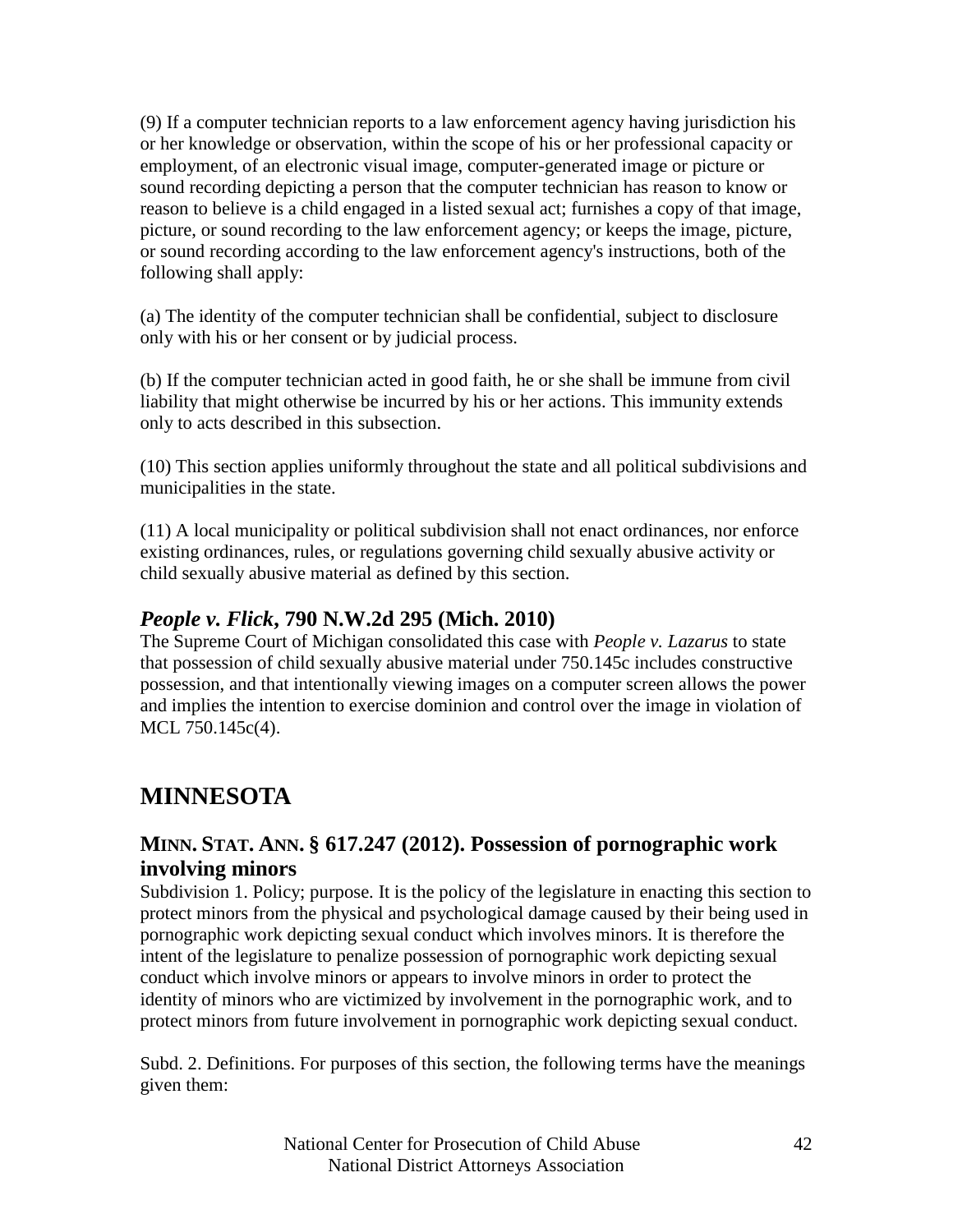(9) If a computer technician reports to a law enforcement agency having jurisdiction his or her knowledge or observation, within the scope of his or her professional capacity or employment, of an electronic visual image, computer-generated image or picture or sound recording depicting a person that the computer technician has reason to know or reason to believe is a child engaged in a listed sexual act; furnishes a copy of that image, picture, or sound recording to the law enforcement agency; or keeps the image, picture, or sound recording according to the law enforcement agency's instructions, both of the following shall apply:

(a) The identity of the computer technician shall be confidential, subject to disclosure only with his or her consent or by judicial process.

(b) If the computer technician acted in good faith, he or she shall be immune from civil liability that might otherwise be incurred by his or her actions. This immunity extends only to acts described in this subsection.

(10) This section applies uniformly throughout the state and all political subdivisions and municipalities in the state.

(11) A local municipality or political subdivision shall not enact ordinances, nor enforce existing ordinances, rules, or regulations governing child sexually abusive activity or child sexually abusive material as defined by this section.

### *People v. Flick*, 790 N.W.2d 295 (Mich. 2010)

The Supreme Court of Michigan consolidated this case with *People v. Lazarus* to state that possession of child sexually abusive material under 750.145c includes constructive possession, and that intentionally viewing images on a computer screen allows the power and implies the intention to exercise dominion and control over the image in violation of MCL 750.145c(4).

## MINNESOTA

### MINN. STAT. ANN. § 617.247 (2012). Possession of pornographic work involving minors

Subdivision 1. Policy; purpose. It is the policy of the legislature in enacting this section to protect minors from the physical and psychological damage caused by their being used in pornographic work depicting sexual conduct which involves minors. It is therefore the intent of the legislature to penalize possession of pornographic work depicting sexual conduct which involve minors or appears to involve minors in order to protect the identity of minors who are victimized by involvement in the pornographic work, and to protect minors from future involvement in pornographic work depicting sexual conduct.

Subd. 2. Definitions. For purposes of this section, the following terms have the meanings given them: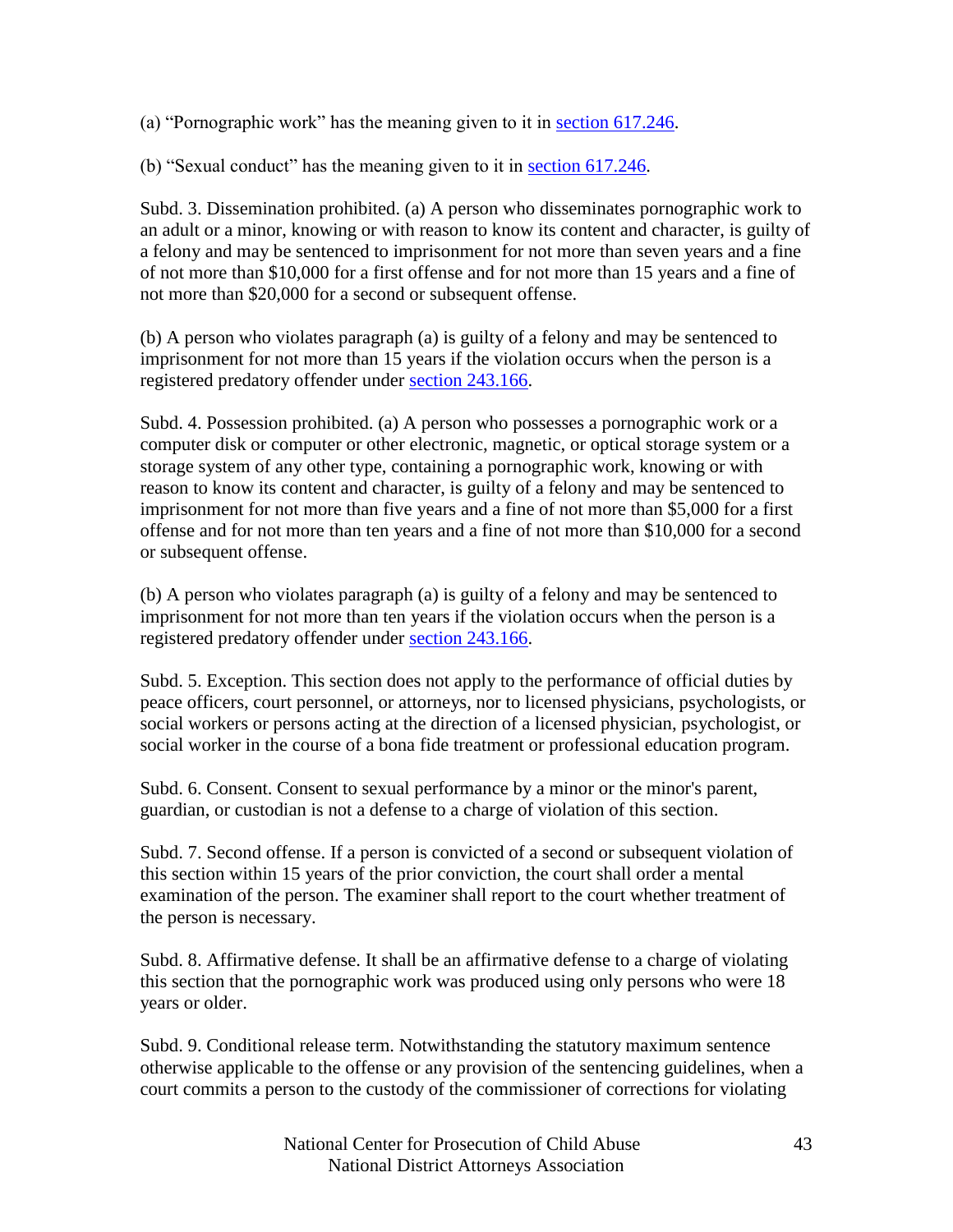(a) "Pornographic work" has the meaning given to it in section 617.246.

(b) "Sexual conduct" has the meaning given to it in section 617.246.

Subd. 3. Dissemination prohibited. (a) A person who disseminates pornographic work to an adult or a minor, knowing or with reason to know its content and character, is guilty of a felony and may be sentenced to imprisonment for not more than seven years and a fine of not more than $10,000 for a first offense and for not more than 15 years and a fine of not more than $20,000 for a second or subsequent offense.

(b) A person who violates paragraph (a) is guilty of a felony and may be sentenced to imprisonment for not more than 15 years if the violation occurs when the person is a registered predatory offender under section 243.166.

Subd. 4. Possession prohibited. (a) A person who possesses a pornographic work or a computer disk or computer or other electronic, magnetic, or optical storage system or a storage system of any other type, containing a pornographic work, knowing or with reason to know its content and character, is guilty of a felony and may be sentenced to imprisonment for not more than five years and a fine of not more than $5,000 for a first offense and for not more than ten years and a fine of not more than $10,000 for a second or subsequent offense.

(b) A person who violates paragraph (a) is guilty of a felony and may be sentenced to imprisonment for not more than ten years if the violation occurs when the person is a registered predatory offender under section 243.166.

Subd. 5. Exception. This section does not apply to the performance of official duties by peace officers, court personnel, or attorneys, nor to licensed physicians, psychologists, or social workers or persons acting at the direction of a licensed physician, psychologist, or social worker in the course of a bona fide treatment or professional education program.

Subd. 6. Consent. Consent to sexual performance by a minor or the minor's parent, guardian, or custodian is not a defense to a charge of violation of this section.

Subd. 7. Second offense. If a person is convicted of a second or subsequent violation of this section within 15 years of the prior conviction, the court shall order a mental examination of the person. The examiner shall report to the court whether treatment of the person is necessary.

Subd. 8. Affirmative defense. It shall be an affirmative defense to a charge of violating this section that the pornographic work was produced using only persons who were 18 years or older.

Subd. 9. Conditional release term. Notwithstanding the statutory maximum sentence otherwise applicable to the offense or any provision of the sentencing guidelines, when a court commits a person to the custody of the commissioner of corrections for violating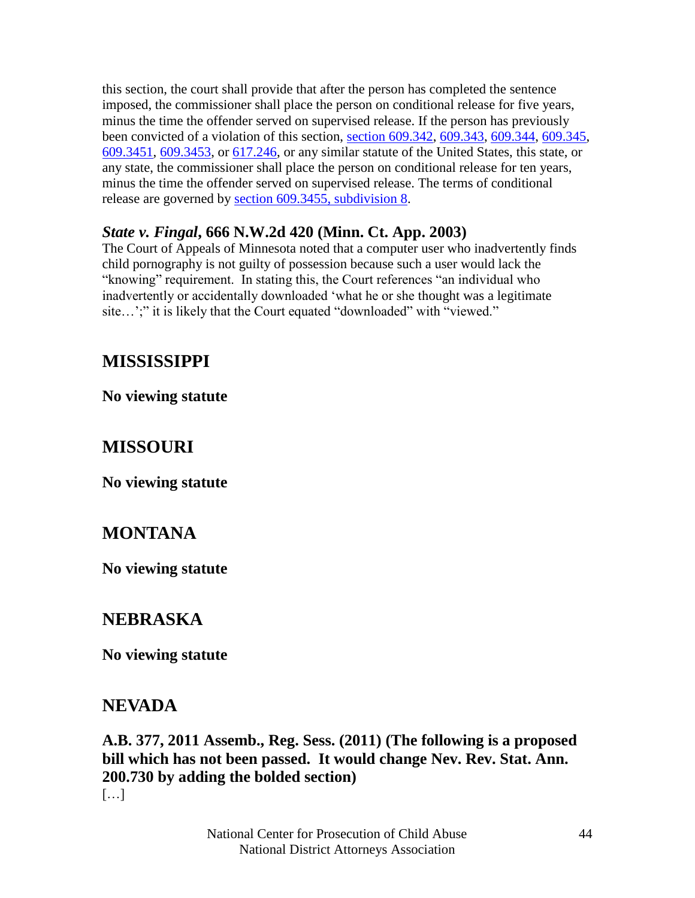this section, the court shall provide that after the person has completed the sentence imposed, the commissioner shall place the person on conditional release for five years, minus the time the offender served on supervised release. If the person has previously been convicted of a violation of this section, section 609.342, 609.343, 609.344, 609.345, 609.3451, 609.3453, or 617.246, or any similar statute of the United States, this state, or any state, the commissioner shall place the person on conditional release for ten years, minus the time the offender served on supervised release. The terms of conditional release are governed by section 609.3455, subdivision 8.

### *State v. Fingal*, 666 N.W.2d 420 (Minn. Ct. App. 2003)

The Court of Appeals of Minnesota noted that a computer user who inadvertently finds child pornography is not guilty of possession because such a user would lack the "knowing" requirement. In stating this, the Court references "an individual who inadvertently or accidentally downloaded 'what he or she thought was a legitimate site…';" it is likely that the Court equated "downloaded" with "viewed."

## MISSISSIPPI

**No viewing statute**

## MISSOURI

**No viewing statute**

## MONTANA

**No viewing statute**

## NEBRASKA

**No viewing statute**

## NEVADA

**A.B. 377, 2011 Assemb., Reg. Sess. (2011) (The following is a proposed bill which has not been passed. It would change Nev. Rev. Stat. Ann. 200.730 by adding the bolded section)**

[…]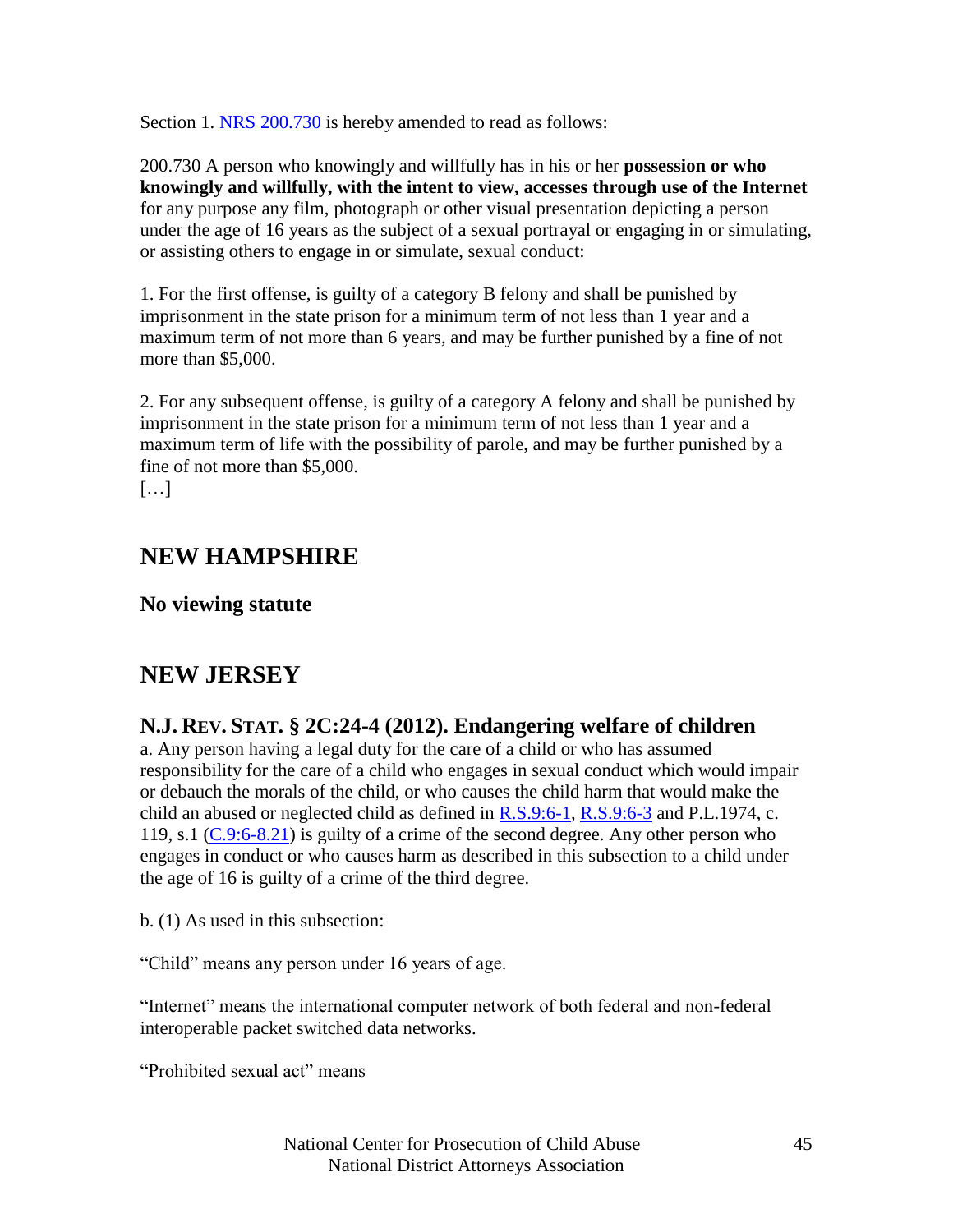Section 1. NRS 200.730 is hereby amended to read as follows:

200.730 A person who knowingly and willfully has in his or her **possession or who knowingly and willfully, with the intent to view, accesses through use of the Internet** for any purpose any film, photograph or other visual presentation depicting a person under the age of 16 years as the subject of a sexual portrayal or engaging in or simulating, or assisting others to engage in or simulate, sexual conduct:

1. For the first offense, is guilty of a category B felony and shall be punished by imprisonment in the state prison for a minimum term of not less than 1 year and a maximum term of not more than 6 years, and may be further punished by a fine of not more than $5,000.

2. For any subsequent offense, is guilty of a category A felony and shall be punished by imprisonment in the state prison for a minimum term of not less than 1 year and a maximum term of life with the possibility of parole, and may be further punished by a fine of not more than $5,000.

[…]

## NEW HAMPSHIRE

### No viewing statute

## NEW JERSEY

### N.J. REV. STAT. § 2C:24-4 (2012). Endangering welfare of children

a. Any person having a legal duty for the care of a child or who has assumed responsibility for the care of a child who engages in sexual conduct which would impair or debauch the morals of the child, or who causes the child harm that would make the child an abused or neglected child as defined in R.S.9:6-1, R.S.9:6-3 and P.L.1974, c. 119, s.1 (C.9:6-8.21) is guilty of a crime of the second degree. Any other person who engages in conduct or who causes harm as described in this subsection to a child under the age of 16 is guilty of a crime of the third degree.

b. (1) As used in this subsection:

"Child" means any person under 16 years of age.

"Internet" means the international computer network of both federal and non-federal interoperable packet switched data networks.

"Prohibited sexual act" means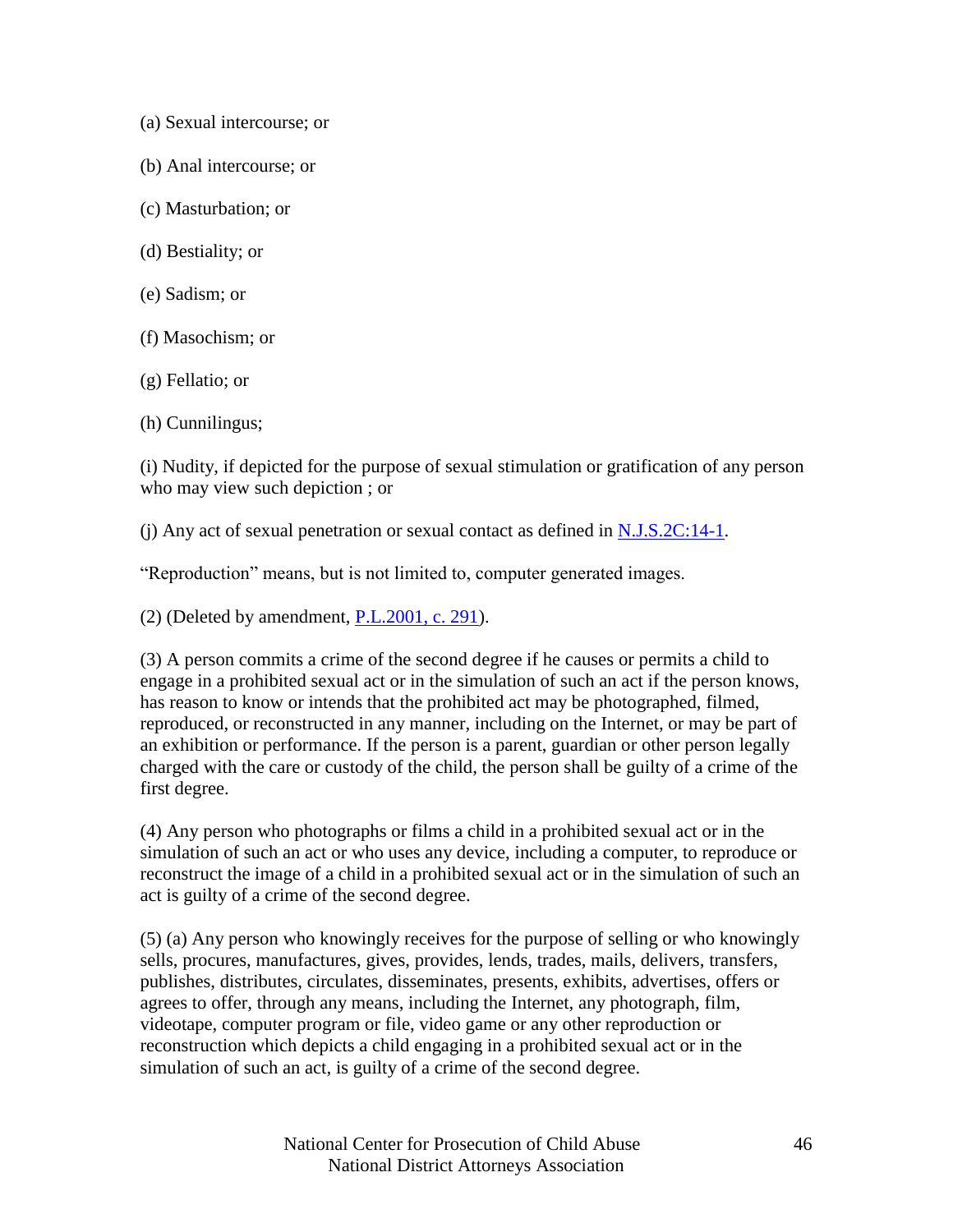(a) Sexual intercourse; or

(b) Anal intercourse; or

(c) Masturbation; or

(d) Bestiality; or

(e) Sadism; or

(f) Masochism; or

(g) Fellatio; or

(h) Cunnilingus;

(i) Nudity, if depicted for the purpose of sexual stimulation or gratification of any person who may view such depiction ; or

(j) Any act of sexual penetration or sexual contact as defined in [N.J.S.2C:14-1](N.J.S.2C:14-1).

"Reproduction" means, but is not limited to, computer generated images.

(2) (Deleted by amendment, [P.L.2001, c. 291](P.L.2001, c. 291)).

(3) A person commits a crime of the second degree if he causes or permits a child to engage in a prohibited sexual act or in the simulation of such an act if the person knows, has reason to know or intends that the prohibited act may be photographed, filmed, reproduced, or reconstructed in any manner, including on the Internet, or may be part of an exhibition or performance. If the person is a parent, guardian or other person legally charged with the care or custody of the child, the person shall be guilty of a crime of the first degree.

(4) Any person who photographs or films a child in a prohibited sexual act or in the simulation of such an act or who uses any device, including a computer, to reproduce or reconstruct the image of a child in a prohibited sexual act or in the simulation of such an act is guilty of a crime of the second degree.

(5) (a) Any person who knowingly receives for the purpose of selling or who knowingly sells, procures, manufactures, gives, provides, lends, trades, mails, delivers, transfers, publishes, distributes, circulates, disseminates, presents, exhibits, advertises, offers or agrees to offer, through any means, including the Internet, any photograph, film, videotape, computer program or file, video game or any other reproduction or reconstruction which depicts a child engaging in a prohibited sexual act or in the simulation of such an act, is guilty of a crime of the second degree.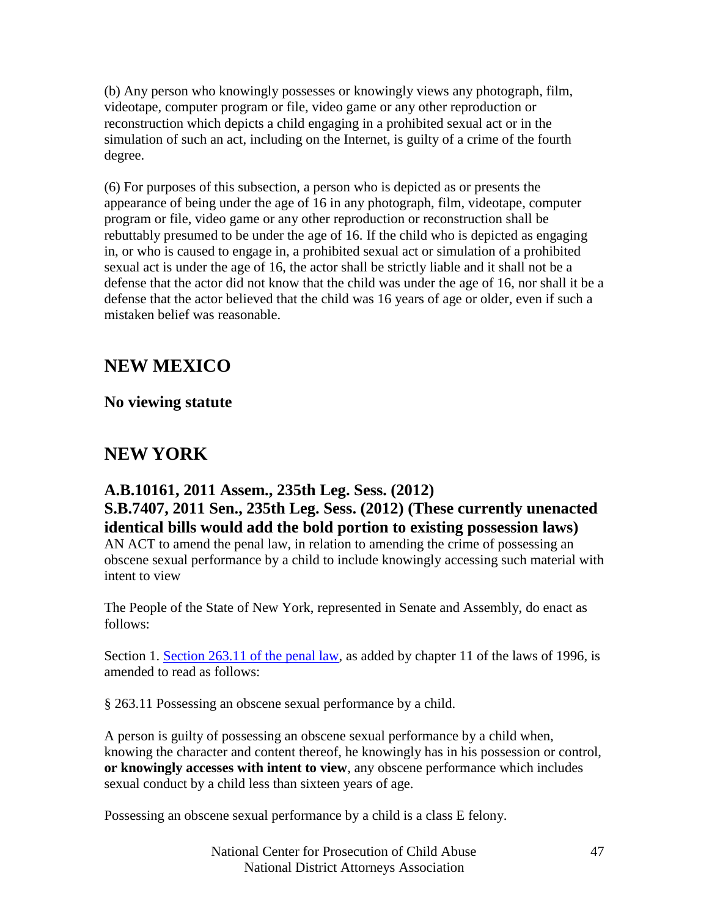(b) Any person who knowingly possesses or knowingly views any photograph, film, videotape, computer program or file, video game or any other reproduction or reconstruction which depicts a child engaging in a prohibited sexual act or in the simulation of such an act, including on the Internet, is guilty of a crime of the fourth degree.

(6) For purposes of this subsection, a person who is depicted as or presents the appearance of being under the age of 16 in any photograph, film, videotape, computer program or file, video game or any other reproduction or reconstruction shall be rebuttably presumed to be under the age of 16. If the child who is depicted as engaging in, or who is caused to engage in, a prohibited sexual act or simulation of a prohibited sexual act is under the age of 16, the actor shall be strictly liable and it shall not be a defense that the actor did not know that the child was under the age of 16, nor shall it be a defense that the actor believed that the child was 16 years of age or older, even if such a mistaken belief was reasonable.

## NEW MEXICO

### No viewing statute

## NEW YORK

### A.B.10161, 2011 Assem., 235th Leg. Sess. (2012)
### S.B.7407, 2011 Sen., 235th Leg. Sess. (2012) (These currently unenacted identical bills would add the bold portion to existing possession laws)

AN ACT to amend the penal law, in relation to amending the crime of possessing an obscene sexual performance by a child to include knowingly accessing such material with intent to view

The People of the State of New York, represented in Senate and Assembly, do enact as follows:

Section 1. Section 263.11 of the penal law, as added by chapter 11 of the laws of 1996, is amended to read as follows:

§ 263.11 Possessing an obscene sexual performance by a child.

A person is guilty of possessing an obscene sexual performance by a child when, knowing the character and content thereof, he knowingly has in his possession or control, **or knowingly accesses with intent to view**, any obscene performance which includes sexual conduct by a child less than sixteen years of age.

Possessing an obscene sexual performance by a child is a class E felony.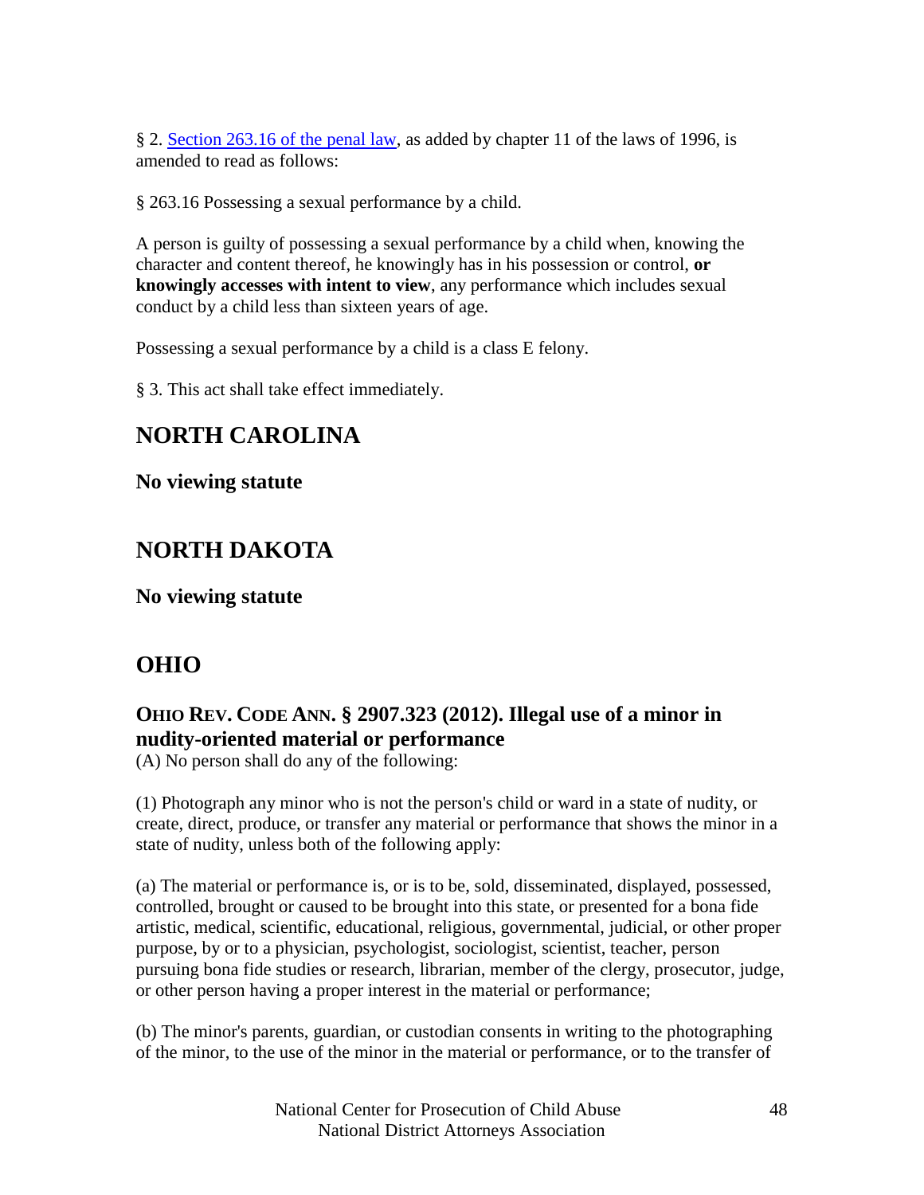§ 2. [Section 263.16 of the penal law](), as added by chapter 11 of the laws of 1996, is amended to read as follows:

§ 263.16 Possessing a sexual performance by a child.

A person is guilty of possessing a sexual performance by a child when, knowing the character and content thereof, he knowingly has in his possession or control, **or knowingly accesses with intent to view**, any performance which includes sexual conduct by a child less than sixteen years of age.

Possessing a sexual performance by a child is a class E felony.

§ 3. This act shall take effect immediately.

# NORTH CAROLINA

**No viewing statute**

# NORTH DAKOTA

**No viewing statute**

# OHIO

## OHIO REV. CODE ANN. § 2907.323 (2012). Illegal use of a minor in nudity-oriented material or performance

(A) No person shall do any of the following:

(1) Photograph any minor who is not the person's child or ward in a state of nudity, or create, direct, produce, or transfer any material or performance that shows the minor in a state of nudity, unless both of the following apply:

(a) The material or performance is, or is to be, sold, disseminated, displayed, possessed, controlled, brought or caused to be brought into this state, or presented for a bona fide artistic, medical, scientific, educational, religious, governmental, judicial, or other proper purpose, by or to a physician, psychologist, sociologist, scientist, teacher, person pursuing bona fide studies or research, librarian, member of the clergy, prosecutor, judge, or other person having a proper interest in the material or performance;

(b) The minor's parents, guardian, or custodian consents in writing to the photographing of the minor, to the use of the minor in the material or performance, or to the transfer of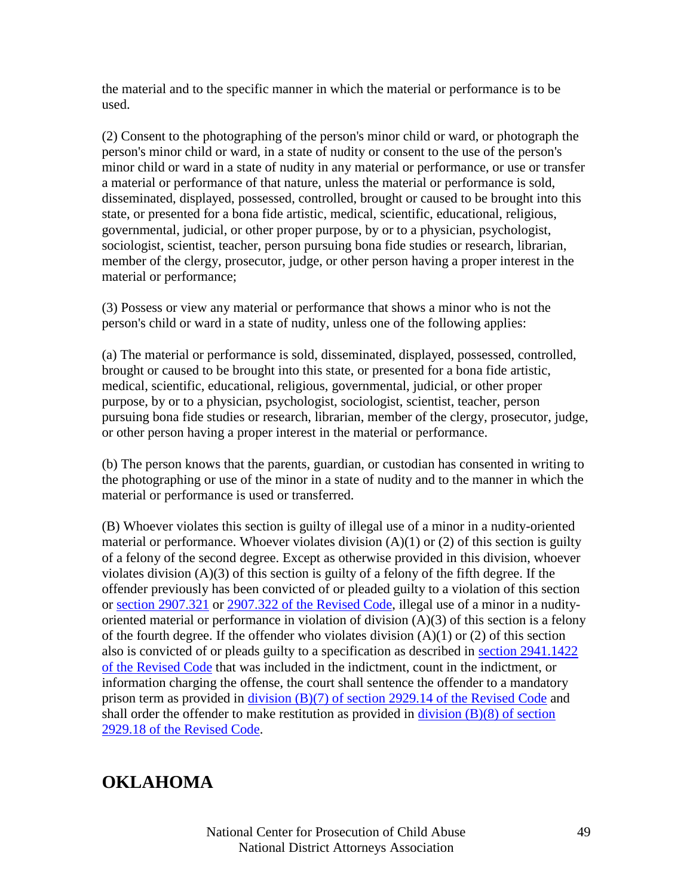the material and to the specific manner in which the material or performance is to be used.

(2) Consent to the photographing of the person's minor child or ward, or photograph the person's minor child or ward, in a state of nudity or consent to the use of the person's minor child or ward in a state of nudity in any material or performance, or use or transfer a material or performance of that nature, unless the material or performance is sold, disseminated, displayed, possessed, controlled, brought or caused to be brought into this state, or presented for a bona fide artistic, medical, scientific, educational, religious, governmental, judicial, or other proper purpose, by or to a physician, psychologist, sociologist, scientist, teacher, person pursuing bona fide studies or research, librarian, member of the clergy, prosecutor, judge, or other person having a proper interest in the material or performance;

(3) Possess or view any material or performance that shows a minor who is not the person's child or ward in a state of nudity, unless one of the following applies:

(a) The material or performance is sold, disseminated, displayed, possessed, controlled, brought or caused to be brought into this state, or presented for a bona fide artistic, medical, scientific, educational, religious, governmental, judicial, or other proper purpose, by or to a physician, psychologist, sociologist, scientist, teacher, person pursuing bona fide studies or research, librarian, member of the clergy, prosecutor, judge, or other person having a proper interest in the material or performance.

(b) The person knows that the parents, guardian, or custodian has consented in writing to the photographing or use of the minor in a state of nudity and to the manner in which the material or performance is used or transferred.

(B) Whoever violates this section is guilty of illegal use of a minor in a nudity-oriented material or performance. Whoever violates division (A)(1) or (2) of this section is guilty of a felony of the second degree. Except as otherwise provided in this division, whoever violates division (A)(3) of this section is guilty of a felony of the fifth degree. If the offender previously has been convicted of or pleaded guilty to a violation of this section or section 2907.321 or 2907.322 of the Revised Code, illegal use of a minor in a nudity-oriented material or performance in violation of division (A)(3) of this section is a felony of the fourth degree. If the offender who violates division (A)(1) or (2) of this section also is convicted of or pleads guilty to a specification as described in section 2941.1422 of the Revised Code that was included in the indictment, count in the indictment, or information charging the offense, the court shall sentence the offender to a mandatory prison term as provided in division (B)(7) of section 2929.14 of the Revised Code and shall order the offender to make restitution as provided in division (B)(8) of section 2929.18 of the Revised Code.

## OKLAHOMA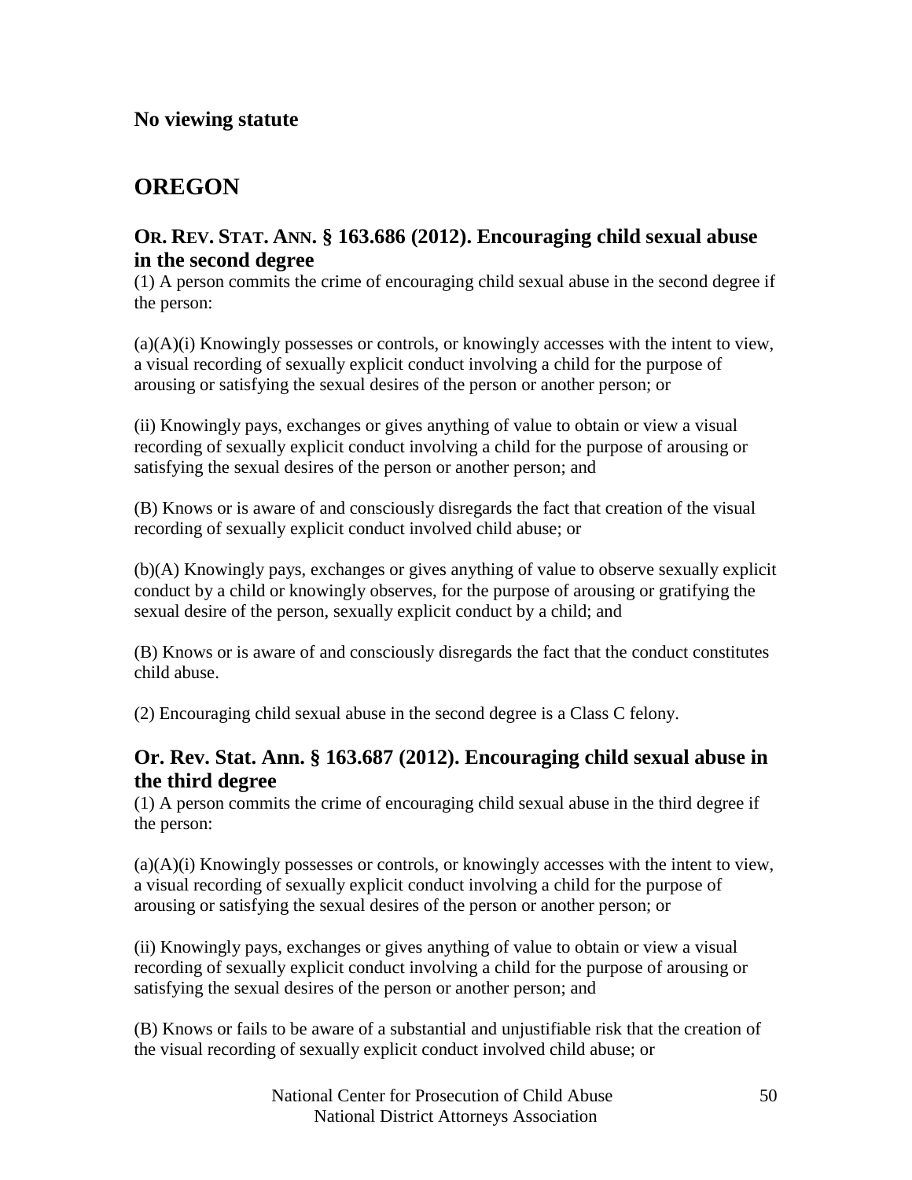**No viewing statute**

# OREGON

### OR. REV. STAT. ANN. § 163.686 (2012). Encouraging child sexual abuse in the second degree

(1) A person commits the crime of encouraging child sexual abuse in the second degree if the person:

(a)(A)(i) Knowingly possesses or controls, or knowingly accesses with the intent to view, a visual recording of sexually explicit conduct involving a child for the purpose of arousing or satisfying the sexual desires of the person or another person; or

(ii) Knowingly pays, exchanges or gives anything of value to obtain or view a visual recording of sexually explicit conduct involving a child for the purpose of arousing or satisfying the sexual desires of the person or another person; and

(B) Knows or is aware of and consciously disregards the fact that creation of the visual recording of sexually explicit conduct involved child abuse; or

(b)(A) Knowingly pays, exchanges or gives anything of value to observe sexually explicit conduct by a child or knowingly observes, for the purpose of arousing or gratifying the sexual desire of the person, sexually explicit conduct by a child; and

(B) Knows or is aware of and consciously disregards the fact that the conduct constitutes child abuse.

(2) Encouraging child sexual abuse in the second degree is a Class C felony.

### Or. Rev. Stat. Ann. § 163.687 (2012). Encouraging child sexual abuse in the third degree

(1) A person commits the crime of encouraging child sexual abuse in the third degree if the person:

(a)(A)(i) Knowingly possesses or controls, or knowingly accesses with the intent to view, a visual recording of sexually explicit conduct involving a child for the purpose of arousing or satisfying the sexual desires of the person or another person; or

(ii) Knowingly pays, exchanges or gives anything of value to obtain or view a visual recording of sexually explicit conduct involving a child for the purpose of arousing or satisfying the sexual desires of the person or another person; and

(B) Knows or fails to be aware of a substantial and unjustifiable risk that the creation of the visual recording of sexually explicit conduct involved child abuse; or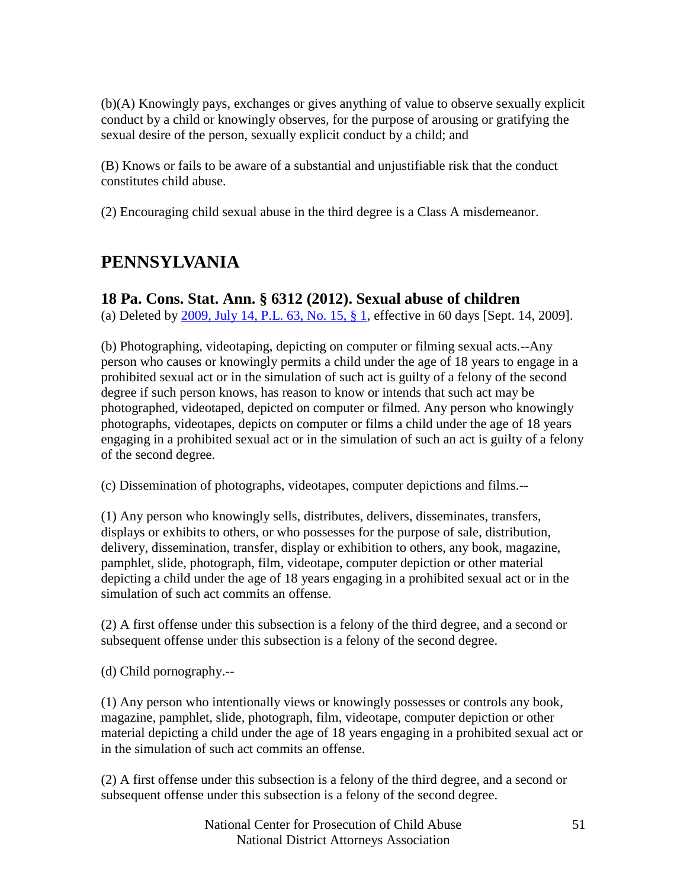(b)(A) Knowingly pays, exchanges or gives anything of value to observe sexually explicit conduct by a child or knowingly observes, for the purpose of arousing or gratifying the sexual desire of the person, sexually explicit conduct by a child; and

(B) Knows or fails to be aware of a substantial and unjustifiable risk that the conduct constitutes child abuse.

(2) Encouraging child sexual abuse in the third degree is a Class A misdemeanor.

## PENNSYLVANIA

### 18 Pa. Cons. Stat. Ann. § 6312 (2012). Sexual abuse of children

(a) Deleted by [2009, July 14, P.L. 63, No. 15, § 1](), effective in 60 days [Sept. 14, 2009].

(b) Photographing, videotaping, depicting on computer or filming sexual acts.--Any person who causes or knowingly permits a child under the age of 18 years to engage in a prohibited sexual act or in the simulation of such act is guilty of a felony of the second degree if such person knows, has reason to know or intends that such act may be photographed, videotaped, depicted on computer or filmed. Any person who knowingly photographs, videotapes, depicts on computer or films a child under the age of 18 years engaging in a prohibited sexual act or in the simulation of such an act is guilty of a felony of the second degree.

(c) Dissemination of photographs, videotapes, computer depictions and films.--

(1) Any person who knowingly sells, distributes, delivers, disseminates, transfers, displays or exhibits to others, or who possesses for the purpose of sale, distribution, delivery, dissemination, transfer, display or exhibition to others, any book, magazine, pamphlet, slide, photograph, film, videotape, computer depiction or other material depicting a child under the age of 18 years engaging in a prohibited sexual act or in the simulation of such act commits an offense.

(2) A first offense under this subsection is a felony of the third degree, and a second or subsequent offense under this subsection is a felony of the second degree.

(d) Child pornography.--

(1) Any person who intentionally views or knowingly possesses or controls any book, magazine, pamphlet, slide, photograph, film, videotape, computer depiction or other material depicting a child under the age of 18 years engaging in a prohibited sexual act or in the simulation of such act commits an offense.

(2) A first offense under this subsection is a felony of the third degree, and a second or subsequent offense under this subsection is a felony of the second degree.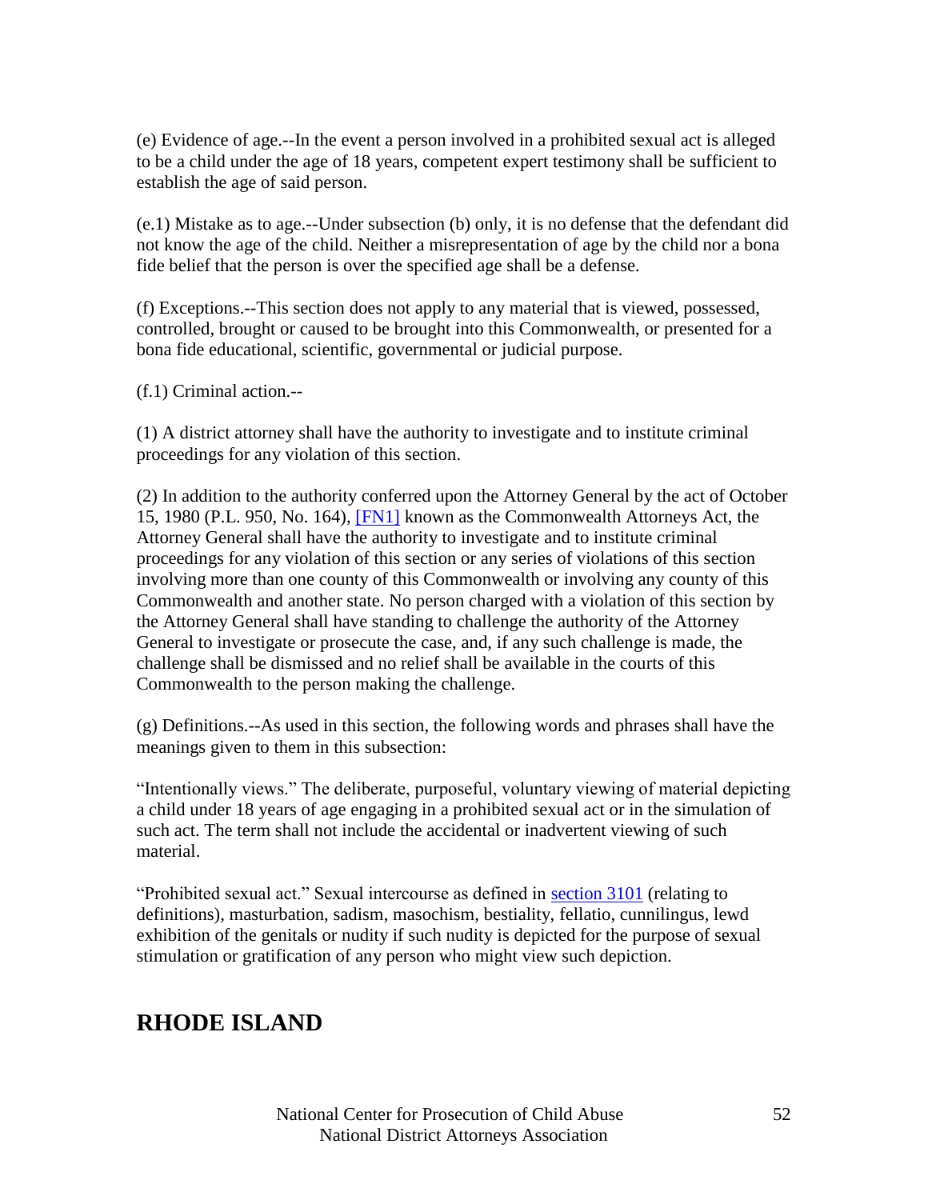(e) Evidence of age.--In the event a person involved in a prohibited sexual act is alleged to be a child under the age of 18 years, competent expert testimony shall be sufficient to establish the age of said person.

(e.1) Mistake as to age.--Under subsection (b) only, it is no defense that the defendant did not know the age of the child. Neither a misrepresentation of age by the child nor a bona fide belief that the person is over the specified age shall be a defense.

(f) Exceptions.--This section does not apply to any material that is viewed, possessed, controlled, brought or caused to be brought into this Commonwealth, or presented for a bona fide educational, scientific, governmental or judicial purpose.

(f.1) Criminal action.--

(1) A district attorney shall have the authority to investigate and to institute criminal proceedings for any violation of this section.

(2) In addition to the authority conferred upon the Attorney General by the act of October 15, 1980 (P.L. 950, No. 164), [FN1] known as the Commonwealth Attorneys Act, the Attorney General shall have the authority to investigate and to institute criminal proceedings for any violation of this section or any series of violations of this section involving more than one county of this Commonwealth or involving any county of this Commonwealth and another state. No person charged with a violation of this section by the Attorney General shall have standing to challenge the authority of the Attorney General to investigate or prosecute the case, and, if any such challenge is made, the challenge shall be dismissed and no relief shall be available in the courts of this Commonwealth to the person making the challenge.

(g) Definitions.--As used in this section, the following words and phrases shall have the meanings given to them in this subsection:

"Intentionally views." The deliberate, purposeful, voluntary viewing of material depicting a child under 18 years of age engaging in a prohibited sexual act or in the simulation of such act. The term shall not include the accidental or inadvertent viewing of such material.

"Prohibited sexual act." Sexual intercourse as defined in section 3101 (relating to definitions), masturbation, sadism, masochism, bestiality, fellatio, cunnilingus, lewd exhibition of the genitals or nudity if such nudity is depicted for the purpose of sexual stimulation or gratification of any person who might view such depiction.

## RHODE ISLAND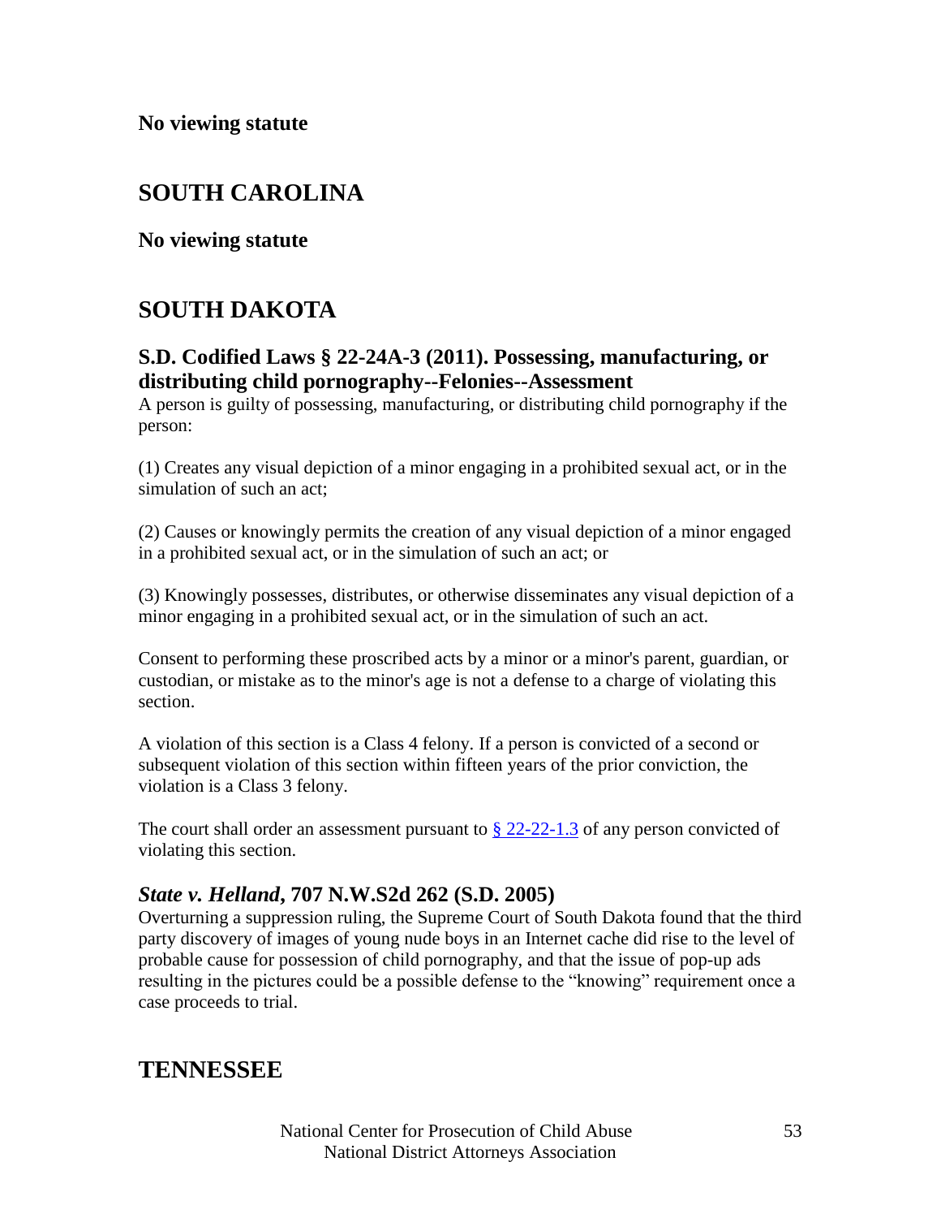**No viewing statute**

## SOUTH CAROLINA

**No viewing statute**

## SOUTH DAKOTA

### S.D. Codified Laws § 22-24A-3 (2011). Possessing, manufacturing, or distributing child pornography--Felonies--Assessment

A person is guilty of possessing, manufacturing, or distributing child pornography if the person:

(1) Creates any visual depiction of a minor engaging in a prohibited sexual act, or in the simulation of such an act;

(2) Causes or knowingly permits the creation of any visual depiction of a minor engaged in a prohibited sexual act, or in the simulation of such an act; or

(3) Knowingly possesses, distributes, or otherwise disseminates any visual depiction of a minor engaging in a prohibited sexual act, or in the simulation of such an act.

Consent to performing these proscribed acts by a minor or a minor's parent, guardian, or custodian, or mistake as to the minor's age is not a defense to a charge of violating this section.

A violation of this section is a Class 4 felony. If a person is convicted of a second or subsequent violation of this section within fifteen years of the prior conviction, the violation is a Class 3 felony.

The court shall order an assessment pursuant to § 22-22-1.3 of any person convicted of violating this section.

### *State v. Helland*, 707 N.W.S2d 262 (S.D. 2005)

Overturning a suppression ruling, the Supreme Court of South Dakota found that the third party discovery of images of young nude boys in an Internet cache did rise to the level of probable cause for possession of child pornography, and that the issue of pop-up ads resulting in the pictures could be a possible defense to the "knowing" requirement once a case proceeds to trial.

## TENNESSEE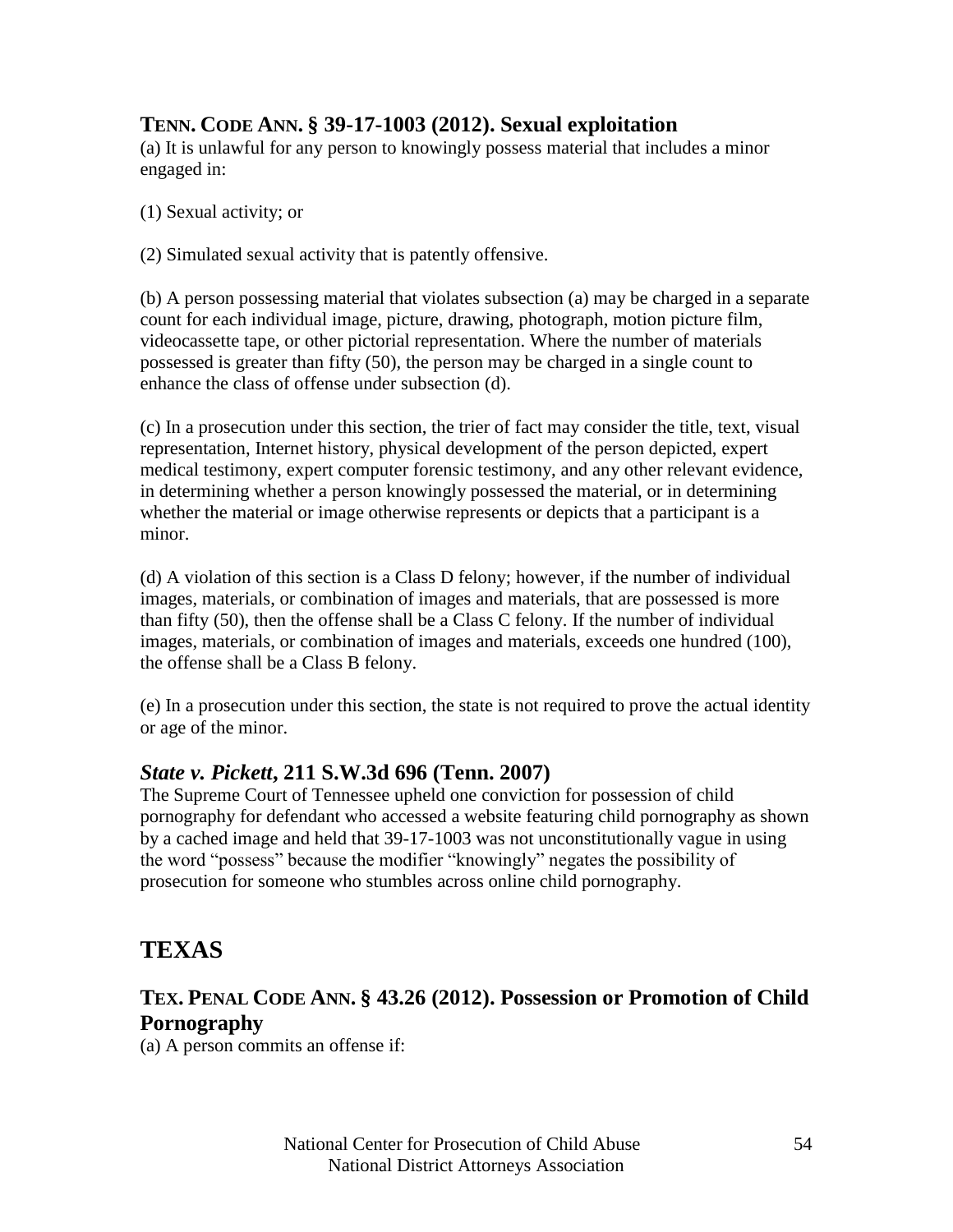### TENN. CODE ANN. § 39-17-1003 (2012). Sexual exploitation

(a) It is unlawful for any person to knowingly possess material that includes a minor engaged in:

(1) Sexual activity; or

(2) Simulated sexual activity that is patently offensive.

(b) A person possessing material that violates subsection (a) may be charged in a separate count for each individual image, picture, drawing, photograph, motion picture film, videocassette tape, or other pictorial representation. Where the number of materials possessed is greater than fifty (50), the person may be charged in a single count to enhance the class of offense under subsection (d).

(c) In a prosecution under this section, the trier of fact may consider the title, text, visual representation, Internet history, physical development of the person depicted, expert medical testimony, expert computer forensic testimony, and any other relevant evidence, in determining whether a person knowingly possessed the material, or in determining whether the material or image otherwise represents or depicts that a participant is a minor.

(d) A violation of this section is a Class D felony; however, if the number of individual images, materials, or combination of images and materials, that are possessed is more than fifty (50), then the offense shall be a Class C felony. If the number of individual images, materials, or combination of images and materials, exceeds one hundred (100), the offense shall be a Class B felony.

(e) In a prosecution under this section, the state is not required to prove the actual identity or age of the minor.

### *State v. Pickett*, 211 S.W.3d 696 (Tenn. 2007)

The Supreme Court of Tennessee upheld one conviction for possession of child pornography for defendant who accessed a website featuring child pornography as shown by a cached image and held that 39-17-1003 was not unconstitutionally vague in using the word "possess" because the modifier "knowingly" negates the possibility of prosecution for someone who stumbles across online child pornography.

## TEXAS

### TEX. PENAL CODE ANN. § 43.26 (2012). Possession or Promotion of Child Pornography

(a) A person commits an offense if: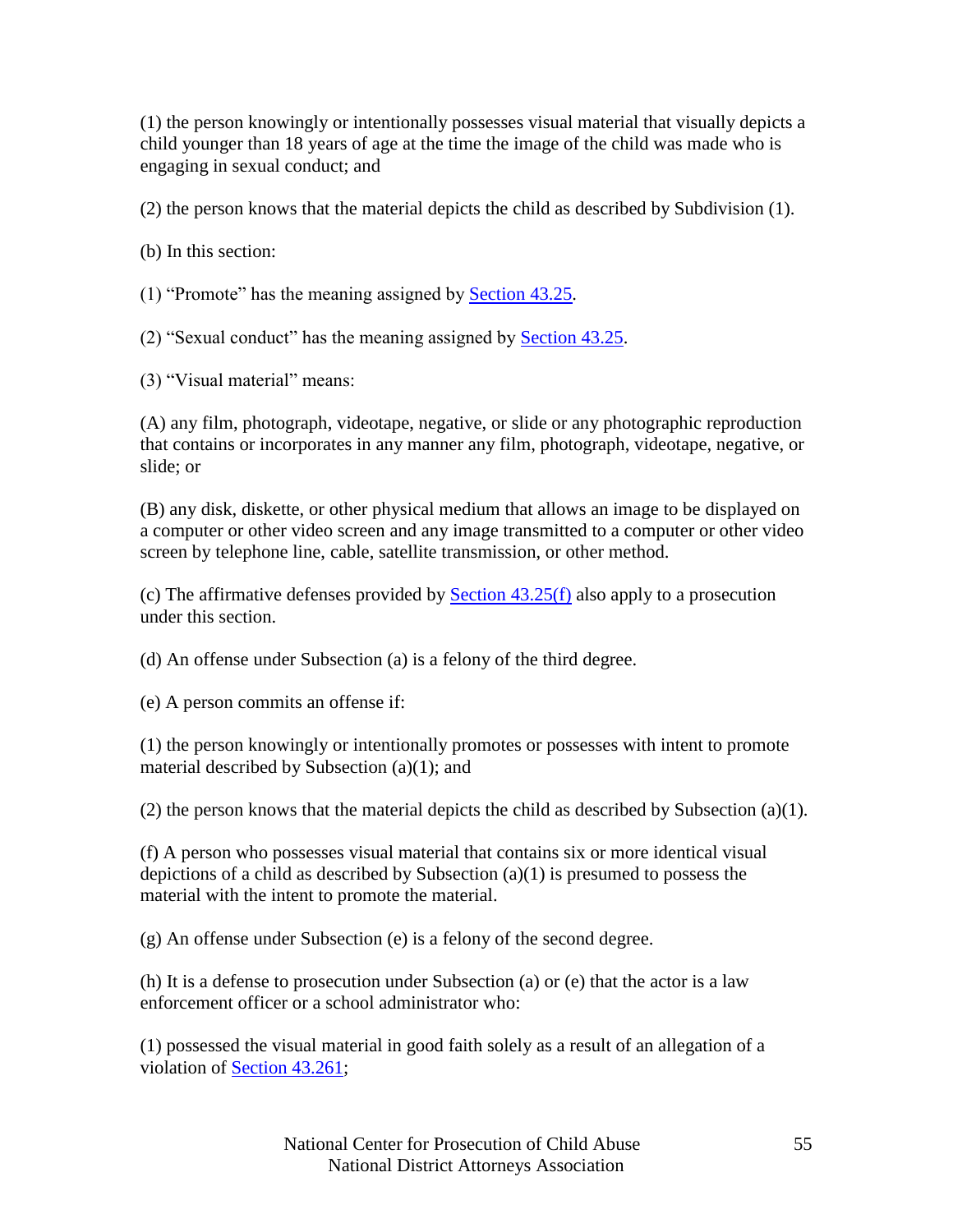(1) the person knowingly or intentionally possesses visual material that visually depicts a child younger than 18 years of age at the time the image of the child was made who is engaging in sexual conduct; and

(2) the person knows that the material depicts the child as described by Subdivision (1).

(b) In this section:

(1) "Promote" has the meaning assigned by Section 43.25.

(2) "Sexual conduct" has the meaning assigned by Section 43.25.

(3) "Visual material" means:

(A) any film, photograph, videotape, negative, or slide or any photographic reproduction that contains or incorporates in any manner any film, photograph, videotape, negative, or slide; or

(B) any disk, diskette, or other physical medium that allows an image to be displayed on a computer or other video screen and any image transmitted to a computer or other video screen by telephone line, cable, satellite transmission, or other method.

(c) The affirmative defenses provided by Section 43.25(f) also apply to a prosecution under this section.

(d) An offense under Subsection (a) is a felony of the third degree.

(e) A person commits an offense if:

(1) the person knowingly or intentionally promotes or possesses with intent to promote material described by Subsection (a)(1); and

(2) the person knows that the material depicts the child as described by Subsection (a)(1).

(f) A person who possesses visual material that contains six or more identical visual depictions of a child as described by Subsection (a)(1) is presumed to possess the material with the intent to promote the material.

(g) An offense under Subsection (e) is a felony of the second degree.

(h) It is a defense to prosecution under Subsection (a) or (e) that the actor is a law enforcement officer or a school administrator who:

(1) possessed the visual material in good faith solely as a result of an allegation of a violation of Section 43.261;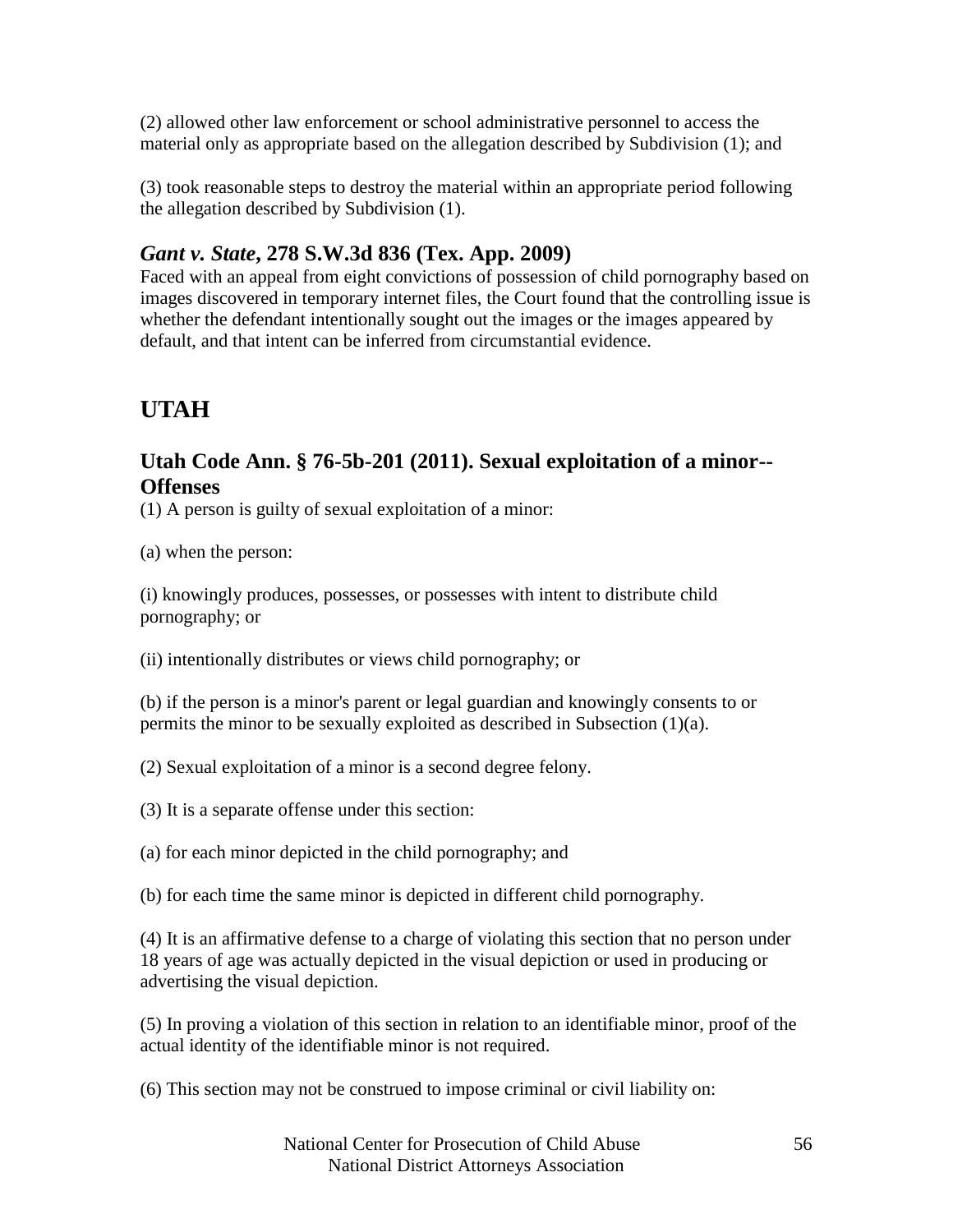(2) allowed other law enforcement or school administrative personnel to access the material only as appropriate based on the allegation described by Subdivision (1); and

(3) took reasonable steps to destroy the material within an appropriate period following the allegation described by Subdivision (1).

### *Gant v. State*, 278 S.W.3d 836 (Tex. App. 2009)

Faced with an appeal from eight convictions of possession of child pornography based on images discovered in temporary internet files, the Court found that the controlling issue is whether the defendant intentionally sought out the images or the images appeared by default, and that intent can be inferred from circumstantial evidence.

## UTAH

### Utah Code Ann. § 76-5b-201 (2011). Sexual exploitation of a minor--Offenses

(1) A person is guilty of sexual exploitation of a minor:

(a) when the person:

(i) knowingly produces, possesses, or possesses with intent to distribute child pornography; or

(ii) intentionally distributes or views child pornography; or

(b) if the person is a minor's parent or legal guardian and knowingly consents to or permits the minor to be sexually exploited as described in Subsection (1)(a).

(2) Sexual exploitation of a minor is a second degree felony.

(3) It is a separate offense under this section:

(a) for each minor depicted in the child pornography; and

(b) for each time the same minor is depicted in different child pornography.

(4) It is an affirmative defense to a charge of violating this section that no person under 18 years of age was actually depicted in the visual depiction or used in producing or advertising the visual depiction.

(5) In proving a violation of this section in relation to an identifiable minor, proof of the actual identity of the identifiable minor is not required.

(6) This section may not be construed to impose criminal or civil liability on: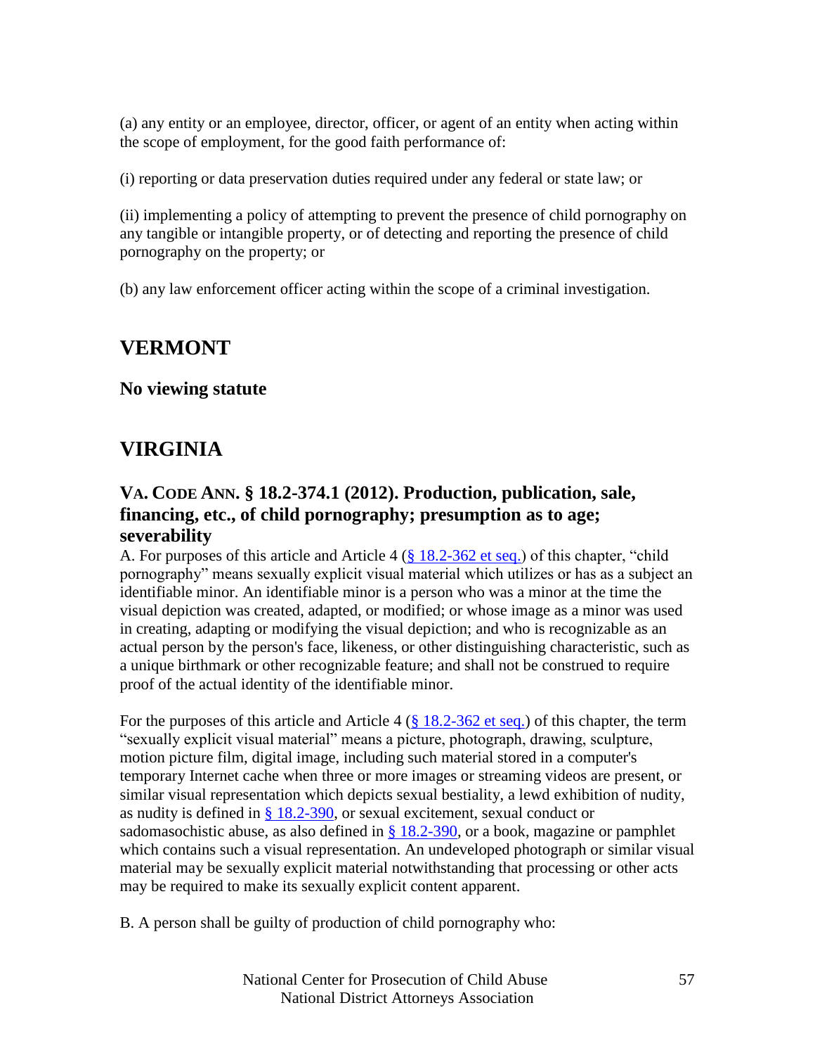(a) any entity or an employee, director, officer, or agent of an entity when acting within the scope of employment, for the good faith performance of:

(i) reporting or data preservation duties required under any federal or state law; or

(ii) implementing a policy of attempting to prevent the presence of child pornography on any tangible or intangible property, or of detecting and reporting the presence of child pornography on the property; or

(b) any law enforcement officer acting within the scope of a criminal investigation.

## VERMONT

### No viewing statute

## VIRGINIA

### VA. CODE ANN. § 18.2-374.1 (2012). Production, publication, sale, financing, etc., of child pornography; presumption as to age; severability

A. For purposes of this article and Article 4 (§ 18.2-362 et seq.) of this chapter, "child pornography" means sexually explicit visual material which utilizes or has as a subject an identifiable minor. An identifiable minor is a person who was a minor at the time the visual depiction was created, adapted, or modified; or whose image as a minor was used in creating, adapting or modifying the visual depiction; and who is recognizable as an actual person by the person's face, likeness, or other distinguishing characteristic, such as a unique birthmark or other recognizable feature; and shall not be construed to require proof of the actual identity of the identifiable minor.

For the purposes of this article and Article 4 (§ 18.2-362 et seq.) of this chapter, the term "sexually explicit visual material" means a picture, photograph, drawing, sculpture, motion picture film, digital image, including such material stored in a computer's temporary Internet cache when three or more images or streaming videos are present, or similar visual representation which depicts sexual bestiality, a lewd exhibition of nudity, as nudity is defined in § 18.2-390, or sexual excitement, sexual conduct or sadomasochistic abuse, as also defined in § 18.2-390, or a book, magazine or pamphlet which contains such a visual representation. An undeveloped photograph or similar visual material may be sexually explicit material notwithstanding that processing or other acts may be required to make its sexually explicit content apparent.

B. A person shall be guilty of production of child pornography who: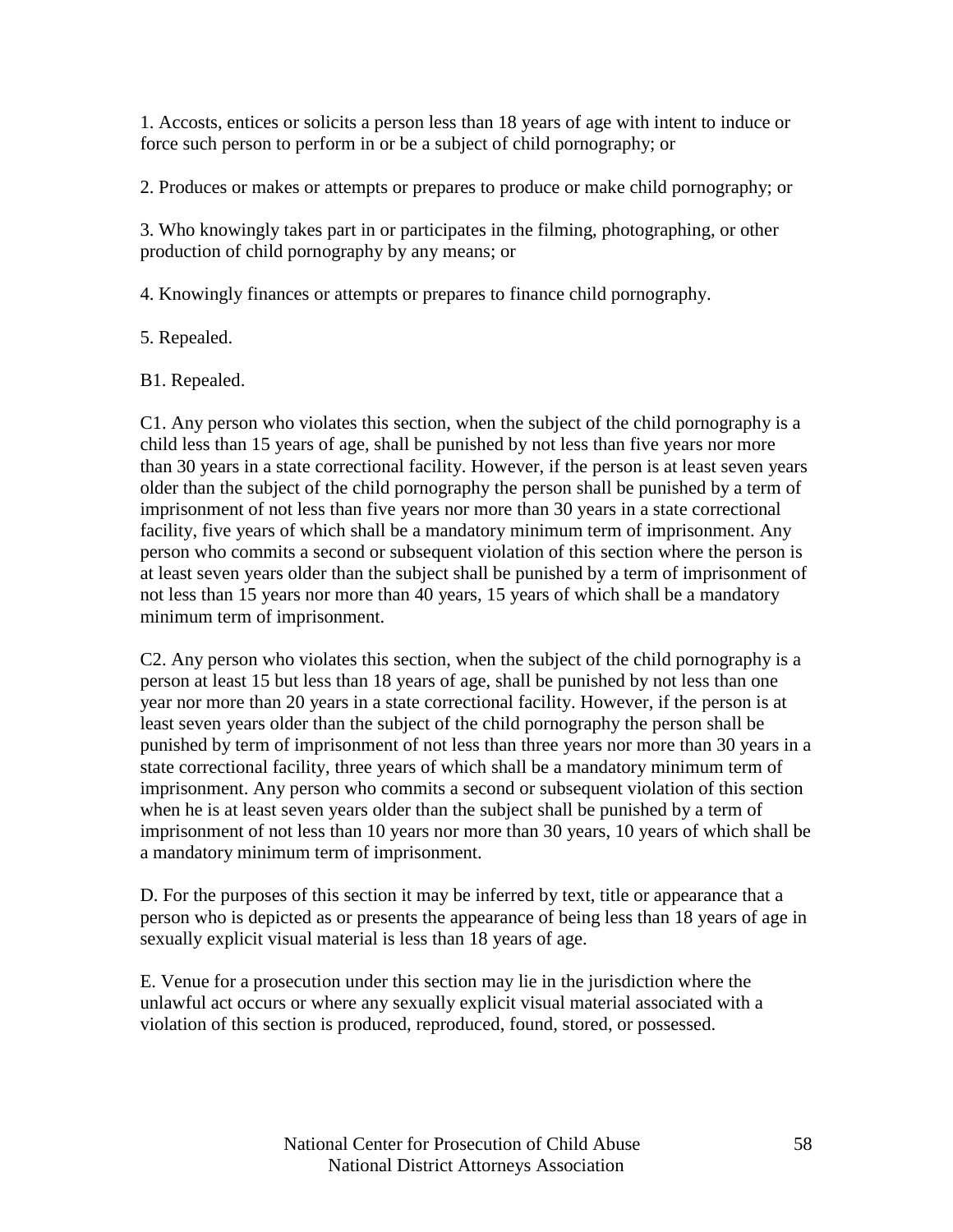1. Accosts, entices or solicits a person less than 18 years of age with intent to induce or force such person to perform in or be a subject of child pornography; or

2. Produces or makes or attempts or prepares to produce or make child pornography; or

3. Who knowingly takes part in or participates in the filming, photographing, or other production of child pornography by any means; or

4. Knowingly finances or attempts or prepares to finance child pornography.

5. Repealed.

B1. Repealed.

C1. Any person who violates this section, when the subject of the child pornography is a child less than 15 years of age, shall be punished by not less than five years nor more than 30 years in a state correctional facility. However, if the person is at least seven years older than the subject of the child pornography the person shall be punished by a term of imprisonment of not less than five years nor more than 30 years in a state correctional facility, five years of which shall be a mandatory minimum term of imprisonment. Any person who commits a second or subsequent violation of this section where the person is at least seven years older than the subject shall be punished by a term of imprisonment of not less than 15 years nor more than 40 years, 15 years of which shall be a mandatory minimum term of imprisonment.

C2. Any person who violates this section, when the subject of the child pornography is a person at least 15 but less than 18 years of age, shall be punished by not less than one year nor more than 20 years in a state correctional facility. However, if the person is at least seven years older than the subject of the child pornography the person shall be punished by term of imprisonment of not less than three years nor more than 30 years in a state correctional facility, three years of which shall be a mandatory minimum term of imprisonment. Any person who commits a second or subsequent violation of this section when he is at least seven years older than the subject shall be punished by a term of imprisonment of not less than 10 years nor more than 30 years, 10 years of which shall be a mandatory minimum term of imprisonment.

D. For the purposes of this section it may be inferred by text, title or appearance that a person who is depicted as or presents the appearance of being less than 18 years of age in sexually explicit visual material is less than 18 years of age.

E. Venue for a prosecution under this section may lie in the jurisdiction where the unlawful act occurs or where any sexually explicit visual material associated with a violation of this section is produced, reproduced, found, stored, or possessed.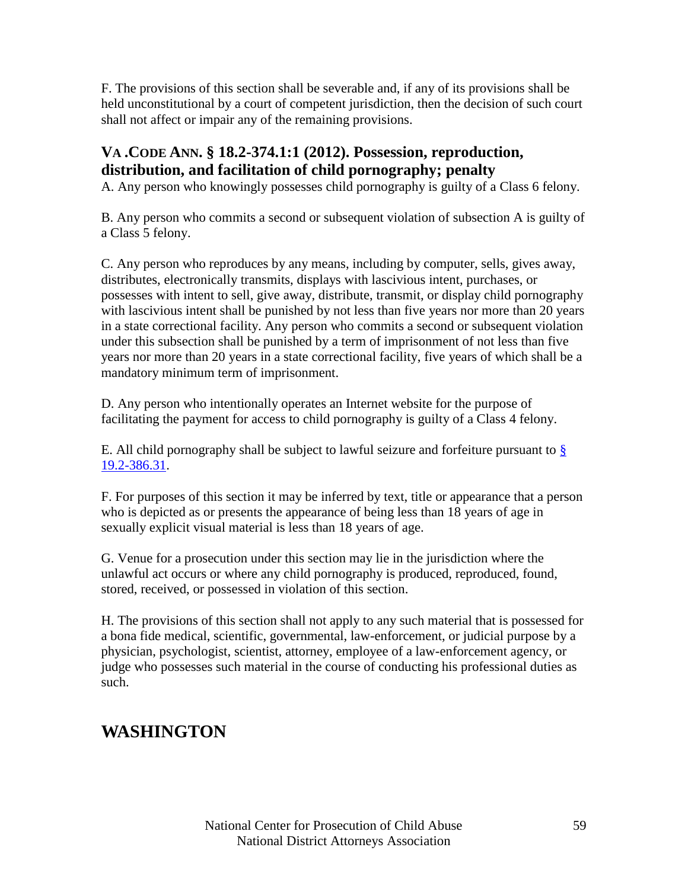F. The provisions of this section shall be severable and, if any of its provisions shall be held unconstitutional by a court of competent jurisdiction, then the decision of such court shall not affect or impair any of the remaining provisions.

### VA .CODE ANN. § 18.2-374.1:1 (2012). Possession, reproduction, distribution, and facilitation of child pornography; penalty

A. Any person who knowingly possesses child pornography is guilty of a Class 6 felony.

B. Any person who commits a second or subsequent violation of subsection A is guilty of a Class 5 felony.

C. Any person who reproduces by any means, including by computer, sells, gives away, distributes, electronically transmits, displays with lascivious intent, purchases, or possesses with intent to sell, give away, distribute, transmit, or display child pornography with lascivious intent shall be punished by not less than five years nor more than 20 years in a state correctional facility. Any person who commits a second or subsequent violation under this subsection shall be punished by a term of imprisonment of not less than five years nor more than 20 years in a state correctional facility, five years of which shall be a mandatory minimum term of imprisonment.

D. Any person who intentionally operates an Internet website for the purpose of facilitating the payment for access to child pornography is guilty of a Class 4 felony.

E. All child pornography shall be subject to lawful seizure and forfeiture pursuant to § 19.2-386.31.

F. For purposes of this section it may be inferred by text, title or appearance that a person who is depicted as or presents the appearance of being less than 18 years of age in sexually explicit visual material is less than 18 years of age.

G. Venue for a prosecution under this section may lie in the jurisdiction where the unlawful act occurs or where any child pornography is produced, reproduced, found, stored, received, or possessed in violation of this section.

H. The provisions of this section shall not apply to any such material that is possessed for a bona fide medical, scientific, governmental, law-enforcement, or judicial purpose by a physician, psychologist, scientist, attorney, employee of a law-enforcement agency, or judge who possesses such material in the course of conducting his professional duties as such.

## WASHINGTON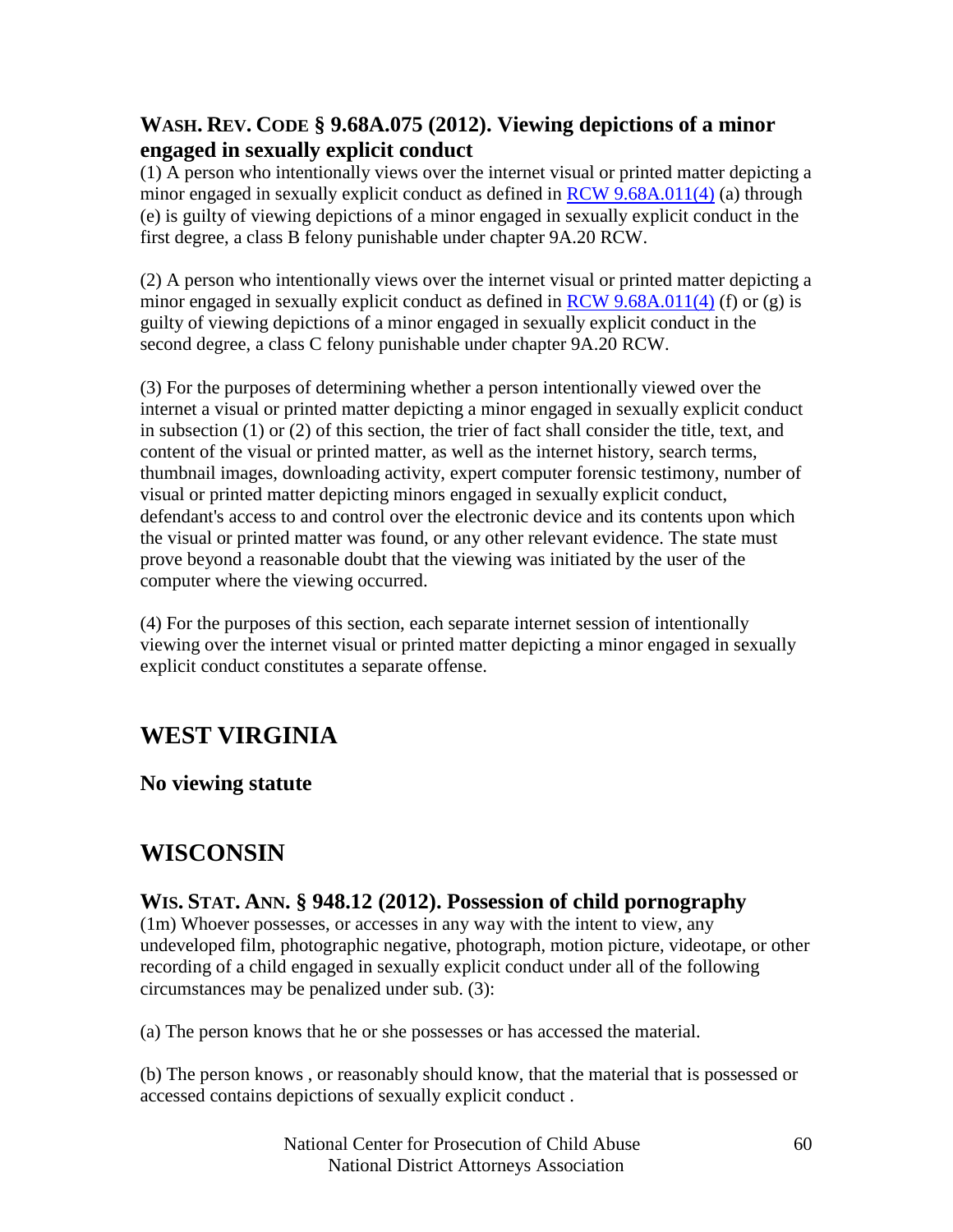### WASH. REV. CODE § 9.68A.075 (2012). Viewing depictions of a minor engaged in sexually explicit conduct

(1) A person who intentionally views over the internet visual or printed matter depicting a minor engaged in sexually explicit conduct as defined in RCW 9.68A.011(4) (a) through (e) is guilty of viewing depictions of a minor engaged in sexually explicit conduct in the first degree, a class B felony punishable under chapter 9A.20 RCW.

(2) A person who intentionally views over the internet visual or printed matter depicting a minor engaged in sexually explicit conduct as defined in RCW 9.68A.011(4) (f) or (g) is guilty of viewing depictions of a minor engaged in sexually explicit conduct in the second degree, a class C felony punishable under chapter 9A.20 RCW.

(3) For the purposes of determining whether a person intentionally viewed over the internet a visual or printed matter depicting a minor engaged in sexually explicit conduct in subsection (1) or (2) of this section, the trier of fact shall consider the title, text, and content of the visual or printed matter, as well as the internet history, search terms, thumbnail images, downloading activity, expert computer forensic testimony, number of visual or printed matter depicting minors engaged in sexually explicit conduct, defendant's access to and control over the electronic device and its contents upon which the visual or printed matter was found, or any other relevant evidence. The state must prove beyond a reasonable doubt that the viewing was initiated by the user of the computer where the viewing occurred.

(4) For the purposes of this section, each separate internet session of intentionally viewing over the internet visual or printed matter depicting a minor engaged in sexually explicit conduct constitutes a separate offense.

## WEST VIRGINIA

### No viewing statute

## WISCONSIN

### WIS. STAT. ANN. § 948.12 (2012). Possession of child pornography

(1m) Whoever possesses, or accesses in any way with the intent to view, any undeveloped film, photographic negative, photograph, motion picture, videotape, or other recording of a child engaged in sexually explicit conduct under all of the following circumstances may be penalized under sub. (3):

(a) The person knows that he or she possesses or has accessed the material.

(b) The person knows , or reasonably should know, that the material that is possessed or accessed contains depictions of sexually explicit conduct .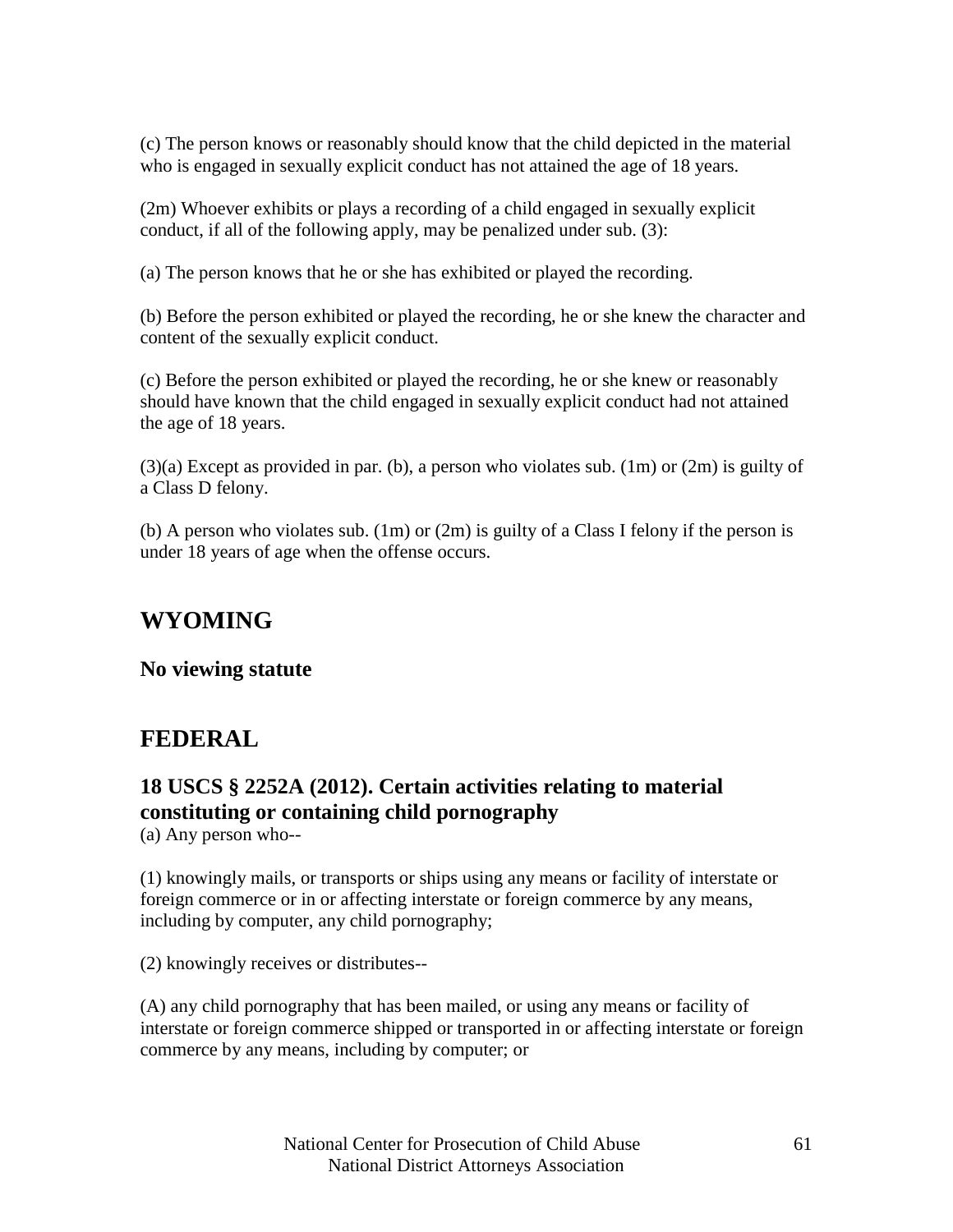(c) The person knows or reasonably should know that the child depicted in the material who is engaged in sexually explicit conduct has not attained the age of 18 years.

(2m) Whoever exhibits or plays a recording of a child engaged in sexually explicit conduct, if all of the following apply, may be penalized under sub. (3):

(a) The person knows that he or she has exhibited or played the recording.

(b) Before the person exhibited or played the recording, he or she knew the character and content of the sexually explicit conduct.

(c) Before the person exhibited or played the recording, he or she knew or reasonably should have known that the child engaged in sexually explicit conduct had not attained the age of 18 years.

(3)(a) Except as provided in par. (b), a person who violates sub. (1m) or (2m) is guilty of a Class D felony.

(b) A person who violates sub. (1m) or (2m) is guilty of a Class I felony if the person is under 18 years of age when the offense occurs.

## WYOMING

### No viewing statute

## FEDERAL

### 18 USCS § 2252A (2012). Certain activities relating to material constituting or containing child pornography

(a) Any person who--

(1) knowingly mails, or transports or ships using any means or facility of interstate or foreign commerce or in or affecting interstate or foreign commerce by any means, including by computer, any child pornography;

(2) knowingly receives or distributes--

(A) any child pornography that has been mailed, or using any means or facility of interstate or foreign commerce shipped or transported in or affecting interstate or foreign commerce by any means, including by computer; or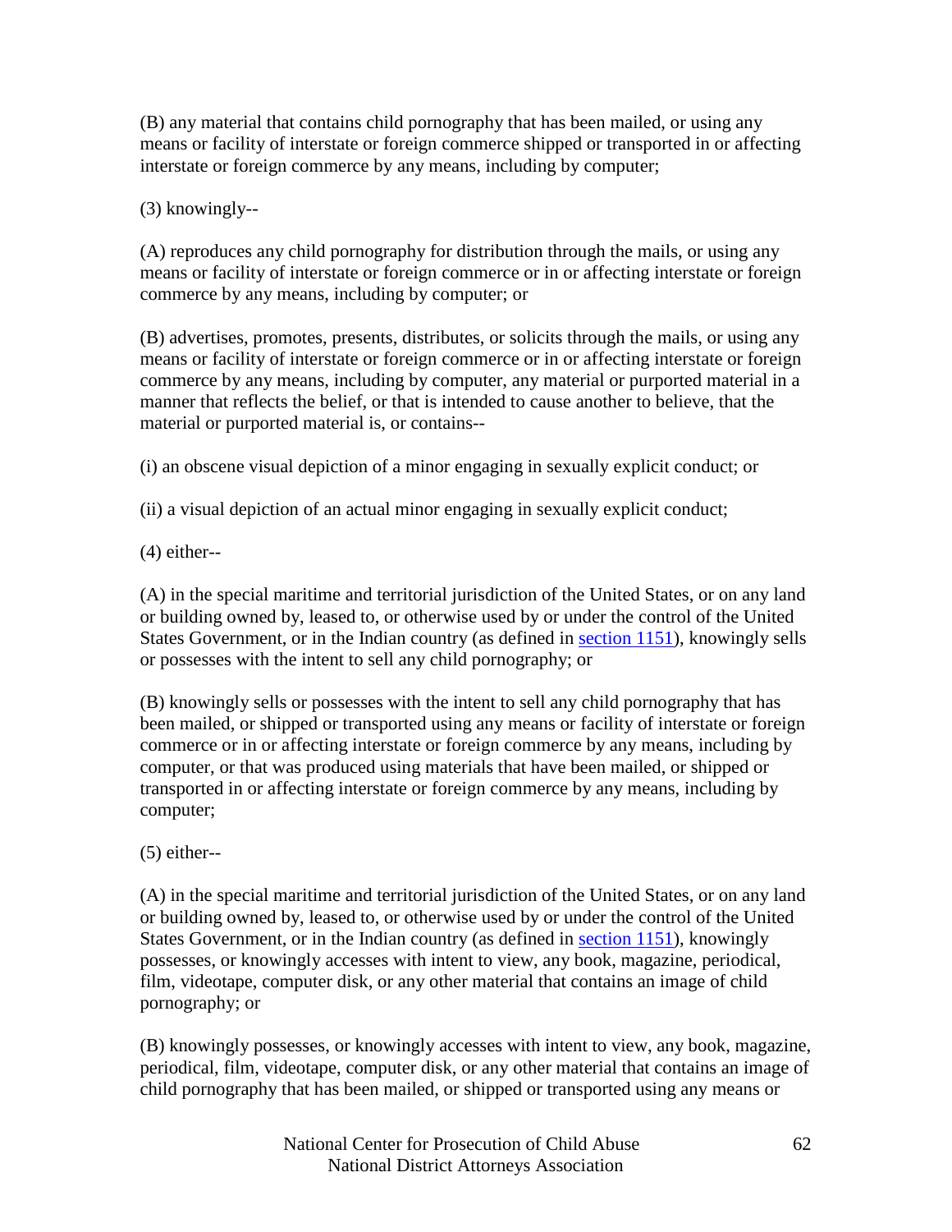(B) any material that contains child pornography that has been mailed, or using any means or facility of interstate or foreign commerce shipped or transported in or affecting interstate or foreign commerce by any means, including by computer;

(3) knowingly--

(A) reproduces any child pornography for distribution through the mails, or using any means or facility of interstate or foreign commerce or in or affecting interstate or foreign commerce by any means, including by computer; or

(B) advertises, promotes, presents, distributes, or solicits through the mails, or using any means or facility of interstate or foreign commerce or in or affecting interstate or foreign commerce by any means, including by computer, any material or purported material in a manner that reflects the belief, or that is intended to cause another to believe, that the material or purported material is, or contains--

(i) an obscene visual depiction of a minor engaging in sexually explicit conduct; or

(ii) a visual depiction of an actual minor engaging in sexually explicit conduct;

(4) either--

(A) in the special maritime and territorial jurisdiction of the United States, or on any land or building owned by, leased to, or otherwise used by or under the control of the United States Government, or in the Indian country (as defined in section 1151), knowingly sells or possesses with the intent to sell any child pornography; or

(B) knowingly sells or possesses with the intent to sell any child pornography that has been mailed, or shipped or transported using any means or facility of interstate or foreign commerce or in or affecting interstate or foreign commerce by any means, including by computer, or that was produced using materials that have been mailed, or shipped or transported in or affecting interstate or foreign commerce by any means, including by computer;

(5) either--

(A) in the special maritime and territorial jurisdiction of the United States, or on any land or building owned by, leased to, or otherwise used by or under the control of the United States Government, or in the Indian country (as defined in section 1151), knowingly possesses, or knowingly accesses with intent to view, any book, magazine, periodical, film, videotape, computer disk, or any other material that contains an image of child pornography; or

(B) knowingly possesses, or knowingly accesses with intent to view, any book, magazine, periodical, film, videotape, computer disk, or any other material that contains an image of child pornography that has been mailed, or shipped or transported using any means or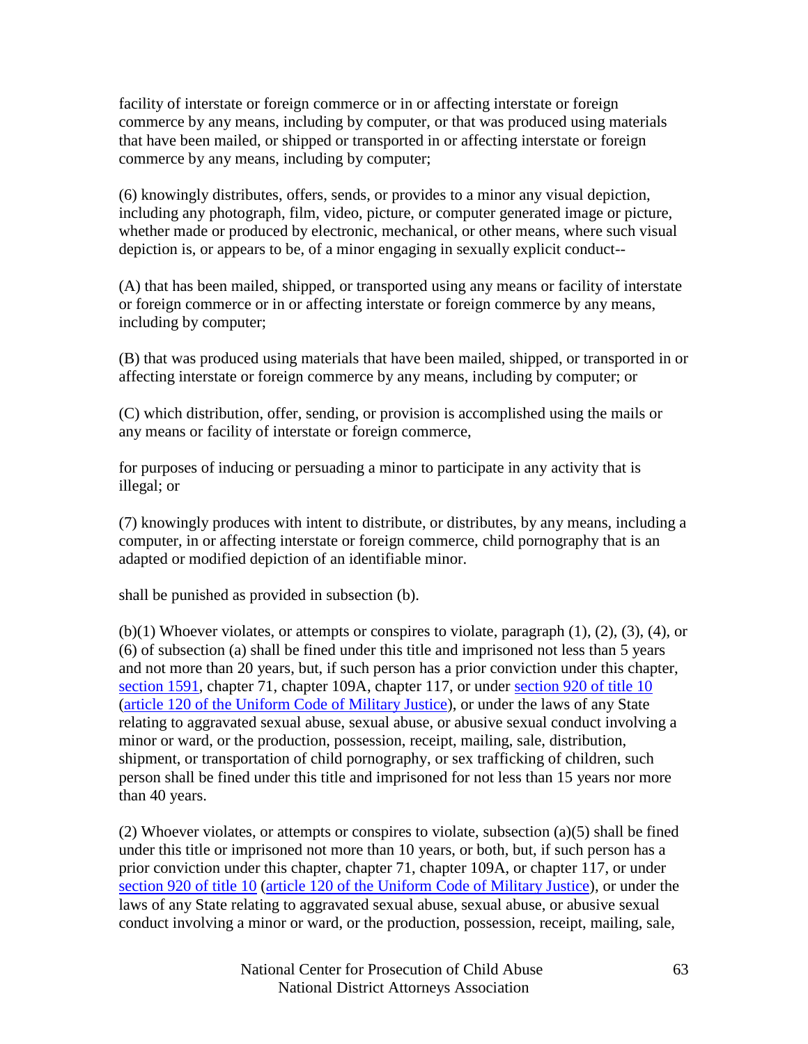facility of interstate or foreign commerce or in or affecting interstate or foreign commerce by any means, including by computer, or that was produced using materials that have been mailed, or shipped or transported in or affecting interstate or foreign commerce by any means, including by computer;

(6) knowingly distributes, offers, sends, or provides to a minor any visual depiction, including any photograph, film, video, picture, or computer generated image or picture, whether made or produced by electronic, mechanical, or other means, where such visual depiction is, or appears to be, of a minor engaging in sexually explicit conduct--

(A) that has been mailed, shipped, or transported using any means or facility of interstate or foreign commerce or in or affecting interstate or foreign commerce by any means, including by computer;

(B) that was produced using materials that have been mailed, shipped, or transported in or affecting interstate or foreign commerce by any means, including by computer; or

(C) which distribution, offer, sending, or provision is accomplished using the mails or any means or facility of interstate or foreign commerce,

for purposes of inducing or persuading a minor to participate in any activity that is illegal; or

(7) knowingly produces with intent to distribute, or distributes, by any means, including a computer, in or affecting interstate or foreign commerce, child pornography that is an adapted or modified depiction of an identifiable minor.

shall be punished as provided in subsection (b).

(b)(1) Whoever violates, or attempts or conspires to violate, paragraph (1), (2), (3), (4), or (6) of subsection (a) shall be fined under this title and imprisoned not less than 5 years and not more than 20 years, but, if such person has a prior conviction under this chapter, section 1591, chapter 71, chapter 109A, chapter 117, or under section 920 of title 10 (article 120 of the Uniform Code of Military Justice), or under the laws of any State relating to aggravated sexual abuse, sexual abuse, or abusive sexual conduct involving a minor or ward, or the production, possession, receipt, mailing, sale, distribution, shipment, or transportation of child pornography, or sex trafficking of children, such person shall be fined under this title and imprisoned for not less than 15 years nor more than 40 years.

(2) Whoever violates, or attempts or conspires to violate, subsection (a)(5) shall be fined under this title or imprisoned not more than 10 years, or both, but, if such person has a prior conviction under this chapter, chapter 71, chapter 109A, or chapter 117, or under section 920 of title 10 (article 120 of the Uniform Code of Military Justice), or under the laws of any State relating to aggravated sexual abuse, sexual abuse, or abusive sexual conduct involving a minor or ward, or the production, possession, receipt, mailing, sale,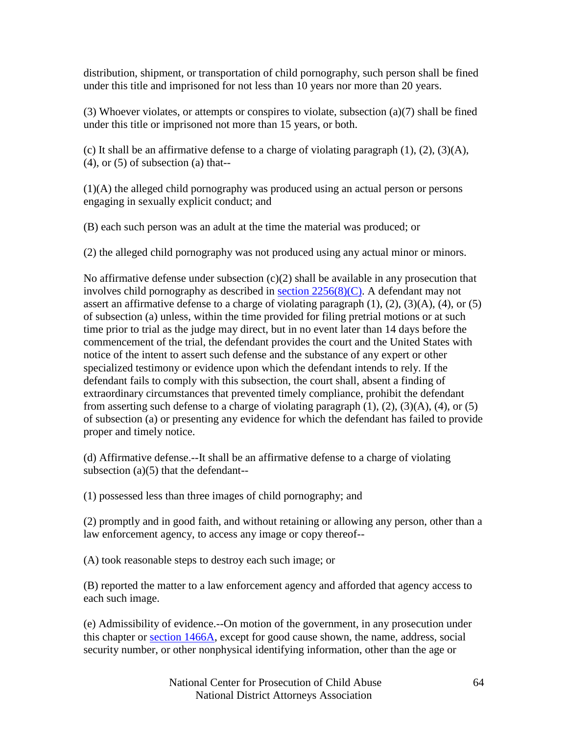distribution, shipment, or transportation of child pornography, such person shall be fined under this title and imprisoned for not less than 10 years nor more than 20 years.

(3) Whoever violates, or attempts or conspires to violate, subsection (a)(7) shall be fined under this title or imprisoned not more than 15 years, or both.

(c) It shall be an affirmative defense to a charge of violating paragraph (1), (2), (3)(A), (4), or (5) of subsection (a) that--

(1)(A) the alleged child pornography was produced using an actual person or persons engaging in sexually explicit conduct; and

(B) each such person was an adult at the time the material was produced; or

(2) the alleged child pornography was not produced using any actual minor or minors.

No affirmative defense under subsection (c)(2) shall be available in any prosecution that involves child pornography as described in section 2256(8)(C). A defendant may not assert an affirmative defense to a charge of violating paragraph (1), (2), (3)(A), (4), or (5) of subsection (a) unless, within the time provided for filing pretrial motions or at such time prior to trial as the judge may direct, but in no event later than 14 days before the commencement of the trial, the defendant provides the court and the United States with notice of the intent to assert such defense and the substance of any expert or other specialized testimony or evidence upon which the defendant intends to rely. If the defendant fails to comply with this subsection, the court shall, absent a finding of extraordinary circumstances that prevented timely compliance, prohibit the defendant from asserting such defense to a charge of violating paragraph (1), (2), (3)(A), (4), or (5) of subsection (a) or presenting any evidence for which the defendant has failed to provide proper and timely notice.

(d) Affirmative defense.--It shall be an affirmative defense to a charge of violating subsection (a)(5) that the defendant--

(1) possessed less than three images of child pornography; and

(2) promptly and in good faith, and without retaining or allowing any person, other than a law enforcement agency, to access any image or copy thereof--

(A) took reasonable steps to destroy each such image; or

(B) reported the matter to a law enforcement agency and afforded that agency access to each such image.

(e) Admissibility of evidence.--On motion of the government, in any prosecution under this chapter or section 1466A, except for good cause shown, the name, address, social security number, or other nonphysical identifying information, other than the age or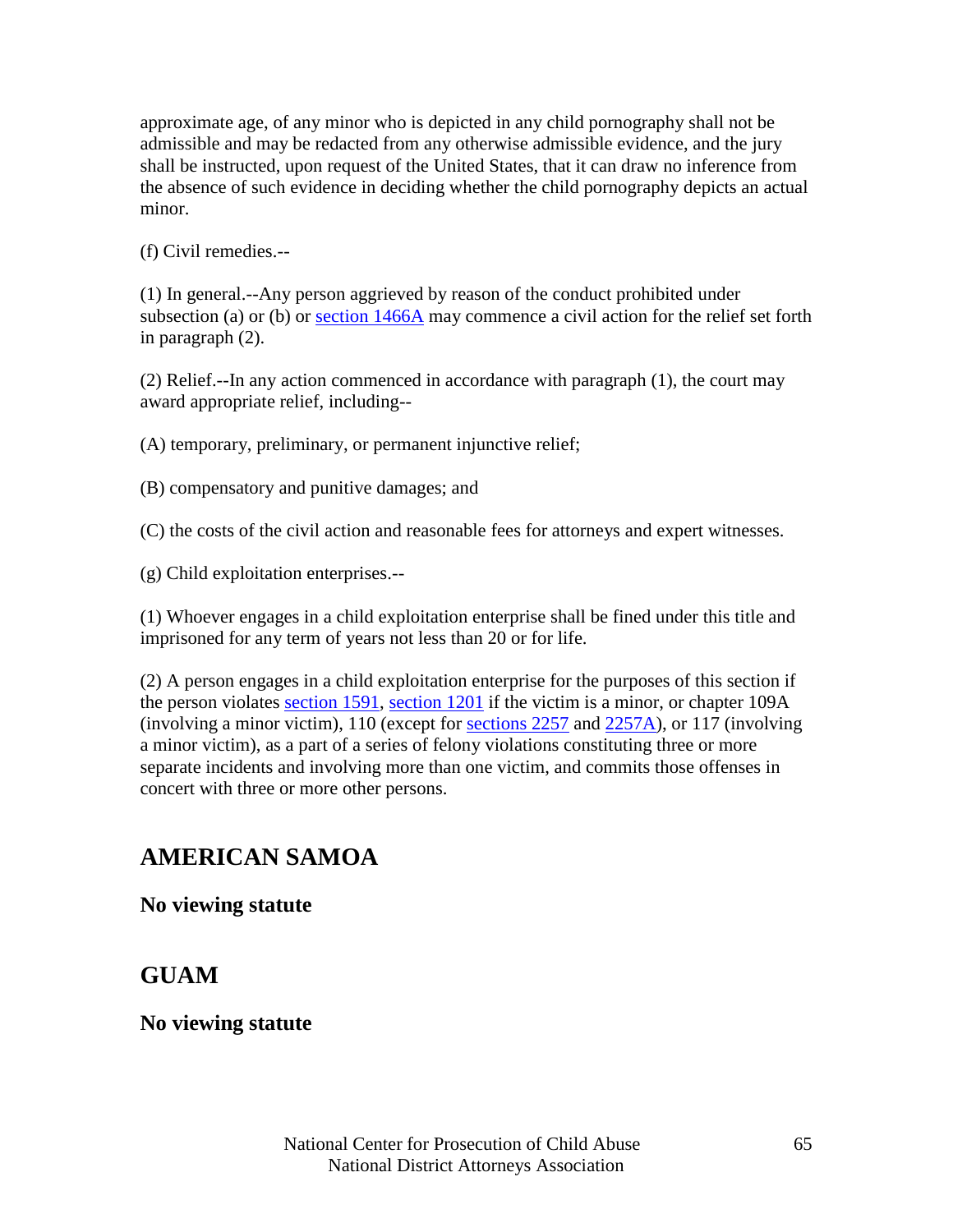approximate age, of any minor who is depicted in any child pornography shall not be admissible and may be redacted from any otherwise admissible evidence, and the jury shall be instructed, upon request of the United States, that it can draw no inference from the absence of such evidence in deciding whether the child pornography depicts an actual minor.

(f) Civil remedies.--

(1) In general.--Any person aggrieved by reason of the conduct prohibited under subsection (a) or (b) or section 1466A may commence a civil action for the relief set forth in paragraph (2).

(2) Relief.--In any action commenced in accordance with paragraph (1), the court may award appropriate relief, including--

(A) temporary, preliminary, or permanent injunctive relief;

(B) compensatory and punitive damages; and

(C) the costs of the civil action and reasonable fees for attorneys and expert witnesses.

(g) Child exploitation enterprises.--

(1) Whoever engages in a child exploitation enterprise shall be fined under this title and imprisoned for any term of years not less than 20 or for life.

(2) A person engages in a child exploitation enterprise for the purposes of this section if the person violates section 1591, section 1201 if the victim is a minor, or chapter 109A (involving a minor victim), 110 (except for sections 2257 and 2257A), or 117 (involving a minor victim), as a part of a series of felony violations constituting three or more separate incidents and involving more than one victim, and commits those offenses in concert with three or more other persons.

## AMERICAN SAMOA

**No viewing statute**

## GUAM

**No viewing statute**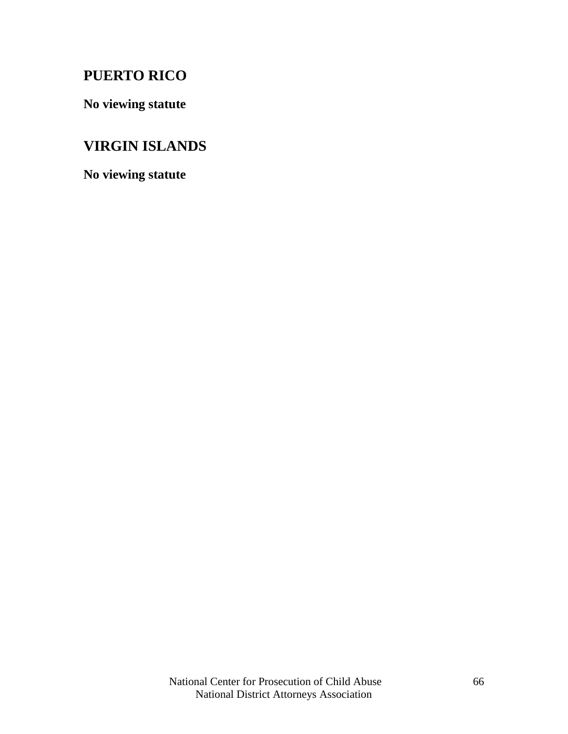## PUERTO RICO

**No viewing statute**

## VIRGIN ISLANDS

**No viewing statute**